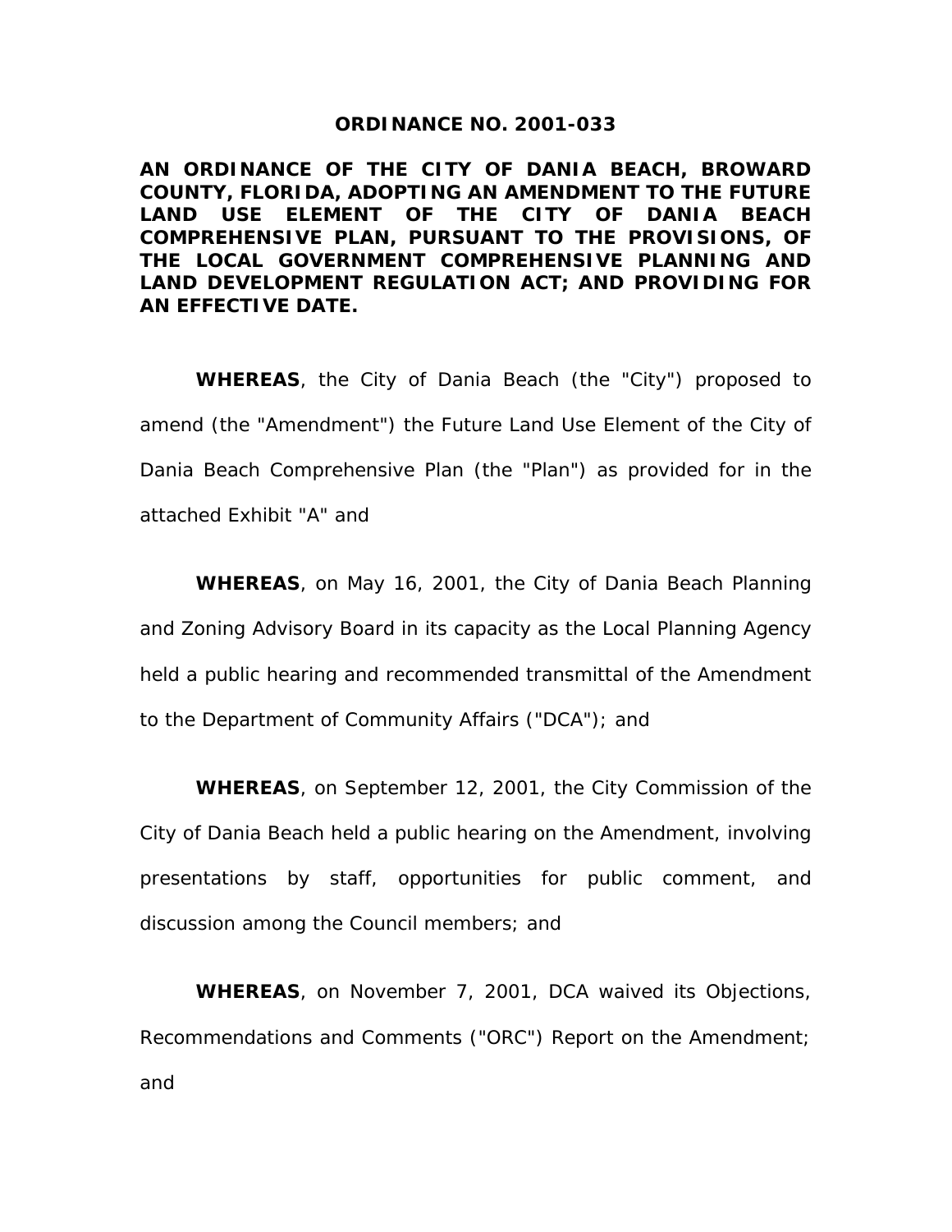# ORDINANCE NO. 2001-033

**AN ORDINANCE OF THE CITY OF DANIA BEACH, BROWARD COUNTY, FLORIDA, ADOPTING AN AMENDMENT TO THE FUTURE LAND USE ELEMENT OF THE CITY OF DANIA BEACH COMPREHENSIVE PLAN, PURSUANT TO THE PROVISIONS, OF THE LOCAL GOVERNMENT COMPREHENSIVE PLANNING AND LAND DEVELOPMENT REGULATION ACT; AND PROVIDING FOR AN EFFECTIVE DATE.**

**WHEREAS**, the City of Dania Beach (the "City") proposed to amend (the "Amendment") the Future Land Use Element of the City of Dania Beach Comprehensive Plan (the "Plan") as provided for in the attached Exhibit "A" and

**WHEREAS**, on May 16, 2001, the City of Dania Beach Planning and Zoning Advisory Board in its capacity as the Local Planning Agency held a public hearing and recommended transmittal of the Amendment to the Department of Community Affairs ("DCA"); and

**WHEREAS**, on September 12, 2001, the City Commission of the City of Dania Beach held a public hearing on the Amendment, involving presentations by staff, opportunities for public comment, and discussion among the Council members; and

**WHEREAS**, on November 7, 2001, DCA waived its Objections, Recommendations and Comments ("ORC") Report on the Amendment; and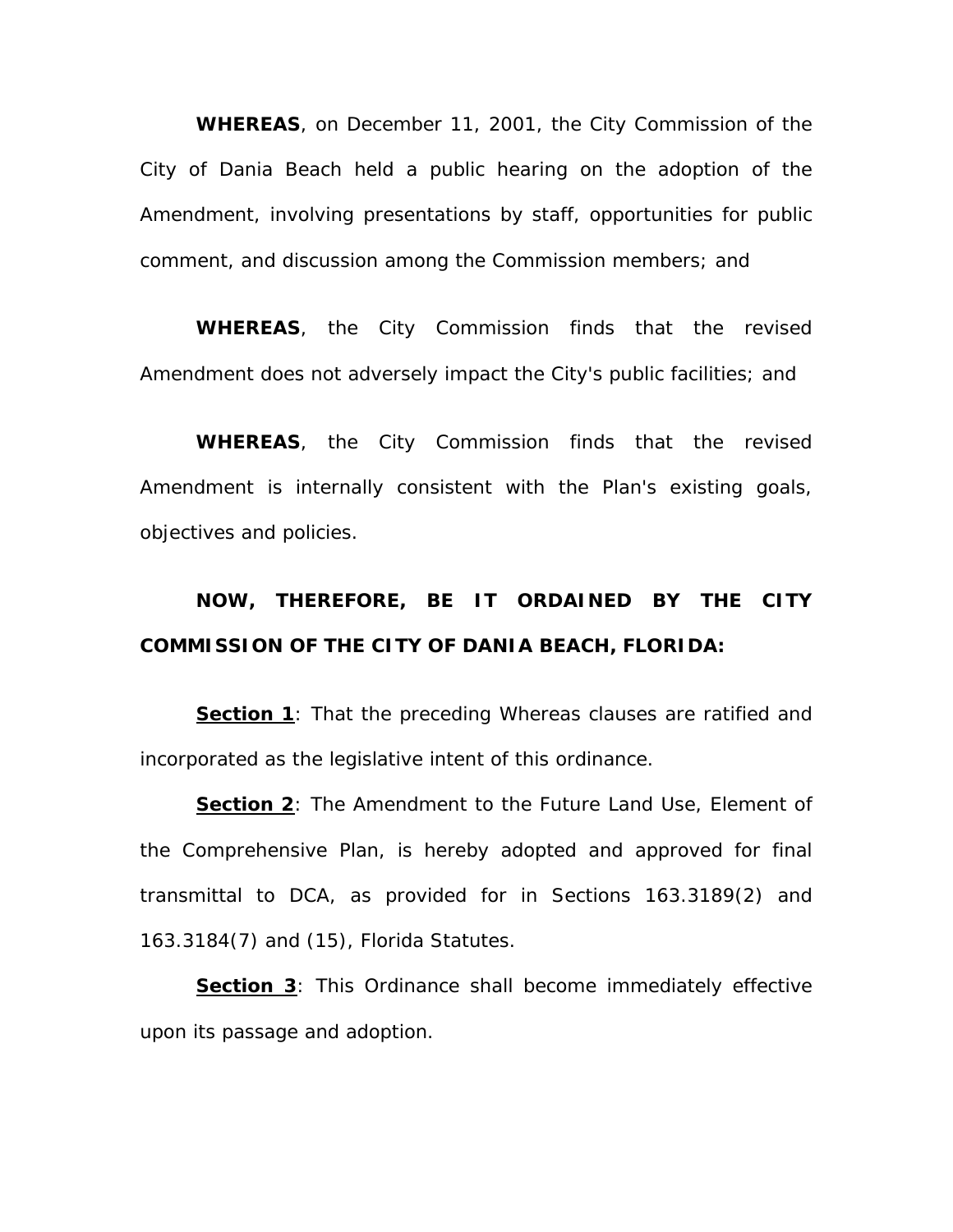**WHEREAS**, on December 11, 2001, the City Commission of the City of Dania Beach held a public hearing on the adoption of the Amendment, involving presentations by staff, opportunities for public comment, and discussion among the Commission members; and

**WHEREAS**, the City Commission finds that the revised Amendment does not adversely impact the City's public facilities; and

**WHEREAS**, the City Commission finds that the revised Amendment is internally consistent with the Plan's existing goals, objectives and policies.

**NOW, THEREFORE, BE IT ORDAINED BY THE CITY COMMISSION OF THE CITY OF DANIA BEACH, FLORIDA:**

**Section 1**: That the preceding Whereas clauses are ratified and incorporated as the legislative intent of this ordinance.

**Section 2**: The Amendment to the Future Land Use, Element of the Comprehensive Plan, is hereby adopted and approved for final transmittal to DCA, as provided for in Sections 163.3189(2) and 163.3184(7) and (15), Florida Statutes.

**Section 3**: This Ordinance shall become immediately effective upon its passage and adoption.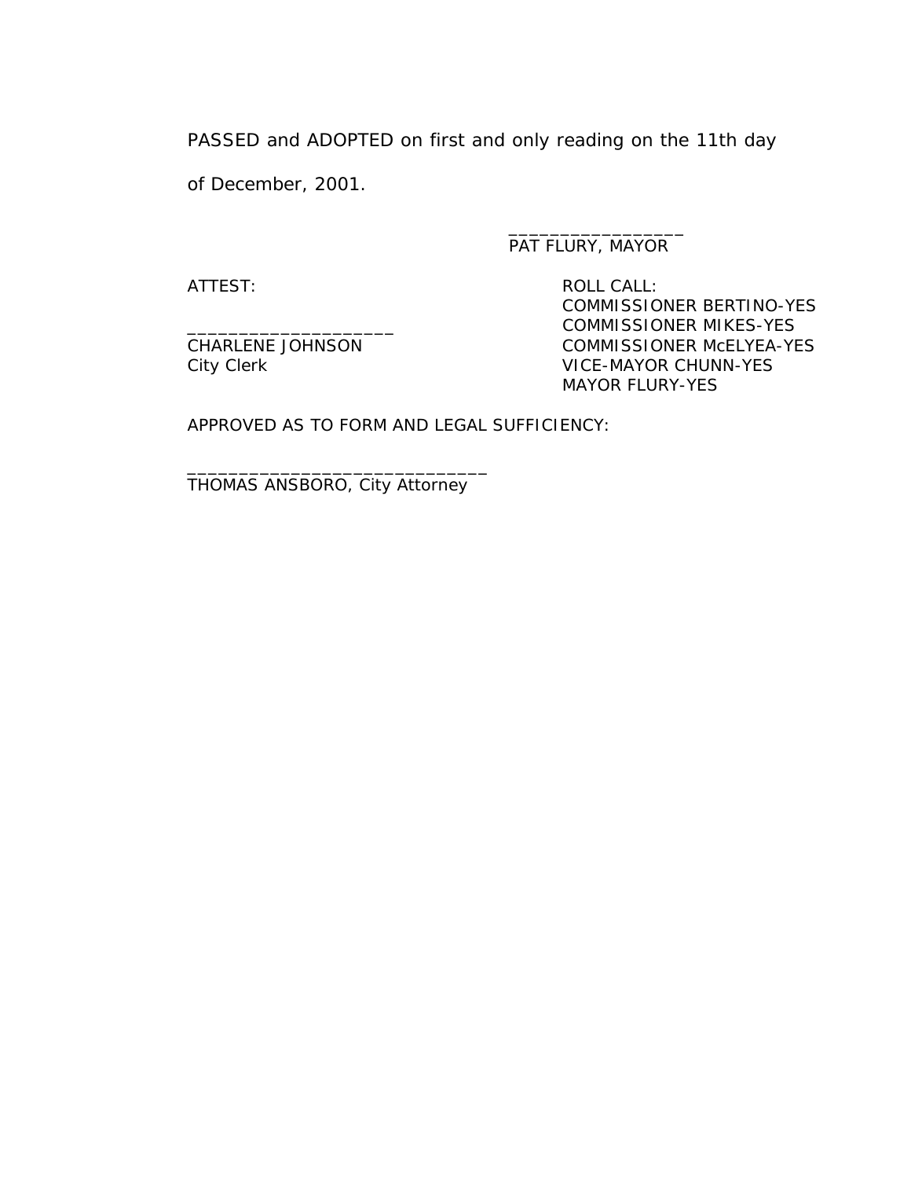PASSED and ADOPTED on first and only reading on the 11th day of December, 2001.

_________________
PAT FLURY, MAYOR

ATTEST:

____________________
CHARLENE JOHNSON
City Clerk

ROLL CALL:
COMMISSIONER BERTINO-YES
COMMISSIONER MIKES-YES
COMMISSIONER McELYEA-YES
VICE-MAYOR CHUNN-YES
MAYOR FLURY-YES

APPROVED AS TO FORM AND LEGAL SUFFICIENCY:

_____________________________
THOMAS ANSBORO, City Attorney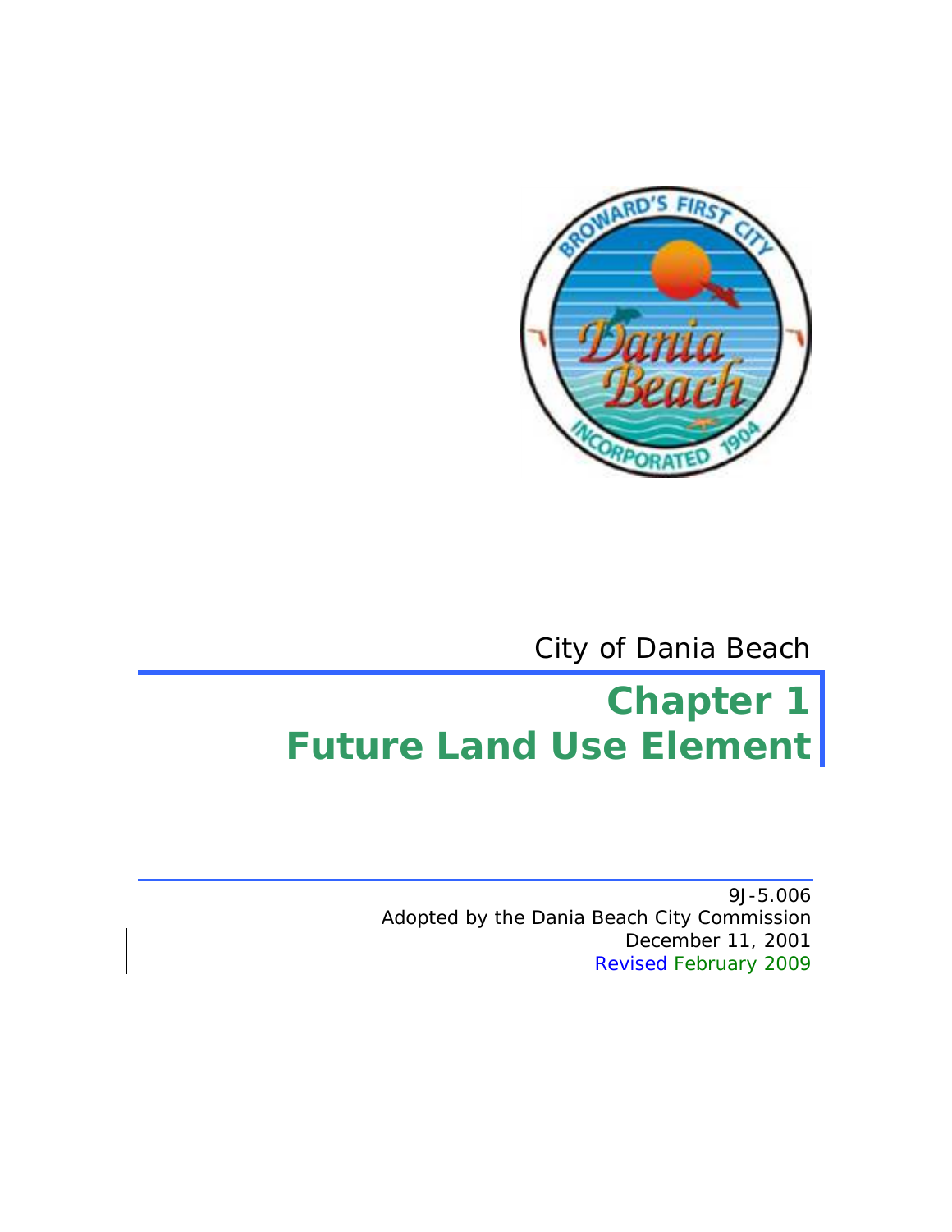City of Dania Beach

# Chapter 1
# Future Land Use Element

9J-5.006

Adopted by the Dania Beach City Commission

December 11, 2001

Revised February 2009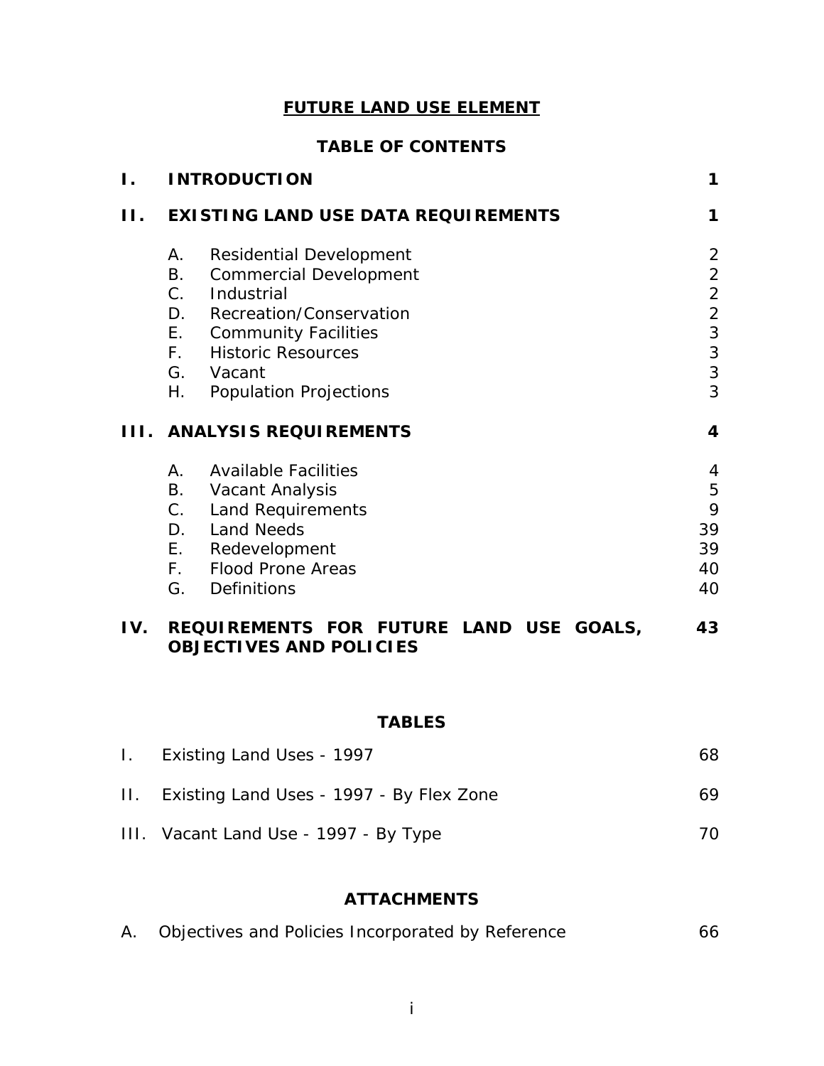# FUTURE LAND USE ELEMENT

## TABLE OF CONTENTS

| | | | |
|---|---|---|---|
| **I.** | **INTRODUCTION** | | **1** |
| **II.** | **EXISTING LAND USE DATA REQUIREMENTS** | | **1** |
| | A. | Residential Development | 2 |
| | B. | Commercial Development | 2 |
| | C. | Industrial | 2 |
| | D. | Recreation/Conservation | 2 |
| | E. | Community Facilities | 3 |
| | F. | Historic Resources | 3 |
| | G. | Vacant | 3 |
| | H. | Population Projections | 3 |
| **III.** | **ANALYSIS REQUIREMENTS** | | **4** |
| | A. | Available Facilities | 4 |
| | B. | Vacant Analysis | 5 |
| | C. | Land Requirements | 9 |
| | D. | Land Needs | 39 |
| | E. | Redevelopment | 39 |
| | F. | Flood Prone Areas | 40 |
| | G. | Definitions | 40 |
| **IV.** | **REQUIREMENTS FOR FUTURE LAND USE GOALS, OBJECTIVES AND POLICIES** | | **43** |

## TABLES

| | | |
|---|---|---|
| I. | Existing Land Uses - 1997 | 68 |
| II. | Existing Land Uses - 1997 - By Flex Zone | 69 |
| III. | Vacant Land Use - 1997 - By Type | 70 |

## ATTACHMENTS

| | | |
|---|---|---|
| A. | Objectives and Policies Incorporated by Reference | 66 |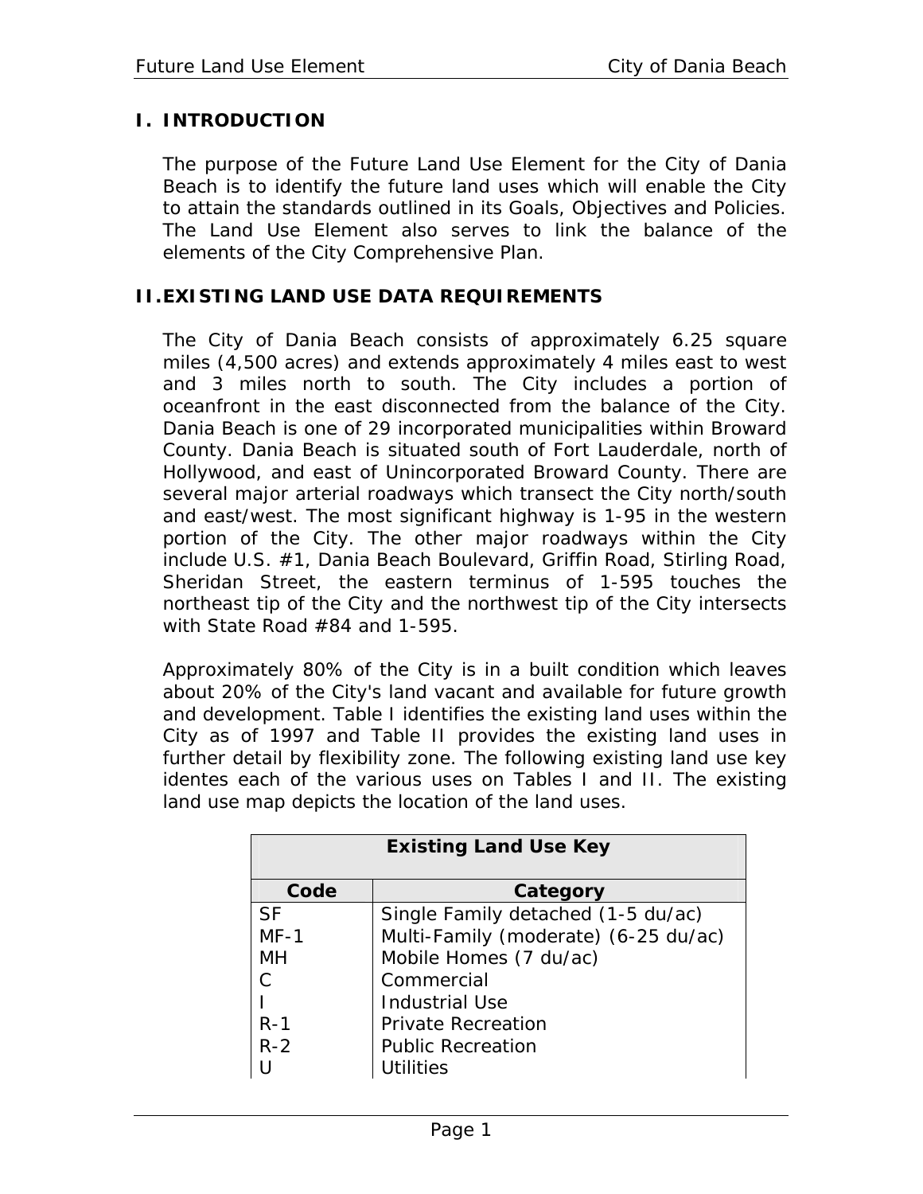## I. INTRODUCTION

The purpose of the Future Land Use Element for the City of Dania Beach is to identify the future land uses which will enable the City to attain the standards outlined in its Goals, Objectives and Policies. The Land Use Element also serves to link the balance of the elements of the City Comprehensive Plan.

## II. EXISTING LAND USE DATA REQUIREMENTS

The City of Dania Beach consists of approximately 6.25 square miles (4,500 acres) and extends approximately 4 miles east to west and 3 miles north to south. The City includes a portion of oceanfront in the east disconnected from the balance of the City. Dania Beach is one of 29 incorporated municipalities within Broward County. Dania Beach is situated south of Fort Lauderdale, north of Hollywood, and east of Unincorporated Broward County. There are several major arterial roadways which transect the City north/south and east/west. The most significant highway is 1-95 in the western portion of the City. The other major roadways within the City include U.S. #1, Dania Beach Boulevard, Griffin Road, Stirling Road, Sheridan Street, the eastern terminus of 1-595 touches the northeast tip of the City and the northwest tip of the City intersects with State Road #84 and 1-595.

Approximately 80% of the City is in a built condition which leaves about 20% of the City's land vacant and available for future growth and development. Table I identifies the existing land uses within the City as of 1997 and Table II provides the existing land uses in further detail by flexibility zone. The following existing land use key identes each of the various uses on Tables I and II. The existing land use map depicts the location of the land uses.

**Existing Land Use Key**

| Code | Category |
|---|---|
| SF | Single Family detached (1-5 du/ac) |
| MF-1 | Multi-Family (moderate) (6-25 du/ac) |
| MH | Mobile Homes (7 du/ac) |
| C | Commercial |
| I | Industrial Use |
| R-1 | Private Recreation |
| R-2 | Public Recreation |
| U | Utilities |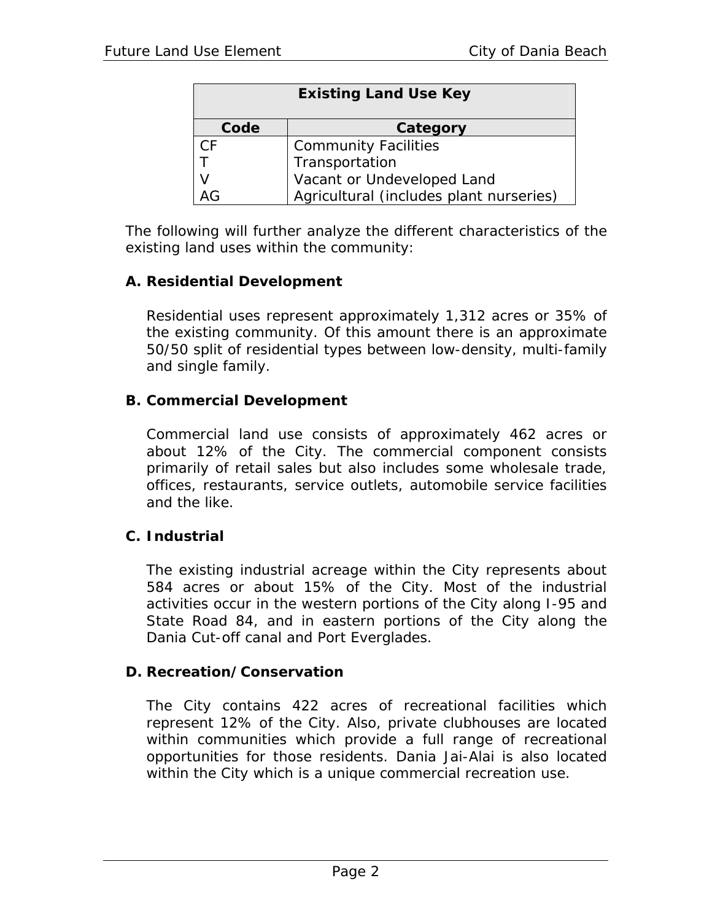| Existing Land Use Key | |
|---|---|
| **Code** | **Category** |
| CF | Community Facilities |
| T | Transportation |
| V | Vacant or Undeveloped Land |
| AG | Agricultural (includes plant nurseries) |

The following will further analyze the different characteristics of the existing land uses within the community:

**A. Residential Development**

Residential uses represent approximately 1,312 acres or 35% of the existing community. Of this amount there is an approximate 50/50 split of residential types between low-density, multi-family and single family.

**B. Commercial Development**

Commercial land use consists of approximately 462 acres or about 12% of the City. The commercial component consists primarily of retail sales but also includes some wholesale trade, offices, restaurants, service outlets, automobile service facilities and the like.

**C. Industrial**

The existing industrial acreage within the City represents about 584 acres or about 15% of the City. Most of the industrial activities occur in the western portions of the City along I-95 and State Road 84, and in eastern portions of the City along the Dania Cut-off canal and Port Everglades.

**D. Recreation/Conservation**

The City contains 422 acres of recreational facilities which represent 12% of the City. Also, private clubhouses are located within communities which provide a full range of recreational opportunities for those residents. Dania Jai-Alai is also located within the City which is a unique commercial recreation use.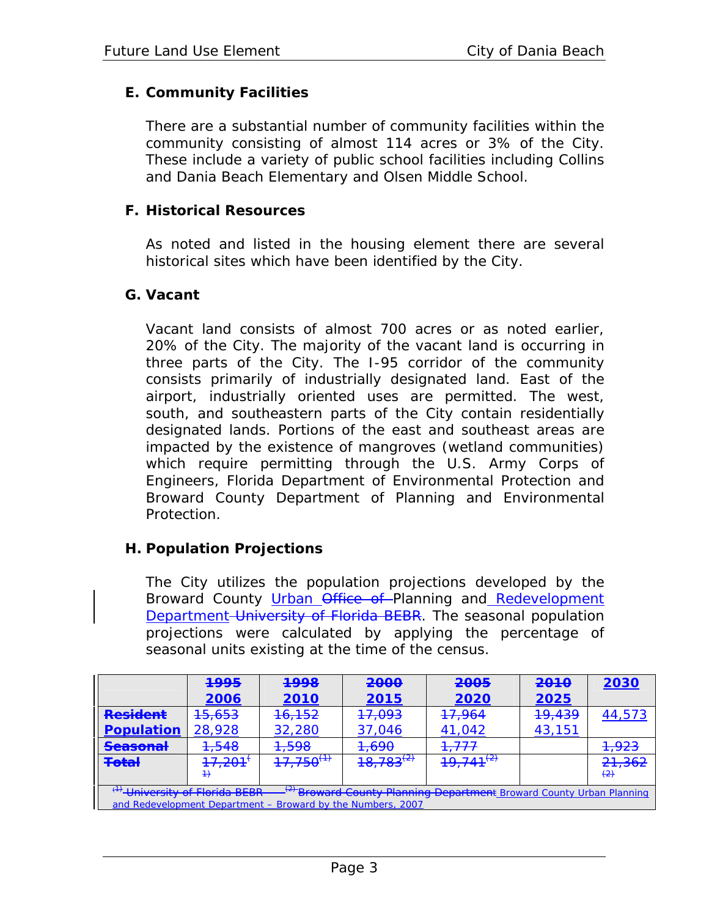## E. Community Facilities

There are a substantial number of community facilities within the community consisting of almost 114 acres or 3% of the City. These include a variety of public school facilities including Collins and Dania Beach Elementary and Olsen Middle School.

## F. Historical Resources

As noted and listed in the housing element there are several historical sites which have been identified by the City.

## G. Vacant

Vacant land consists of almost 700 acres or as noted earlier, 20% of the City. The majority of the vacant land is occurring in three parts of the City. The I-95 corridor of the community consists primarily of industrially designated land. East of the airport, industrially oriented uses are permitted. The west, south, and southeastern parts of the City contain residentially designated lands. Portions of the east and southeast areas are impacted by the existence of mangroves (wetland communities) which require permitting through the U.S. Army Corps of Engineers, Florida Department of Environmental Protection and Broward County Department of Planning and Environmental Protection.

## H. Population Projections

The City utilizes the population projections developed by the Broward County Urban ~~Office of~~ Planning and Redevelopment Department ~~University of Florida BEBR~~. The seasonal population projections were calculated by applying the percentage of seasonal units existing at the time of the census.

| | ~~1995~~ 2006 | ~~1998~~ 2010 | ~~2000~~ 2015 | ~~2005~~ 2020 | ~~2010~~ 2025 | 2030 |
|---|---|---|---|---|---|---|
| ~~Resident~~ Population | ~~15,653~~ 28,928 | ~~16,152~~ 32,280 | ~~17,093~~ 37,046 | ~~17,964~~ 41,042 | ~~19,439~~ 43,151 | 44,573 |
| ~~Seasonal~~ | ~~1,548~~ | ~~1,598~~ | ~~1,690~~ | ~~1,777~~ | | ~~1,923~~ |
| ~~Total~~ | ~~17,201(1)~~ | ~~17,750(1)~~ | ~~18,783(2)~~ | ~~19,741(2)~~ | | ~~21,362(2)~~ |

~~(1) University of Florida BEBR~~ ~~(2) Broward County Planning Department~~ Broward County Urban Planning and Redevelopment Department – Broward by the Numbers, 2007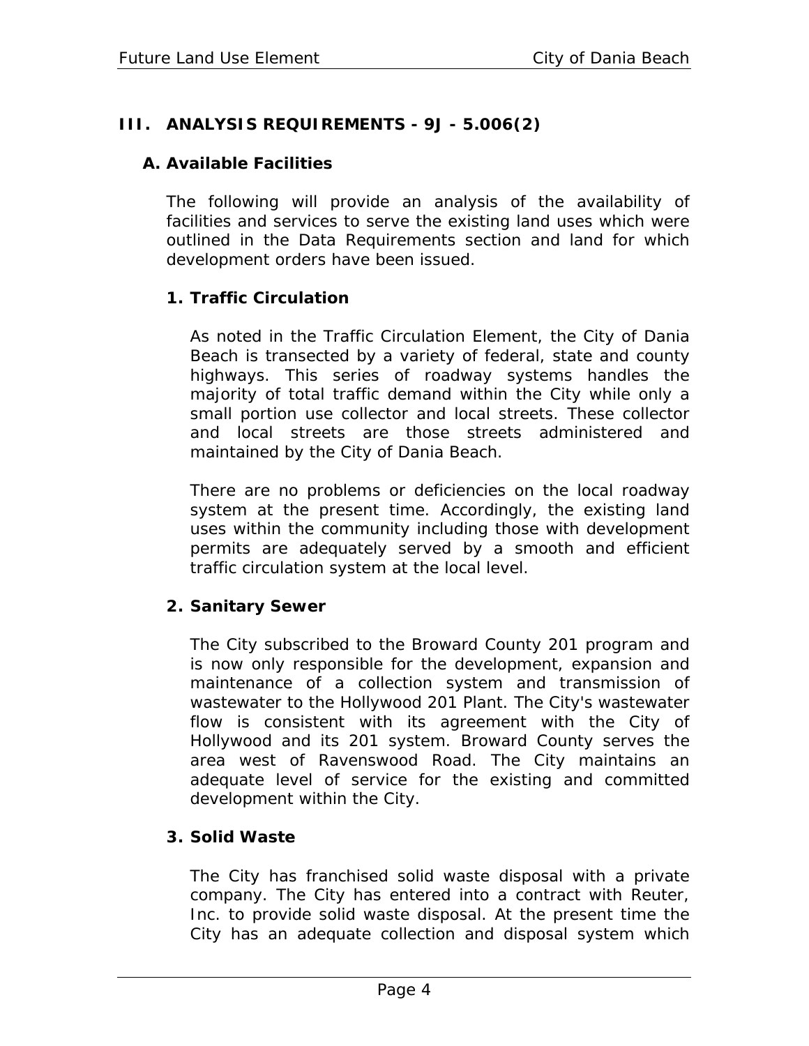## III. ANALYSIS REQUIREMENTS - 9J - 5.006(2)

### A. Available Facilities

The following will provide an analysis of the availability of facilities and services to serve the existing land uses which were outlined in the Data Requirements section and land for which development orders have been issued.

#### 1. Traffic Circulation

As noted in the Traffic Circulation Element, the City of Dania Beach is transected by a variety of federal, state and county highways. This series of roadway systems handles the majority of total traffic demand within the City while only a small portion use collector and local streets. These collector and local streets are those streets administered and maintained by the City of Dania Beach.

There are no problems or deficiencies on the local roadway system at the present time. Accordingly, the existing land uses within the community including those with development permits are adequately served by a smooth and efficient traffic circulation system at the local level.

#### 2. Sanitary Sewer

The City subscribed to the Broward County 201 program and is now only responsible for the development, expansion and maintenance of a collection system and transmission of wastewater to the Hollywood 201 Plant. The City's wastewater flow is consistent with its agreement with the City of Hollywood and its 201 system. Broward County serves the area west of Ravenswood Road. The City maintains an adequate level of service for the existing and committed development within the City.

#### 3. Solid Waste

The City has franchised solid waste disposal with a private company. The City has entered into a contract with Reuter, Inc. to provide solid waste disposal. At the present time the City has an adequate collection and disposal system which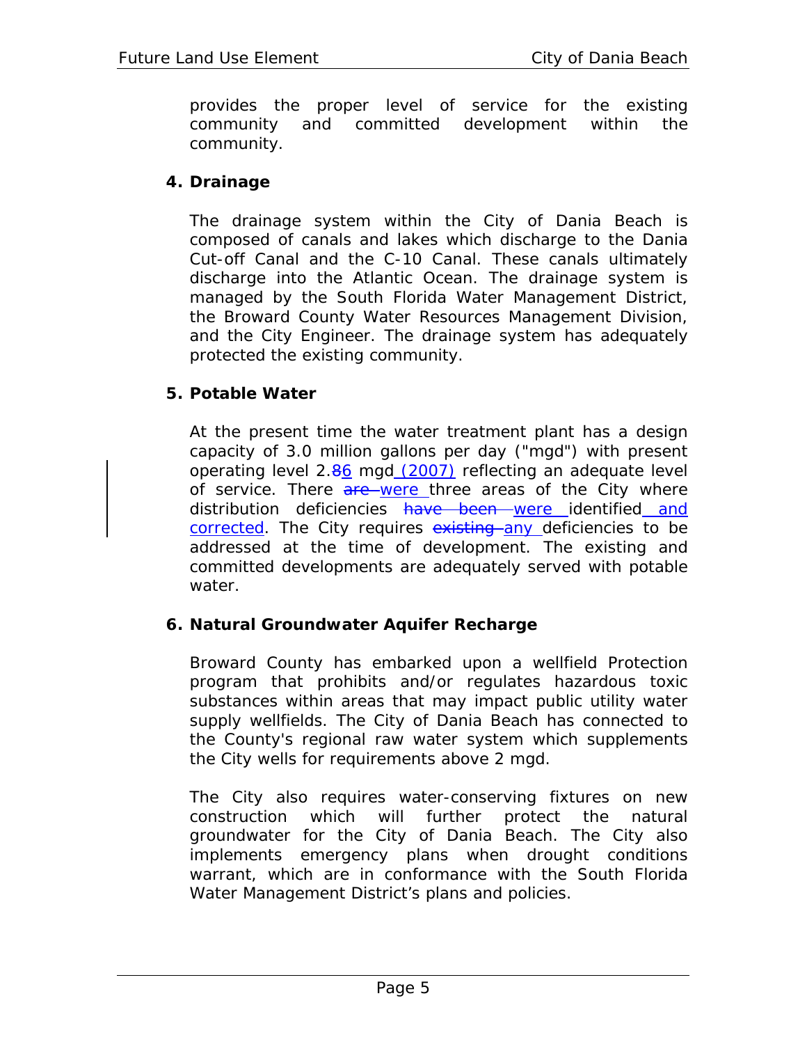provides the proper level of service for the existing community and committed development within the community.

### 4. Drainage

The drainage system within the City of Dania Beach is composed of canals and lakes which discharge to the Dania Cut-off Canal and the C-10 Canal. These canals ultimately discharge into the Atlantic Ocean. The drainage system is managed by the South Florida Water Management District, the Broward County Water Resources Management Division, and the City Engineer. The drainage system has adequately protected the existing community.

### 5. Potable Water

At the present time the water treatment plant has a design capacity of 3.0 million gallons per day ("mgd") with present operating level 2.~~8~~6 mgd (2007) reflecting an adequate level of service. There ~~are~~ were three areas of the City where distribution deficiencies ~~have been~~ were identified and corrected. The City requires ~~existing~~ any deficiencies to be addressed at the time of development. The existing and committed developments are adequately served with potable water.

### 6. Natural Groundwater Aquifer Recharge

Broward County has embarked upon a wellfield Protection program that prohibits and/or regulates hazardous toxic substances within areas that may impact public utility water supply wellfields. The City of Dania Beach has connected to the County's regional raw water system which supplements the City wells for requirements above 2 mgd.

The City also requires water-conserving fixtures on new construction which will further protect the natural groundwater for the City of Dania Beach. The City also implements emergency plans when drought conditions warrant, which are in conformance with the South Florida Water Management District's plans and policies.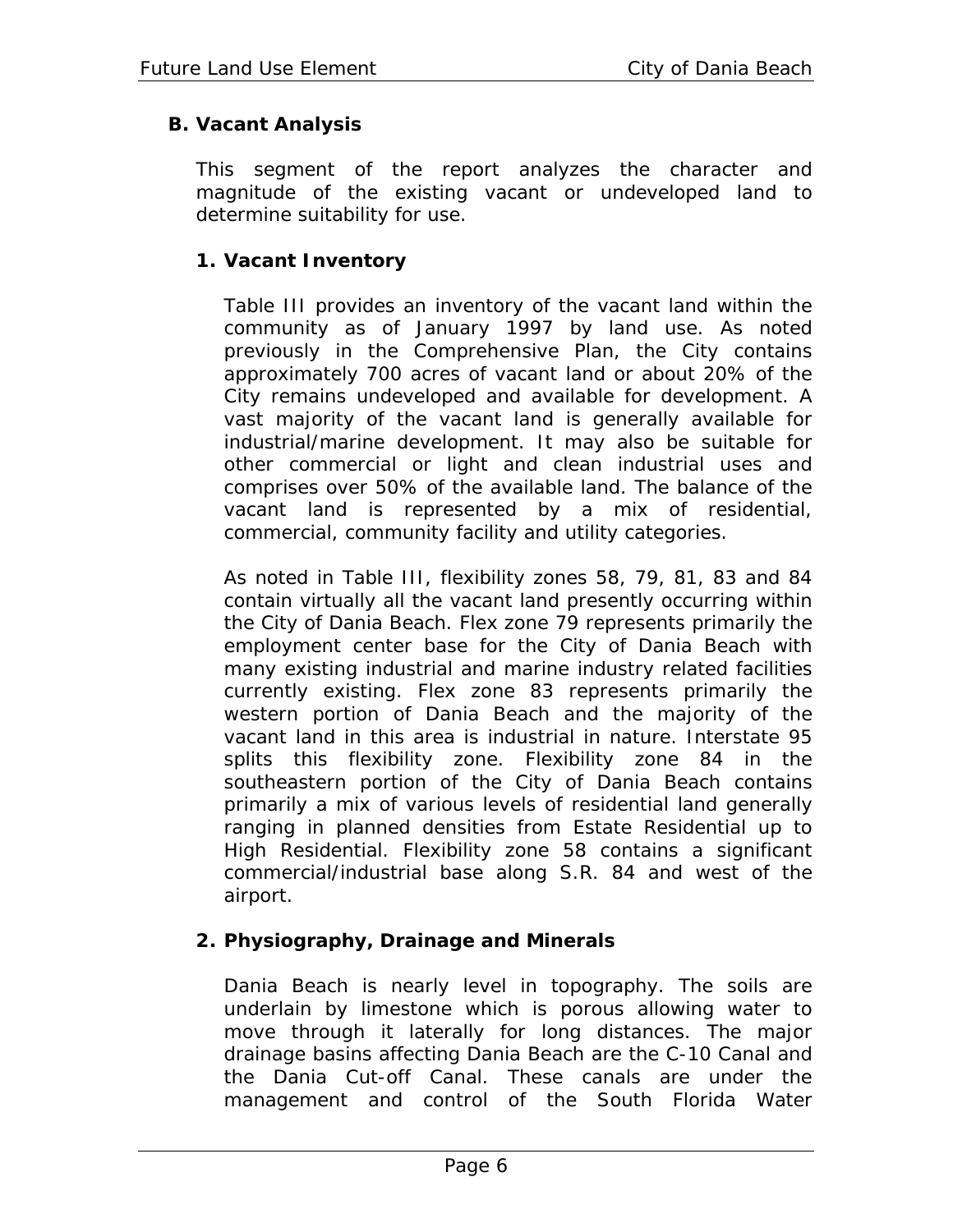## B. Vacant Analysis

This segment of the report analyzes the character and magnitude of the existing vacant or undeveloped land to determine suitability for use.

### 1. Vacant Inventory

Table III provides an inventory of the vacant land within the community as of January 1997 by land use. As noted previously in the Comprehensive Plan, the City contains approximately 700 acres of vacant land or about 20% of the City remains undeveloped and available for development. A vast majority of the vacant land is generally available for industrial/marine development. It may also be suitable for other commercial or light and clean industrial uses and comprises over 50% of the available land. The balance of the vacant land is represented by a mix of residential, commercial, community facility and utility categories.

As noted in Table III, flexibility zones 58, 79, 81, 83 and 84 contain virtually all the vacant land presently occurring within the City of Dania Beach. Flex zone 79 represents primarily the employment center base for the City of Dania Beach with many existing industrial and marine industry related facilities currently existing. Flex zone 83 represents primarily the western portion of Dania Beach and the majority of the vacant land in this area is industrial in nature. Interstate 95 splits this flexibility zone. Flexibility zone 84 in the southeastern portion of the City of Dania Beach contains primarily a mix of various levels of residential land generally ranging in planned densities from Estate Residential up to High Residential. Flexibility zone 58 contains a significant commercial/industrial base along S.R. 84 and west of the airport.

### 2. Physiography, Drainage and Minerals

Dania Beach is nearly level in topography. The soils are underlain by limestone which is porous allowing water to move through it laterally for long distances. The major drainage basins affecting Dania Beach are the C-10 Canal and the Dania Cut-off Canal. These canals are under the management and control of the South Florida Water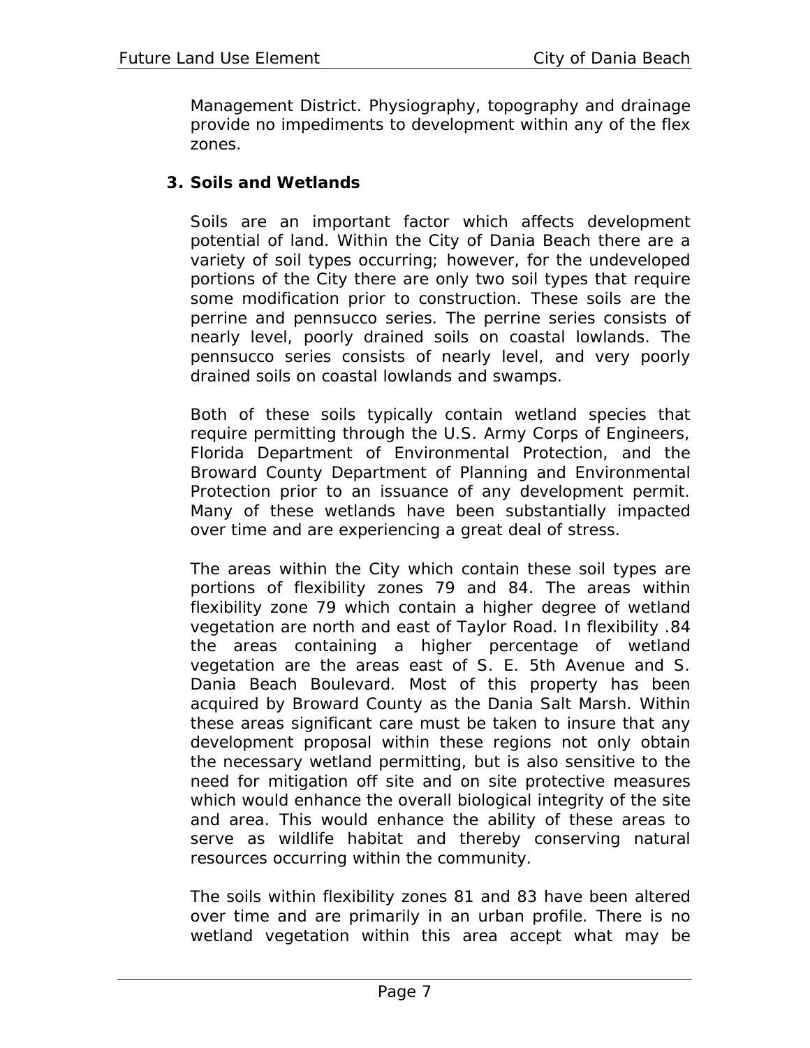Management District. Physiography, topography and drainage provide no impediments to development within any of the flex zones.

### 3. Soils and Wetlands

Soils are an important factor which affects development potential of land. Within the City of Dania Beach there are a variety of soil types occurring; however, for the undeveloped portions of the City there are only two soil types that require some modification prior to construction. These soils are the perrine and pennsucco series. The perrine series consists of nearly level, poorly drained soils on coastal lowlands. The pennsucco series consists of nearly level, and very poorly drained soils on coastal lowlands and swamps.

Both of these soils typically contain wetland species that require permitting through the U.S. Army Corps of Engineers, Florida Department of Environmental Protection, and the Broward County Department of Planning and Environmental Protection prior to an issuance of any development permit. Many of these wetlands have been substantially impacted over time and are experiencing a great deal of stress.

The areas within the City which contain these soil types are portions of flexibility zones 79 and 84. The areas within flexibility zone 79 which contain a higher degree of wetland vegetation are north and east of Taylor Road. In flexibility .84 the areas containing a higher percentage of wetland vegetation are the areas east of S. E. 5th Avenue and S. Dania Beach Boulevard. Most of this property has been acquired by Broward County as the Dania Salt Marsh. Within these areas significant care must be taken to insure that any development proposal within these regions not only obtain the necessary wetland permitting, but is also sensitive to the need for mitigation off site and on site protective measures which would enhance the overall biological integrity of the site and area. This would enhance the ability of these areas to serve as wildlife habitat and thereby conserving natural resources occurring within the community.

The soils within flexibility zones 81 and 83 have been altered over time and are primarily in an urban profile. There is no wetland vegetation within this area accept what may be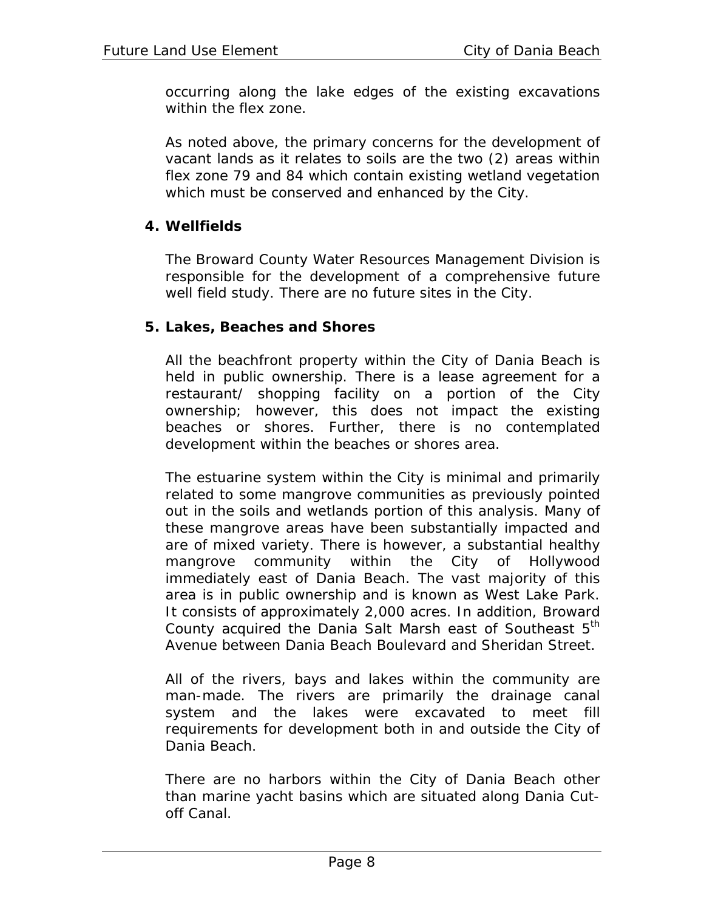occurring along the lake edges of the existing excavations within the flex zone.

As noted above, the primary concerns for the development of vacant lands as it relates to soils are the two (2) areas within flex zone 79 and 84 which contain existing wetland vegetation which must be conserved and enhanced by the City.

**4. Wellfields**

The Broward County Water Resources Management Division is responsible for the development of a comprehensive future well field study. There are no future sites in the City.

**5. Lakes, Beaches and Shores**

All the beachfront property within the City of Dania Beach is held in public ownership. There is a lease agreement for a restaurant/ shopping facility on a portion of the City ownership; however, this does not impact the existing beaches or shores. Further, there is no contemplated development within the beaches or shores area.

The estuarine system within the City is minimal and primarily related to some mangrove communities as previously pointed out in the soils and wetlands portion of this analysis. Many of these mangrove areas have been substantially impacted and are of mixed variety. There is however, a substantial healthy mangrove community within the City of Hollywood immediately east of Dania Beach. The vast majority of this area is in public ownership and is known as West Lake Park. It consists of approximately 2,000 acres. In addition, Broward County acquired the Dania Salt Marsh east of Southeast 5th Avenue between Dania Beach Boulevard and Sheridan Street.

All of the rivers, bays and lakes within the community are man-made. The rivers are primarily the drainage canal system and the lakes were excavated to meet fill requirements for development both in and outside the City of Dania Beach.

There are no harbors within the City of Dania Beach other than marine yacht basins which are situated along Dania Cut-off Canal.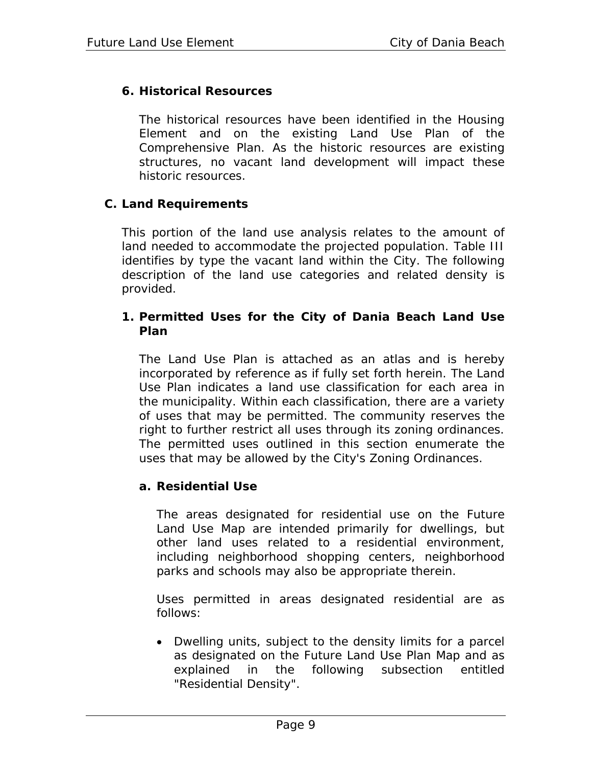### 6. Historical Resources

The historical resources have been identified in the Housing Element and on the existing Land Use Plan of the Comprehensive Plan. As the historic resources are existing structures, no vacant land development will impact these historic resources.

## C. Land Requirements

This portion of the land use analysis relates to the amount of land needed to accommodate the projected population. Table III identifies by type the vacant land within the City. The following description of the land use categories and related density is provided.

### 1. Permitted Uses for the City of Dania Beach Land Use Plan

The Land Use Plan is attached as an atlas and is hereby incorporated by reference as if fully set forth herein. The Land Use Plan indicates a land use classification for each area in the municipality. Within each classification, there are a variety of uses that may be permitted. The community reserves the right to further restrict all uses through its zoning ordinances. The permitted uses outlined in this section enumerate the uses that may be allowed by the City's Zoning Ordinances.

#### a. Residential Use

The areas designated for residential use on the Future Land Use Map are intended primarily for dwellings, but other land uses related to a residential environment, including neighborhood shopping centers, neighborhood parks and schools may also be appropriate therein.

Uses permitted in areas designated residential are as follows:

- Dwelling units, subject to the density limits for a parcel as designated on the Future Land Use Plan Map and as explained in the following subsection entitled "Residential Density".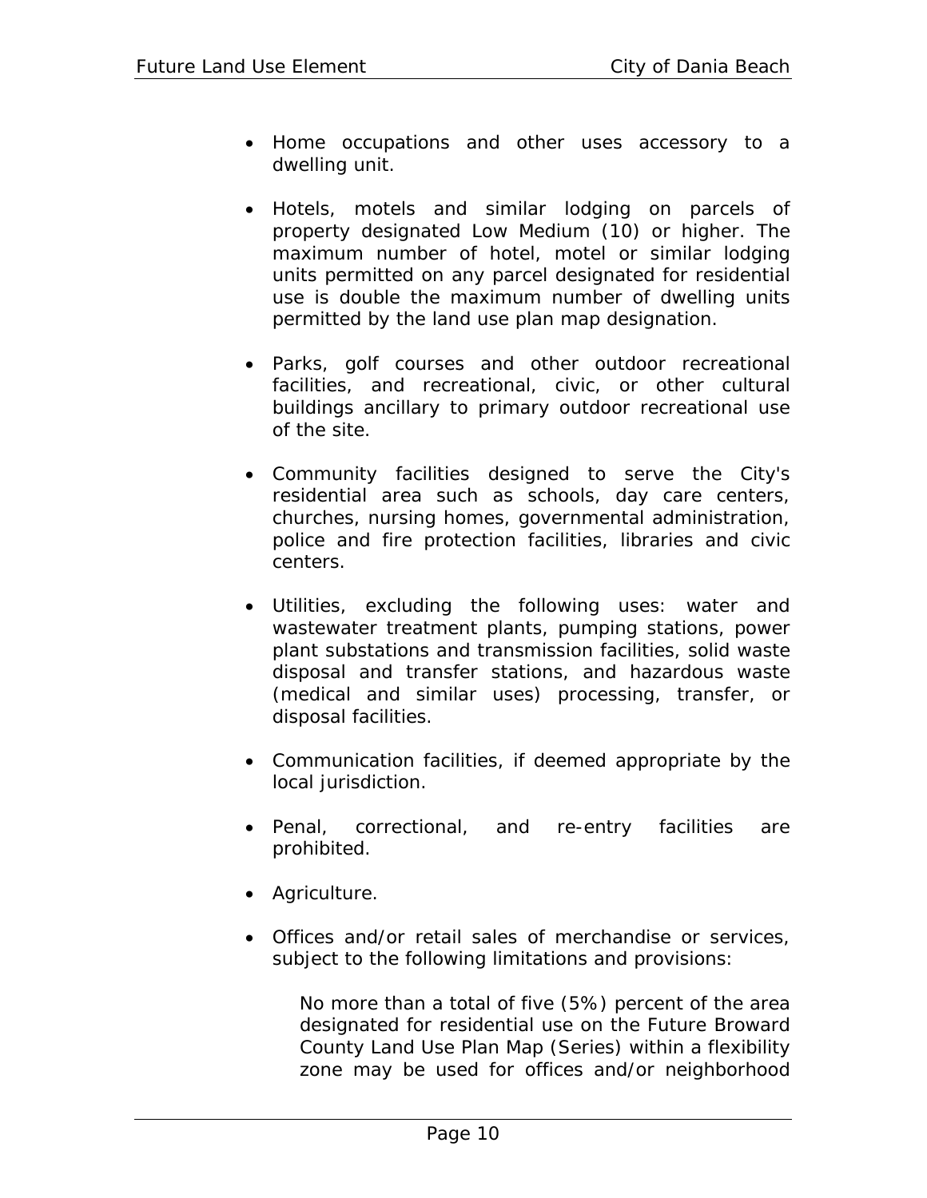- Home occupations and other uses accessory to a dwelling unit.

- Hotels, motels and similar lodging on parcels of property designated Low Medium (10) or higher. The maximum number of hotel, motel or similar lodging units permitted on any parcel designated for residential use is double the maximum number of dwelling units permitted by the land use plan map designation.

- Parks, golf courses and other outdoor recreational facilities, and recreational, civic, or other cultural buildings ancillary to primary outdoor recreational use of the site.

- Community facilities designed to serve the City's residential area such as schools, day care centers, churches, nursing homes, governmental administration, police and fire protection facilities, libraries and civic centers.

- Utilities, excluding the following uses: water and wastewater treatment plants, pumping stations, power plant substations and transmission facilities, solid waste disposal and transfer stations, and hazardous waste (medical and similar uses) processing, transfer, or disposal facilities.

- Communication facilities, if deemed appropriate by the local jurisdiction.

- Penal, correctional, and re-entry facilities are prohibited.

- Agriculture.

- Offices and/or retail sales of merchandise or services, subject to the following limitations and provisions:

  No more than a total of five (5%) percent of the area designated for residential use on the Future Broward County Land Use Plan Map (Series) within a flexibility zone may be used for offices and/or neighborhood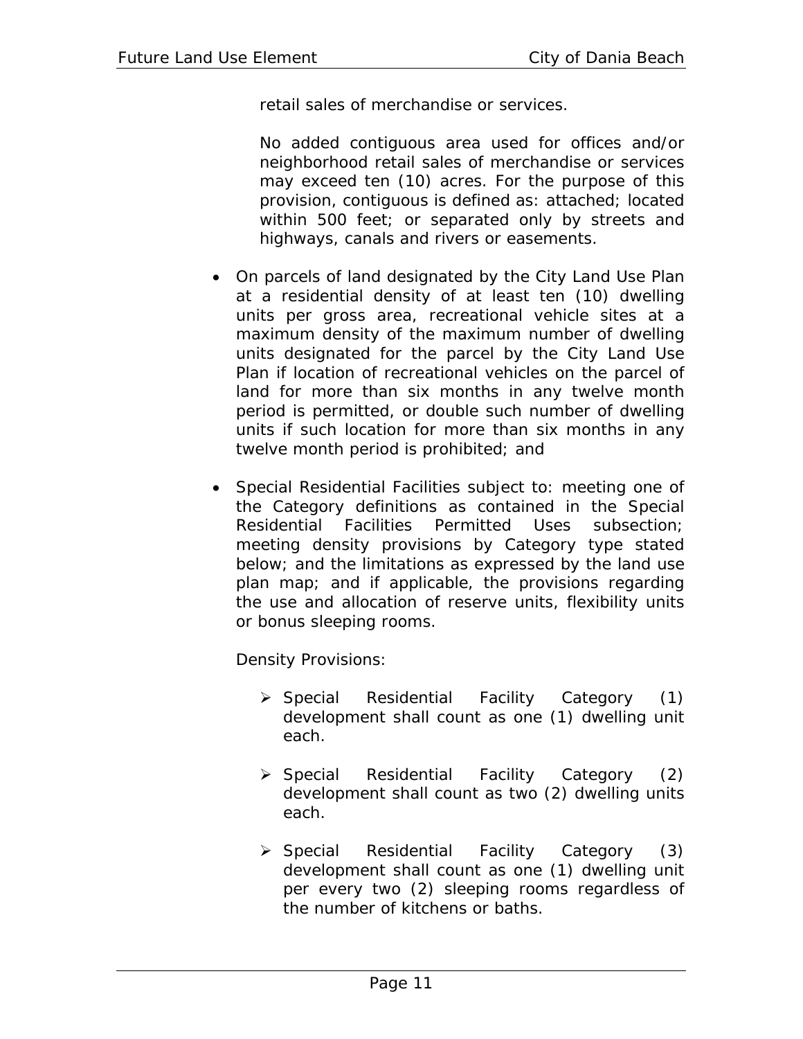retail sales of merchandise or services.

No added contiguous area used for offices and/or neighborhood retail sales of merchandise or services may exceed ten (10) acres. For the purpose of this provision, contiguous is defined as: attached; located within 500 feet; or separated only by streets and highways, canals and rivers or easements.

- On parcels of land designated by the City Land Use Plan at a residential density of at least ten (10) dwelling units per gross area, recreational vehicle sites at a maximum density of the maximum number of dwelling units designated for the parcel by the City Land Use Plan if location of recreational vehicles on the parcel of land for more than six months in any twelve month period is permitted, or double such number of dwelling units if such location for more than six months in any twelve month period is prohibited; and

- Special Residential Facilities subject to: meeting one of the Category definitions as contained in the Special Residential Facilities Permitted Uses subsection; meeting density provisions by Category type stated below; and the limitations as expressed by the land use plan map; and if applicable, the provisions regarding the use and allocation of reserve units, flexibility units or bonus sleeping rooms.

  Density Provisions:

  - Special Residential Facility Category (1) development shall count as one (1) dwelling unit each.

  - Special Residential Facility Category (2) development shall count as two (2) dwelling units each.

  - Special Residential Facility Category (3) development shall count as one (1) dwelling unit per every two (2) sleeping rooms regardless of the number of kitchens or baths.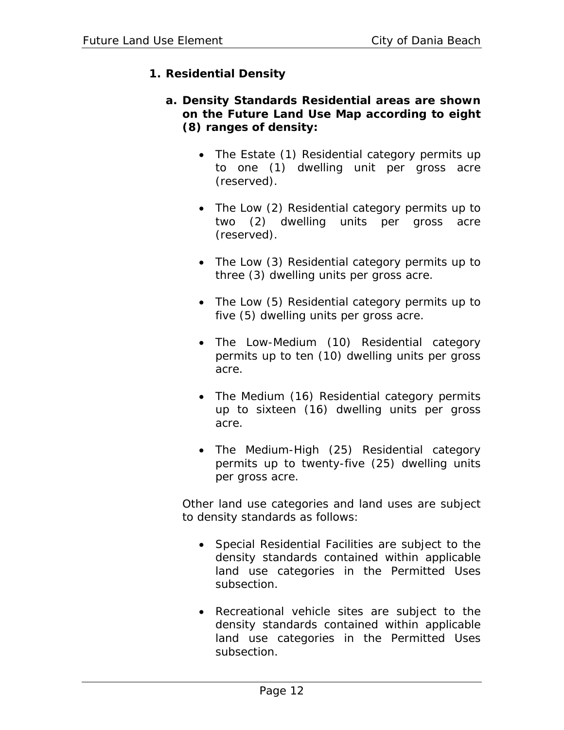**1. Residential Density**

**a. Density Standards Residential areas are shown on the Future Land Use Map according to eight (8) ranges of density:**

- The Estate (1) Residential category permits up to one (1) dwelling unit per gross acre (reserved).
- The Low (2) Residential category permits up to two (2) dwelling units per gross acre (reserved).
- The Low (3) Residential category permits up to three (3) dwelling units per gross acre.
- The Low (5) Residential category permits up to five (5) dwelling units per gross acre.
- The Low-Medium (10) Residential category permits up to ten (10) dwelling units per gross acre.
- The Medium (16) Residential category permits up to sixteen (16) dwelling units per gross acre.
- The Medium-High (25) Residential category permits up to twenty-five (25) dwelling units per gross acre.

Other land use categories and land uses are subject to density standards as follows:

- Special Residential Facilities are subject to the density standards contained within applicable land use categories in the Permitted Uses subsection.
- Recreational vehicle sites are subject to the density standards contained within applicable land use categories in the Permitted Uses subsection.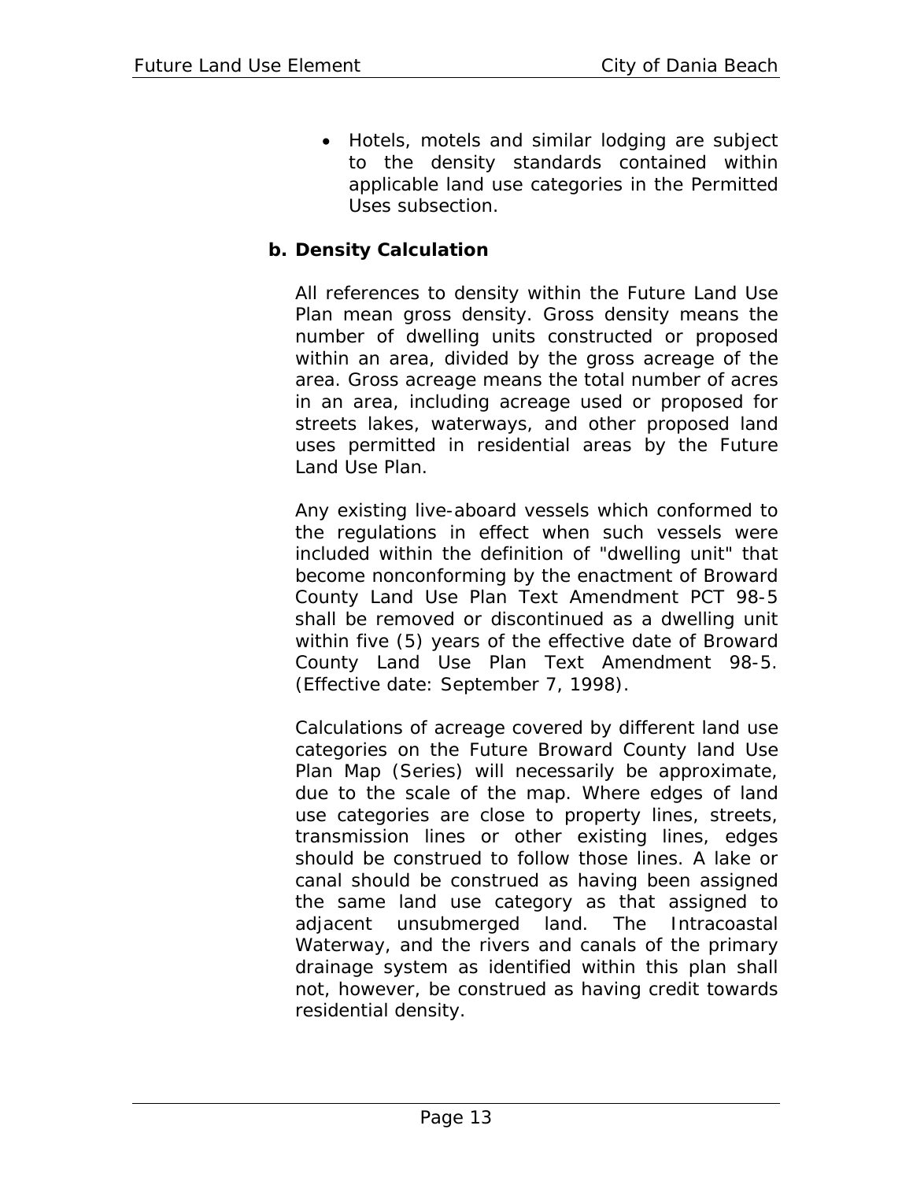- Hotels, motels and similar lodging are subject to the density standards contained within applicable land use categories in the Permitted Uses subsection.

**b. Density Calculation**

All references to density within the Future Land Use Plan mean gross density. Gross density means the number of dwelling units constructed or proposed within an area, divided by the gross acreage of the area. Gross acreage means the total number of acres in an area, including acreage used or proposed for streets lakes, waterways, and other proposed land uses permitted in residential areas by the Future Land Use Plan.

Any existing live-aboard vessels which conformed to the regulations in effect when such vessels were included within the definition of "dwelling unit" that become nonconforming by the enactment of Broward County Land Use Plan Text Amendment PCT 98-5 shall be removed or discontinued as a dwelling unit within five (5) years of the effective date of Broward County Land Use Plan Text Amendment 98-5. (Effective date: September 7, 1998).

Calculations of acreage covered by different land use categories on the Future Broward County land Use Plan Map (Series) will necessarily be approximate, due to the scale of the map. Where edges of land use categories are close to property lines, streets, transmission lines or other existing lines, edges should be construed to follow those lines. A lake or canal should be construed as having been assigned the same land use category as that assigned to adjacent unsubmerged land. The Intracoastal Waterway, and the rivers and canals of the primary drainage system as identified within this plan shall not, however, be construed as having credit towards residential density.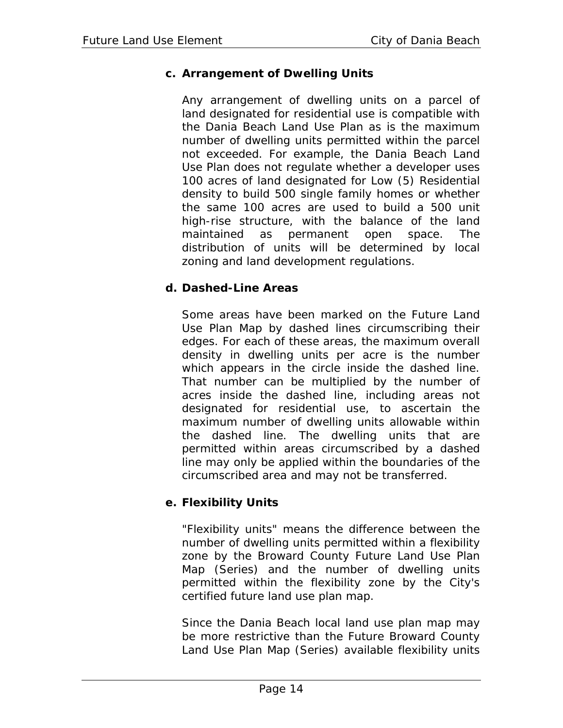**c. Arrangement of Dwelling Units**

Any arrangement of dwelling units on a parcel of land designated for residential use is compatible with the Dania Beach Land Use Plan as is the maximum number of dwelling units permitted within the parcel not exceeded. For example, the Dania Beach Land Use Plan does not regulate whether a developer uses 100 acres of land designated for Low (5) Residential density to build 500 single family homes or whether the same 100 acres are used to build a 500 unit high-rise structure, with the balance of the land maintained as permanent open space. The distribution of units will be determined by local zoning and land development regulations.

**d. Dashed-Line Areas**

Some areas have been marked on the Future Land Use Plan Map by dashed lines circumscribing their edges. For each of these areas, the maximum overall density in dwelling units per acre is the number which appears in the circle inside the dashed line. That number can be multiplied by the number of acres inside the dashed line, including areas not designated for residential use, to ascertain the maximum number of dwelling units allowable within the dashed line. The dwelling units that are permitted within areas circumscribed by a dashed line may only be applied within the boundaries of the circumscribed area and may not be transferred.

**e. Flexibility Units**

"Flexibility units" means the difference between the number of dwelling units permitted within a flexibility zone by the Broward County Future Land Use Plan Map (Series) and the number of dwelling units permitted within the flexibility zone by the City's certified future land use plan map.

Since the Dania Beach local land use plan map may be more restrictive than the Future Broward County Land Use Plan Map (Series) available flexibility units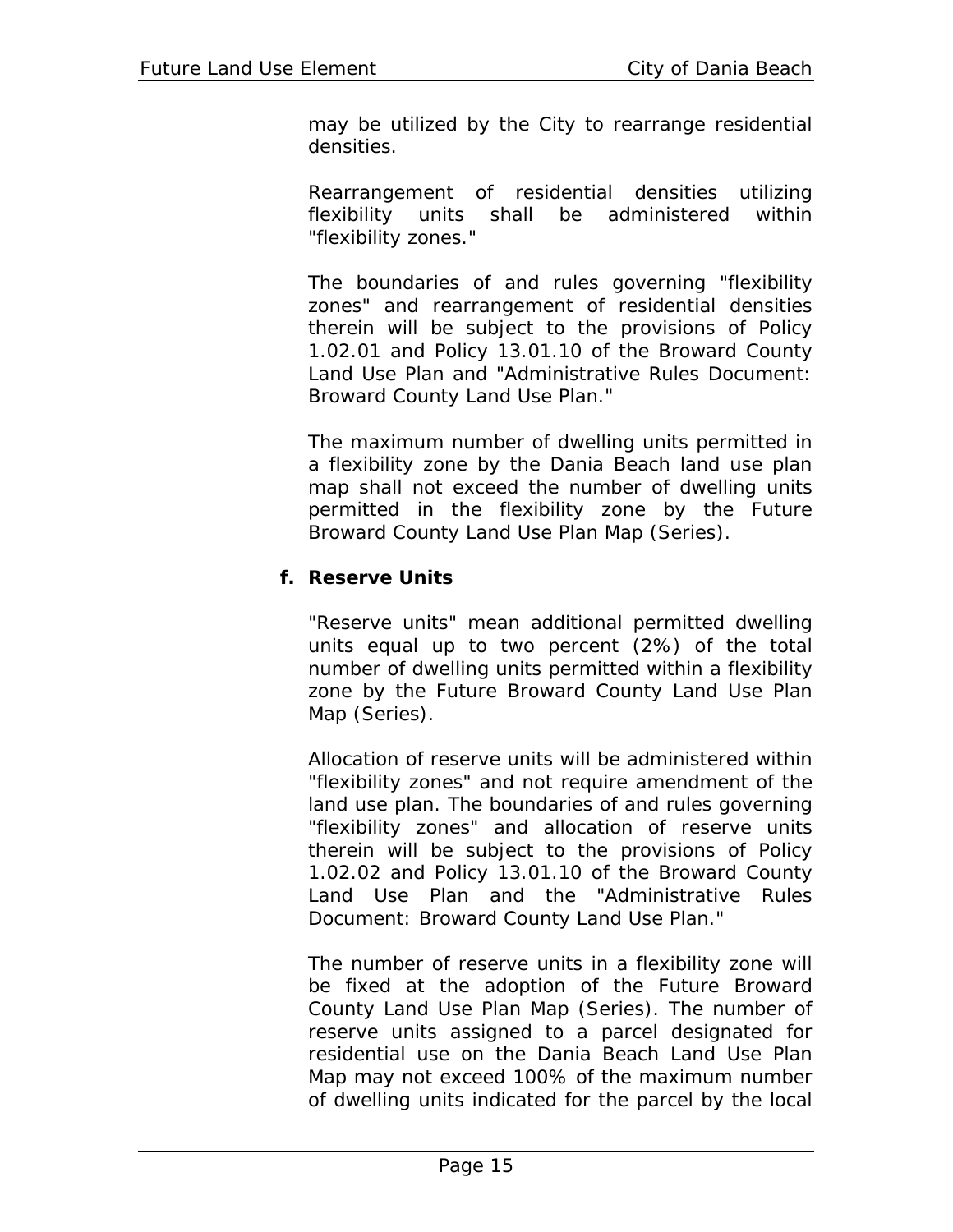may be utilized by the City to rearrange residential densities.

Rearrangement of residential densities utilizing flexibility units shall be administered within "flexibility zones."

The boundaries of and rules governing "flexibility zones" and rearrangement of residential densities therein will be subject to the provisions of Policy 1.02.01 and Policy 13.01.10 of the Broward County Land Use Plan and "Administrative Rules Document: Broward County Land Use Plan."

The maximum number of dwelling units permitted in a flexibility zone by the Dania Beach land use plan map shall not exceed the number of dwelling units permitted in the flexibility zone by the Future Broward County Land Use Plan Map (Series).

**f. Reserve Units**

"Reserve units" mean additional permitted dwelling units equal up to two percent (2%) of the total number of dwelling units permitted within a flexibility zone by the Future Broward County Land Use Plan Map (Series).

Allocation of reserve units will be administered within "flexibility zones" and not require amendment of the land use plan. The boundaries of and rules governing "flexibility zones" and allocation of reserve units therein will be subject to the provisions of Policy 1.02.02 and Policy 13.01.10 of the Broward County Land Use Plan and the "Administrative Rules Document: Broward County Land Use Plan."

The number of reserve units in a flexibility zone will be fixed at the adoption of the Future Broward County Land Use Plan Map (Series). The number of reserve units assigned to a parcel designated for residential use on the Dania Beach Land Use Plan Map may not exceed 100% of the maximum number of dwelling units indicated for the parcel by the local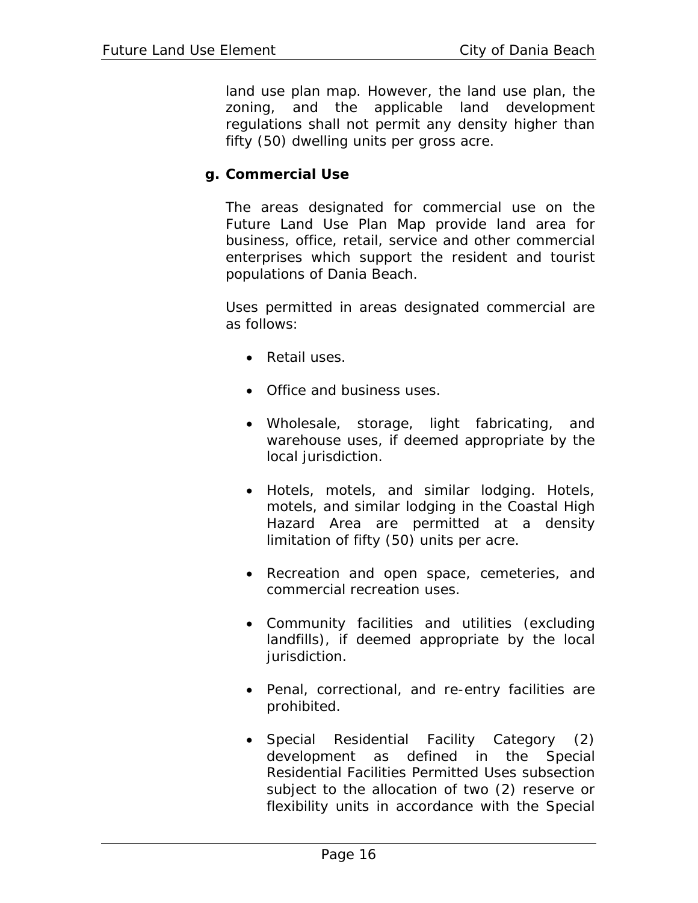land use plan map. However, the land use plan, the zoning, and the applicable land development regulations shall not permit any density higher than fifty (50) dwelling units per gross acre.

**g. Commercial Use**

The areas designated for commercial use on the Future Land Use Plan Map provide land area for business, office, retail, service and other commercial enterprises which support the resident and tourist populations of Dania Beach.

Uses permitted in areas designated commercial are as follows:

- Retail uses.

- Office and business uses.

- Wholesale, storage, light fabricating, and warehouse uses, if deemed appropriate by the local jurisdiction.

- Hotels, motels, and similar lodging. Hotels, motels, and similar lodging in the Coastal High Hazard Area are permitted at a density limitation of fifty (50) units per acre.

- Recreation and open space, cemeteries, and commercial recreation uses.

- Community facilities and utilities (excluding landfills), if deemed appropriate by the local jurisdiction.

- Penal, correctional, and re-entry facilities are prohibited.

- Special Residential Facility Category (2) development as defined in the Special Residential Facilities Permitted Uses subsection subject to the allocation of two (2) reserve or flexibility units in accordance with the Special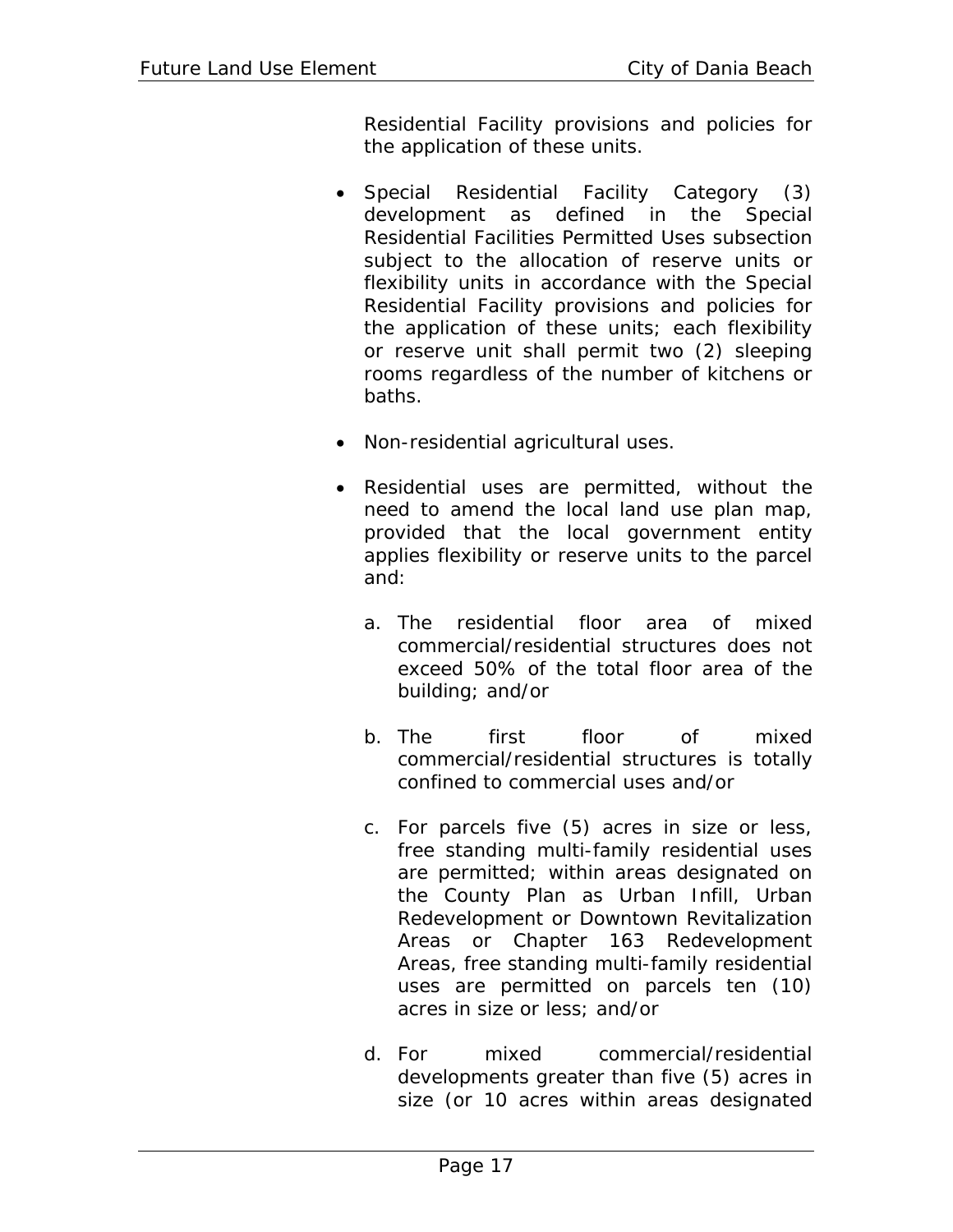Residential Facility provisions and policies for the application of these units.

- Special Residential Facility Category (3) development as defined in the Special Residential Facilities Permitted Uses subsection subject to the allocation of reserve units or flexibility units in accordance with the Special Residential Facility provisions and policies for the application of these units; each flexibility or reserve unit shall permit two (2) sleeping rooms regardless of the number of kitchens or baths.

- Non-residential agricultural uses.

- Residential uses are permitted, without the need to amend the local land use plan map, provided that the local government entity applies flexibility or reserve units to the parcel and:

  a. The residential floor area of mixed commercial/residential structures does not exceed 50% of the total floor area of the building; and/or

  b. The first floor of mixed commercial/residential structures is totally confined to commercial uses and/or

  c. For parcels five (5) acres in size or less, free standing multi-family residential uses are permitted; within areas designated on the County Plan as Urban Infill, Urban Redevelopment or Downtown Revitalization Areas or Chapter 163 Redevelopment Areas, free standing multi-family residential uses are permitted on parcels ten (10) acres in size or less; and/or

  d. For mixed commercial/residential developments greater than five (5) acres in size (or 10 acres within areas designated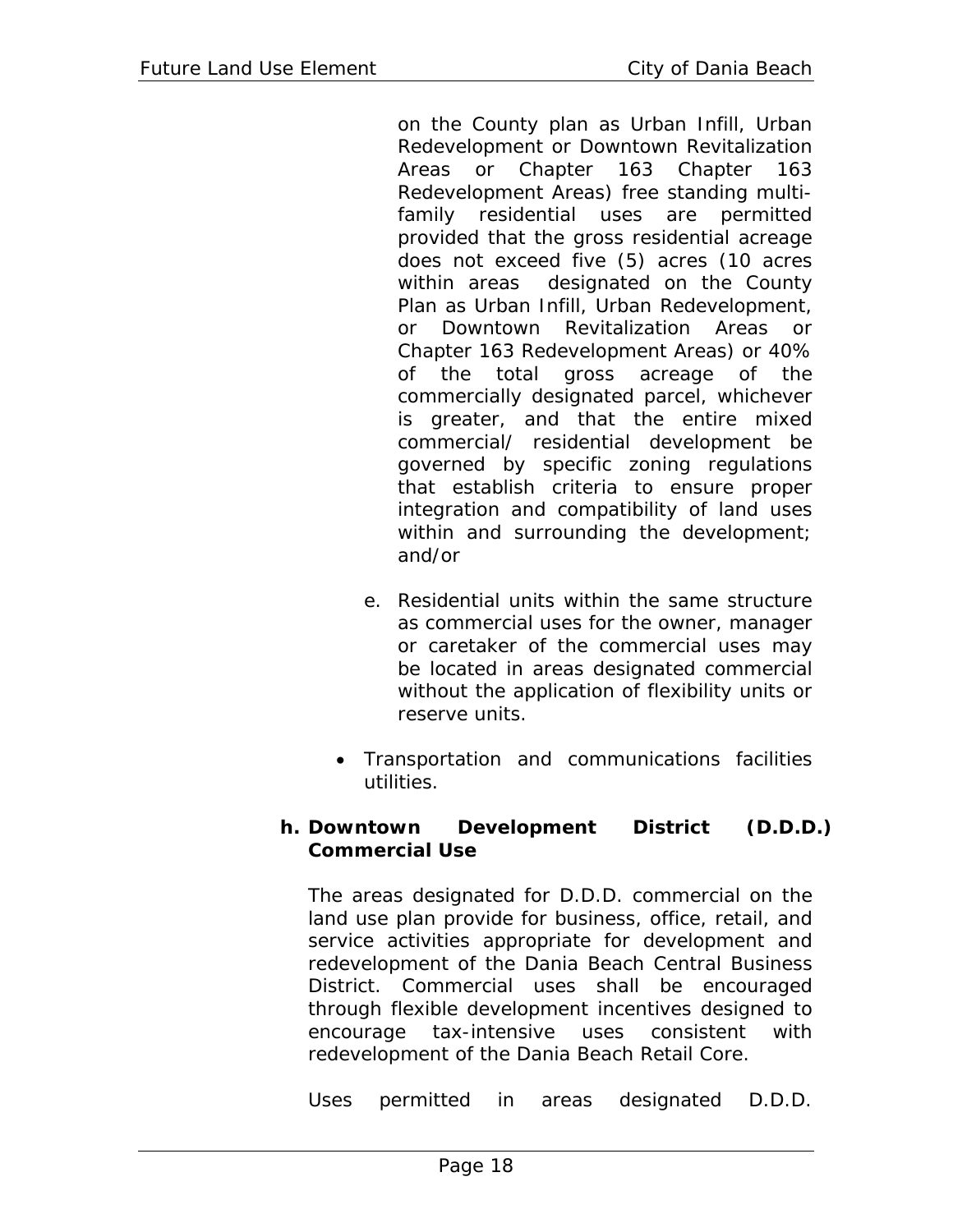on the County plan as Urban Infill, Urban Redevelopment or Downtown Revitalization Areas or Chapter 163 Chapter 163 Redevelopment Areas) free standing multi-family residential uses are permitted provided that the gross residential acreage does not exceed five (5) acres (10 acres within areas designated on the County Plan as Urban Infill, Urban Redevelopment, or Downtown Revitalization Areas or Chapter 163 Redevelopment Areas) or 40% of the total gross acreage of the commercially designated parcel, whichever is greater, and that the entire mixed commercial/ residential development be governed by specific zoning regulations that establish criteria to ensure proper integration and compatibility of land uses within and surrounding the development; and/or

e. Residential units within the same structure as commercial uses for the owner, manager or caretaker of the commercial uses may be located in areas designated commercial without the application of flexibility units or reserve units.

- Transportation and communications facilities utilities.

**h. Downtown Development District (D.D.D.) Commercial Use**

The areas designated for D.D.D. commercial on the land use plan provide for business, office, retail, and service activities appropriate for development and redevelopment of the Dania Beach Central Business District. Commercial uses shall be encouraged through flexible development incentives designed to encourage tax-intensive uses consistent with redevelopment of the Dania Beach Retail Core.

Uses permitted in areas designated D.D.D.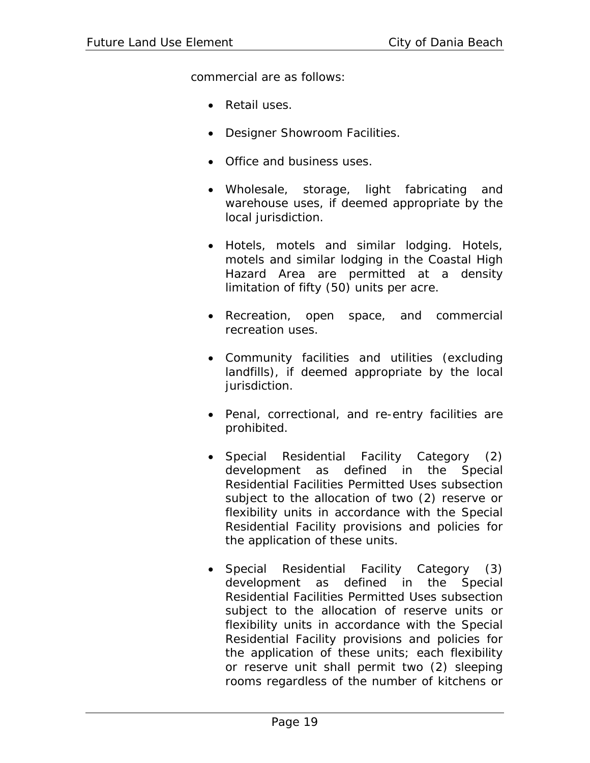commercial are as follows:

- Retail uses.
- Designer Showroom Facilities.
- Office and business uses.
- Wholesale, storage, light fabricating and warehouse uses, if deemed appropriate by the local jurisdiction.
- Hotels, motels and similar lodging. Hotels, motels and similar lodging in the Coastal High Hazard Area are permitted at a density limitation of fifty (50) units per acre.
- Recreation, open space, and commercial recreation uses.
- Community facilities and utilities (excluding landfills), if deemed appropriate by the local jurisdiction.
- Penal, correctional, and re-entry facilities are prohibited.
- Special Residential Facility Category (2) development as defined in the Special Residential Facilities Permitted Uses subsection subject to the allocation of two (2) reserve or flexibility units in accordance with the Special Residential Facility provisions and policies for the application of these units.
- Special Residential Facility Category (3) development as defined in the Special Residential Facilities Permitted Uses subsection subject to the allocation of reserve units or flexibility units in accordance with the Special Residential Facility provisions and policies for the application of these units; each flexibility or reserve unit shall permit two (2) sleeping rooms regardless of the number of kitchens or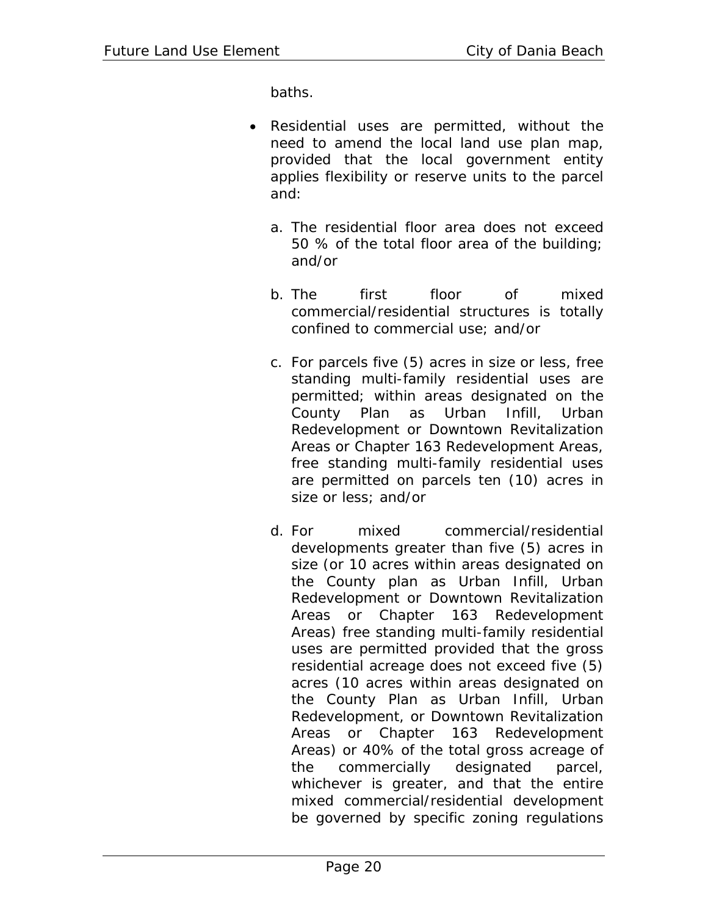baths.

- Residential uses are permitted, without the need to amend the local land use plan map, provided that the local government entity applies flexibility or reserve units to the parcel and:

    a. The residential floor area does not exceed 50 % of the total floor area of the building; and/or

    b. The first floor of mixed commercial/residential structures is totally confined to commercial use; and/or

    c. For parcels five (5) acres in size or less, free standing multi-family residential uses are permitted; within areas designated on the County Plan as Urban Infill, Urban Redevelopment or Downtown Revitalization Areas or Chapter 163 Redevelopment Areas, free standing multi-family residential uses are permitted on parcels ten (10) acres in size or less; and/or

    d. For mixed commercial/residential developments greater than five (5) acres in size (or 10 acres within areas designated on the County plan as Urban Infill, Urban Redevelopment or Downtown Revitalization Areas or Chapter 163 Redevelopment Areas) free standing multi-family residential uses are permitted provided that the gross residential acreage does not exceed five (5) acres (10 acres within areas designated on the County Plan as Urban Infill, Urban Redevelopment, or Downtown Revitalization Areas or Chapter 163 Redevelopment Areas) or 40% of the total gross acreage of the commercially designated parcel, whichever is greater, and that the entire mixed commercial/residential development be governed by specific zoning regulations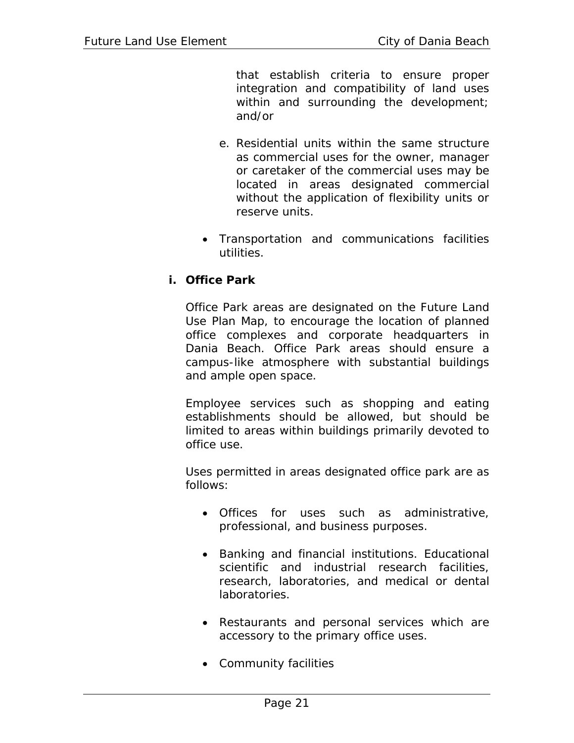that establish criteria to ensure proper integration and compatibility of land uses within and surrounding the development; and/or

e. Residential units within the same structure as commercial uses for the owner, manager or caretaker of the commercial uses may be located in areas designated commercial without the application of flexibility units or reserve units.

- Transportation and communications facilities utilities.

**i. Office Park**

Office Park areas are designated on the Future Land Use Plan Map, to encourage the location of planned office complexes and corporate headquarters in Dania Beach. Office Park areas should ensure a campus-like atmosphere with substantial buildings and ample open space.

Employee services such as shopping and eating establishments should be allowed, but should be limited to areas within buildings primarily devoted to office use.

Uses permitted in areas designated office park are as follows:

- Offices for uses such as administrative, professional, and business purposes.

- Banking and financial institutions. Educational scientific and industrial research facilities, research, laboratories, and medical or dental laboratories.

- Restaurants and personal services which are accessory to the primary office uses.

- Community facilities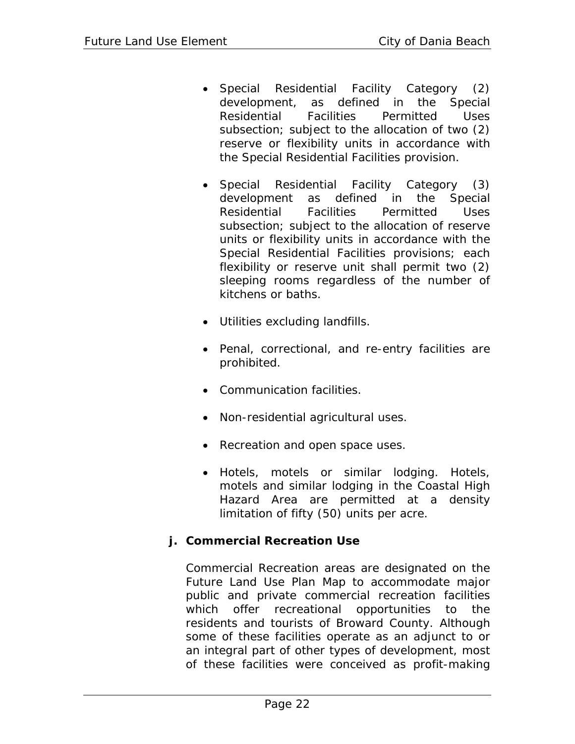- Special Residential Facility Category (2) development, as defined in the Special Residential Facilities Permitted Uses subsection; subject to the allocation of two (2) reserve or flexibility units in accordance with the Special Residential Facilities provision.

- Special Residential Facility Category (3) development as defined in the Special Residential Facilities Permitted Uses subsection; subject to the allocation of reserve units or flexibility units in accordance with the Special Residential Facilities provisions; each flexibility or reserve unit shall permit two (2) sleeping rooms regardless of the number of kitchens or baths.

- Utilities excluding landfills.

- Penal, correctional, and re-entry facilities are prohibited.

- Communication facilities.

- Non-residential agricultural uses.

- Recreation and open space uses.

- Hotels, motels or similar lodging. Hotels, motels and similar lodging in the Coastal High Hazard Area are permitted at a density limitation of fifty (50) units per acre.

**j. Commercial Recreation Use**

Commercial Recreation areas are designated on the Future Land Use Plan Map to accommodate major public and private commercial recreation facilities which offer recreational opportunities to the residents and tourists of Broward County. Although some of these facilities operate as an adjunct to or an integral part of other types of development, most of these facilities were conceived as profit-making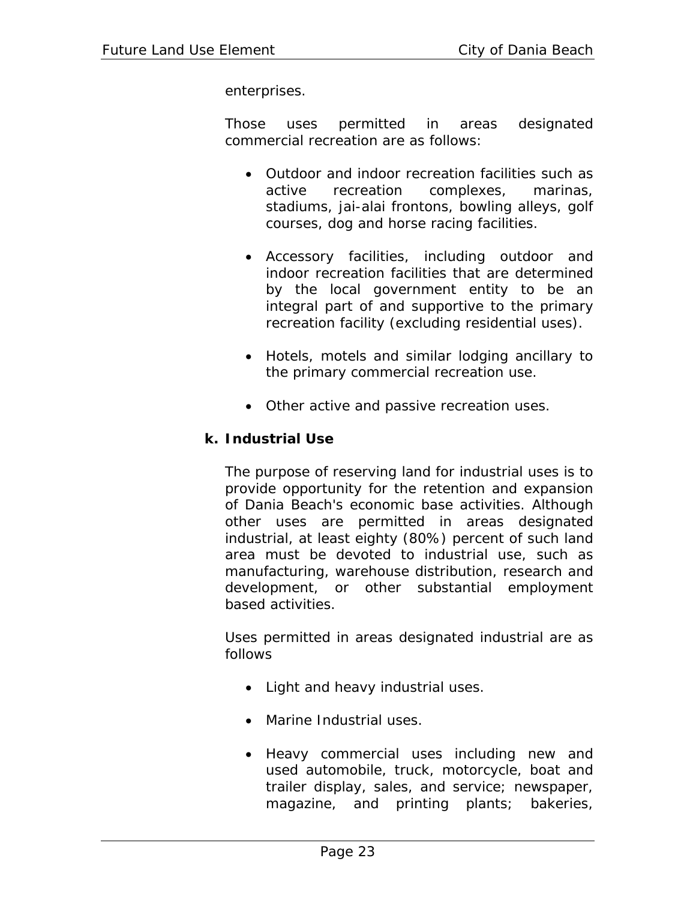enterprises.

Those uses permitted in areas designated commercial recreation are as follows:

- Outdoor and indoor recreation facilities such as active recreation complexes, marinas, stadiums, jai-alai frontons, bowling alleys, golf courses, dog and horse racing facilities.

- Accessory facilities, including outdoor and indoor recreation facilities that are determined by the local government entity to be an integral part of and supportive to the primary recreation facility (excluding residential uses).

- Hotels, motels and similar lodging ancillary to the primary commercial recreation use.

- Other active and passive recreation uses.

**k. Industrial Use**

The purpose of reserving land for industrial uses is to provide opportunity for the retention and expansion of Dania Beach's economic base activities. Although other uses are permitted in areas designated industrial, at least eighty (80%) percent of such land area must be devoted to industrial use, such as manufacturing, warehouse distribution, research and development, or other substantial employment based activities.

Uses permitted in areas designated industrial are as follows

- Light and heavy industrial uses.

- Marine Industrial uses.

- Heavy commercial uses including new and used automobile, truck, motorcycle, boat and trailer display, sales, and service; newspaper, magazine, and printing plants; bakeries,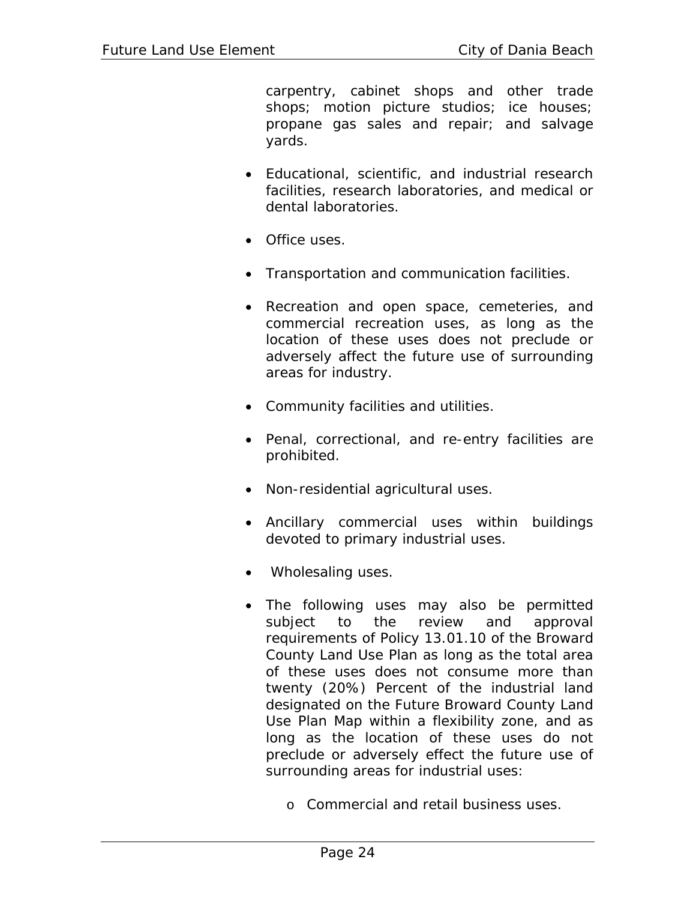carpentry, cabinet shops and other trade shops; motion picture studios; ice houses; propane gas sales and repair; and salvage yards.

- Educational, scientific, and industrial research facilities, research laboratories, and medical or dental laboratories.
- Office uses.
- Transportation and communication facilities.
- Recreation and open space, cemeteries, and commercial recreation uses, as long as the location of these uses does not preclude or adversely affect the future use of surrounding areas for industry.
- Community facilities and utilities.
- Penal, correctional, and re-entry facilities are prohibited.
- Non-residential agricultural uses.
- Ancillary commercial uses within buildings devoted to primary industrial uses.
- Wholesaling uses.
- The following uses may also be permitted subject to the review and approval requirements of Policy 13.01.10 of the Broward County Land Use Plan as long as the total area of these uses does not consume more than twenty (20%) Percent of the industrial land designated on the Future Broward County Land Use Plan Map within a flexibility zone, and as long as the location of these uses do not preclude or adversely effect the future use of surrounding areas for industrial uses:
  - Commercial and retail business uses.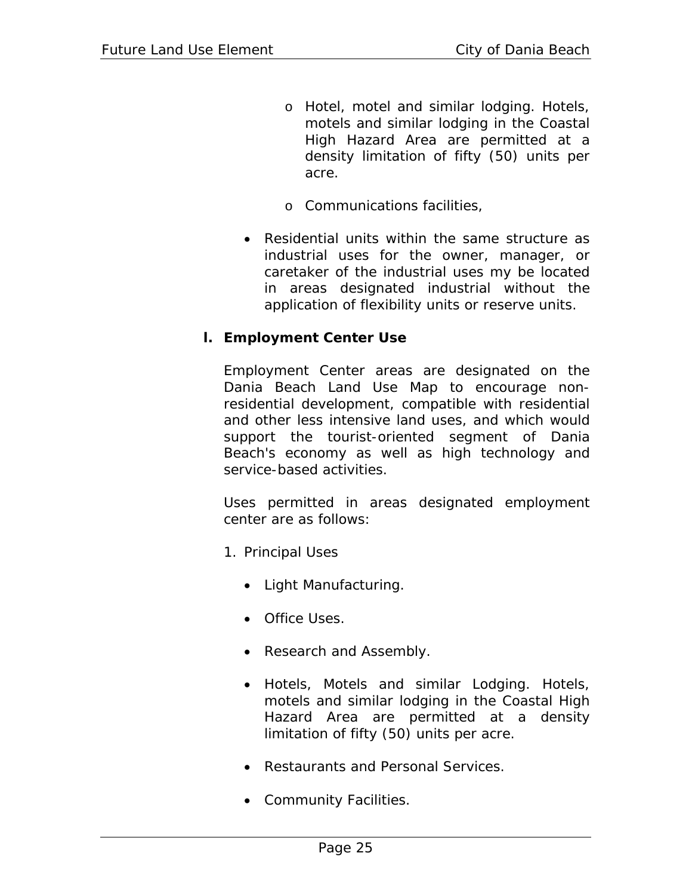- Hotel, motel and similar lodging. Hotels, motels and similar lodging in the Coastal High Hazard Area are permitted at a density limitation of fifty (50) units per acre.

   - Communications facilities,

- Residential units within the same structure as industrial uses for the owner, manager, or caretaker of the industrial uses my be located in areas designated industrial without the application of flexibility units or reserve units.

### I. Employment Center Use

Employment Center areas are designated on the Dania Beach Land Use Map to encourage non-residential development, compatible with residential and other less intensive land uses, and which would support the tourist-oriented segment of Dania Beach's economy as well as high technology and service-based activities.

Uses permitted in areas designated employment center are as follows:

1. Principal Uses

   - Light Manufacturing.

   - Office Uses.

   - Research and Assembly.

   - Hotels, Motels and similar Lodging. Hotels, motels and similar lodging in the Coastal High Hazard Area are permitted at a density limitation of fifty (50) units per acre.

   - Restaurants and Personal Services.

   - Community Facilities.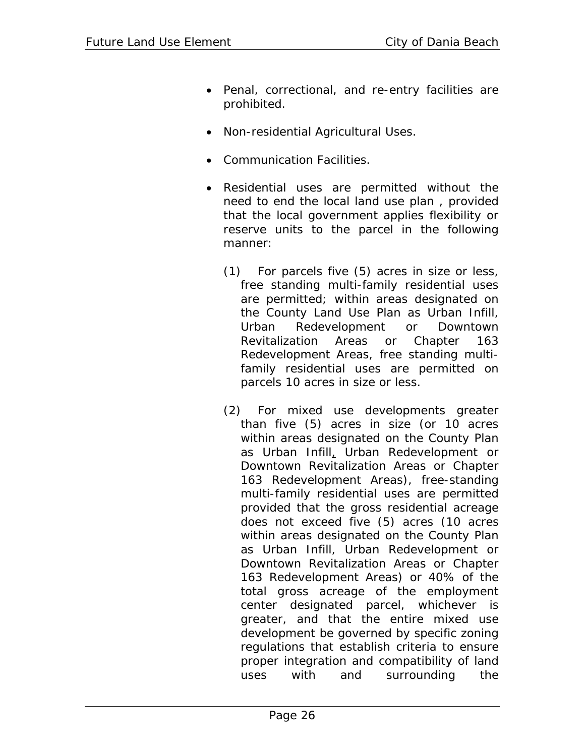- Penal, correctional, and re-entry facilities are prohibited.

- Non-residential Agricultural Uses.

- Communication Facilities.

- Residential uses are permitted without the need to end the local land use plan , provided that the local government applies flexibility or reserve units to the parcel in the following manner:

  (1) For parcels five (5) acres in size or less, free standing multi-family residential uses are permitted; within areas designated on the County Land Use Plan as Urban Infill, Urban Redevelopment or Downtown Revitalization Areas or Chapter 163 Redevelopment Areas, free standing multi-family residential uses are permitted on parcels 10 acres in size or less.

  (2) For mixed use developments greater than five (5) acres in size (or 10 acres within areas designated on the County Plan as Urban Infill, Urban Redevelopment or Downtown Revitalization Areas or Chapter 163 Redevelopment Areas), free-standing multi-family residential uses are permitted provided that the gross residential acreage does not exceed five (5) acres (10 acres within areas designated on the County Plan as Urban Infill, Urban Redevelopment or Downtown Revitalization Areas or Chapter 163 Redevelopment Areas) or 40% of the total gross acreage of the employment center designated parcel, whichever is greater, and that the entire mixed use development be governed by specific zoning regulations that establish criteria to ensure proper integration and compatibility of land uses with and surrounding the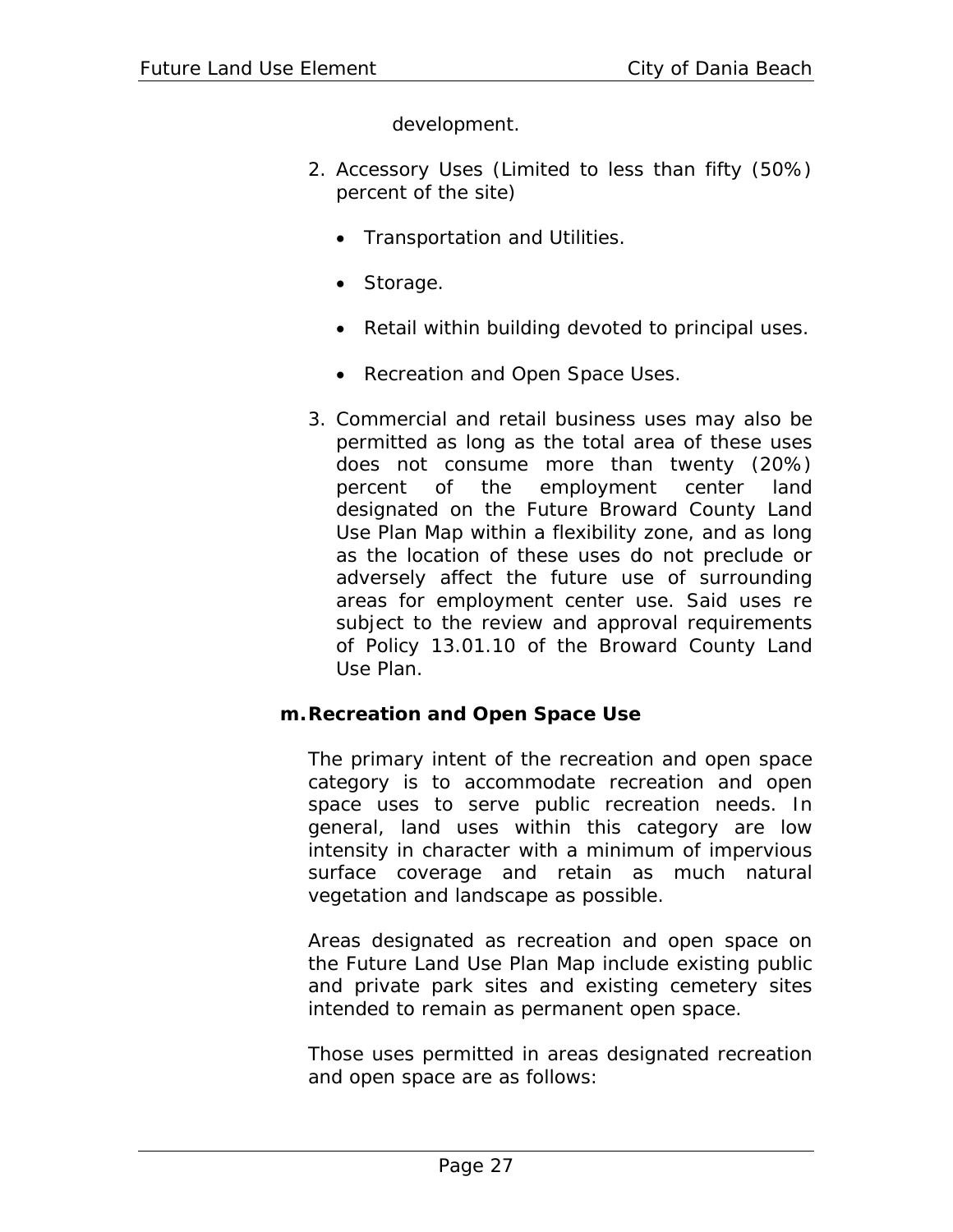development.

2. Accessory Uses (Limited to less than fifty (50%) percent of the site)

    - Transportation and Utilities.
    - Storage.
    - Retail within building devoted to principal uses.
    - Recreation and Open Space Uses.

3. Commercial and retail business uses may also be permitted as long as the total area of these uses does not consume more than twenty (20%) percent of the employment center land designated on the Future Broward County Land Use Plan Map within a flexibility zone, and as long as the location of these uses do not preclude or adversely affect the future use of surrounding areas for employment center use. Said uses re subject to the review and approval requirements of Policy 13.01.10 of the Broward County Land Use Plan.

**m. Recreation and Open Space Use**

The primary intent of the recreation and open space category is to accommodate recreation and open space uses to serve public recreation needs. In general, land uses within this category are low intensity in character with a minimum of impervious surface coverage and retain as much natural vegetation and landscape as possible.

Areas designated as recreation and open space on the Future Land Use Plan Map include existing public and private park sites and existing cemetery sites intended to remain as permanent open space.

Those uses permitted in areas designated recreation and open space are as follows: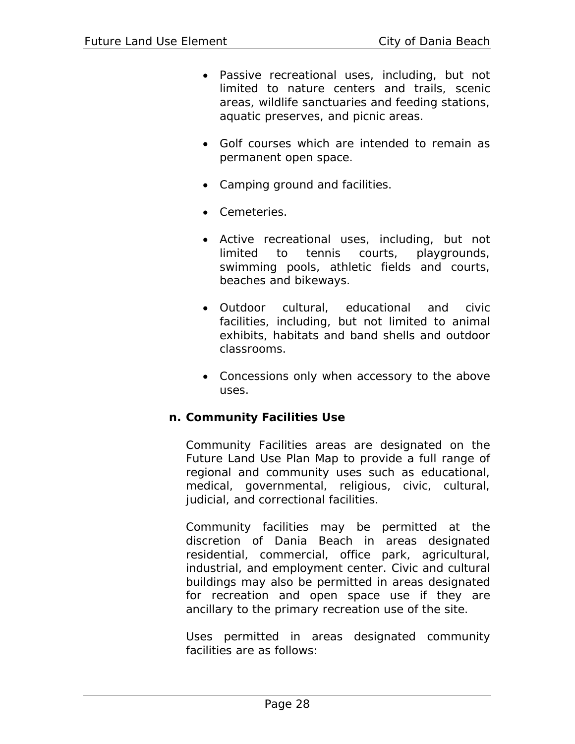- Passive recreational uses, including, but not limited to nature centers and trails, scenic areas, wildlife sanctuaries and feeding stations, aquatic preserves, and picnic areas.

- Golf courses which are intended to remain as permanent open space.

- Camping ground and facilities.

- Cemeteries.

- Active recreational uses, including, but not limited to tennis courts, playgrounds, swimming pools, athletic fields and courts, beaches and bikeways.

- Outdoor cultural, educational and civic facilities, including, but not limited to animal exhibits, habitats and band shells and outdoor classrooms.

- Concessions only when accessory to the above uses.

**n. Community Facilities Use**

Community Facilities areas are designated on the Future Land Use Plan Map to provide a full range of regional and community uses such as educational, medical, governmental, religious, civic, cultural, judicial, and correctional facilities.

Community facilities may be permitted at the discretion of Dania Beach in areas designated residential, commercial, office park, agricultural, industrial, and employment center. Civic and cultural buildings may also be permitted in areas designated for recreation and open space use if they are ancillary to the primary recreation use of the site.

Uses permitted in areas designated community facilities are as follows: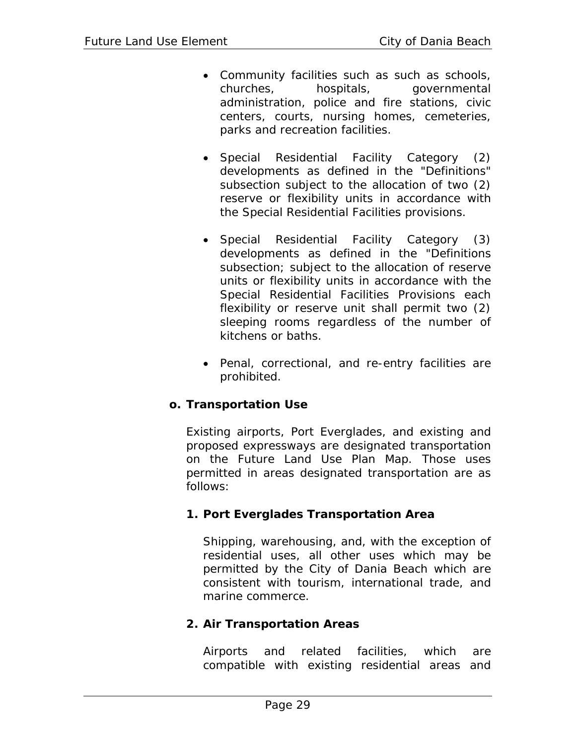- Community facilities such as such as schools, churches, hospitals, governmental administration, police and fire stations, civic centers, courts, nursing homes, cemeteries, parks and recreation facilities.

- Special Residential Facility Category (2) developments as defined in the "Definitions" subsection subject to the allocation of two (2) reserve or flexibility units in accordance with the Special Residential Facilities provisions.

- Special Residential Facility Category (3) developments as defined in the "Definitions subsection; subject to the allocation of reserve units or flexibility units in accordance with the Special Residential Facilities Provisions each flexibility or reserve unit shall permit two (2) sleeping rooms regardless of the number of kitchens or baths.

- Penal, correctional, and re-entry facilities are prohibited.

**o. Transportation Use**

Existing airports, Port Everglades, and existing and proposed expressways are designated transportation on the Future Land Use Plan Map. Those uses permitted in areas designated transportation are as follows:

**1. Port Everglades Transportation Area**

Shipping, warehousing, and, with the exception of residential uses, all other uses which may be permitted by the City of Dania Beach which are consistent with tourism, international trade, and marine commerce.

**2. Air Transportation Areas**

Airports and related facilities, which are compatible with existing residential areas and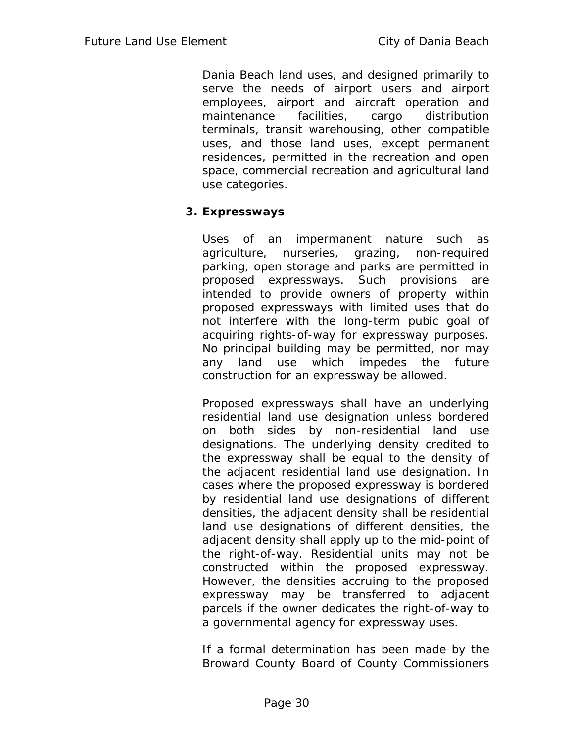Dania Beach land uses, and designed primarily to serve the needs of airport users and airport employees, airport and aircraft operation and maintenance facilities, cargo distribution terminals, transit warehousing, other compatible uses, and those land uses, except permanent residences, permitted in the recreation and open space, commercial recreation and agricultural land use categories.

**3. Expressways**

Uses of an impermanent nature such as agriculture, nurseries, grazing, non-required parking, open storage and parks are permitted in proposed expressways. Such provisions are intended to provide owners of property within proposed expressways with limited uses that do not interfere with the long-term pubic goal of acquiring rights-of-way for expressway purposes. No principal building may be permitted, nor may any land use which impedes the future construction for an expressway be allowed.

Proposed expressways shall have an underlying residential land use designation unless bordered on both sides by non-residential land use designations. The underlying density credited to the expressway shall be equal to the density of the adjacent residential land use designation. In cases where the proposed expressway is bordered by residential land use designations of different densities, the adjacent density shall be residential land use designations of different densities, the adjacent density shall apply up to the mid-point of the right-of-way. Residential units may not be constructed within the proposed expressway. However, the densities accruing to the proposed expressway may be transferred to adjacent parcels if the owner dedicates the right-of-way to a governmental agency for expressway uses.

If a formal determination has been made by the Broward County Board of County Commissioners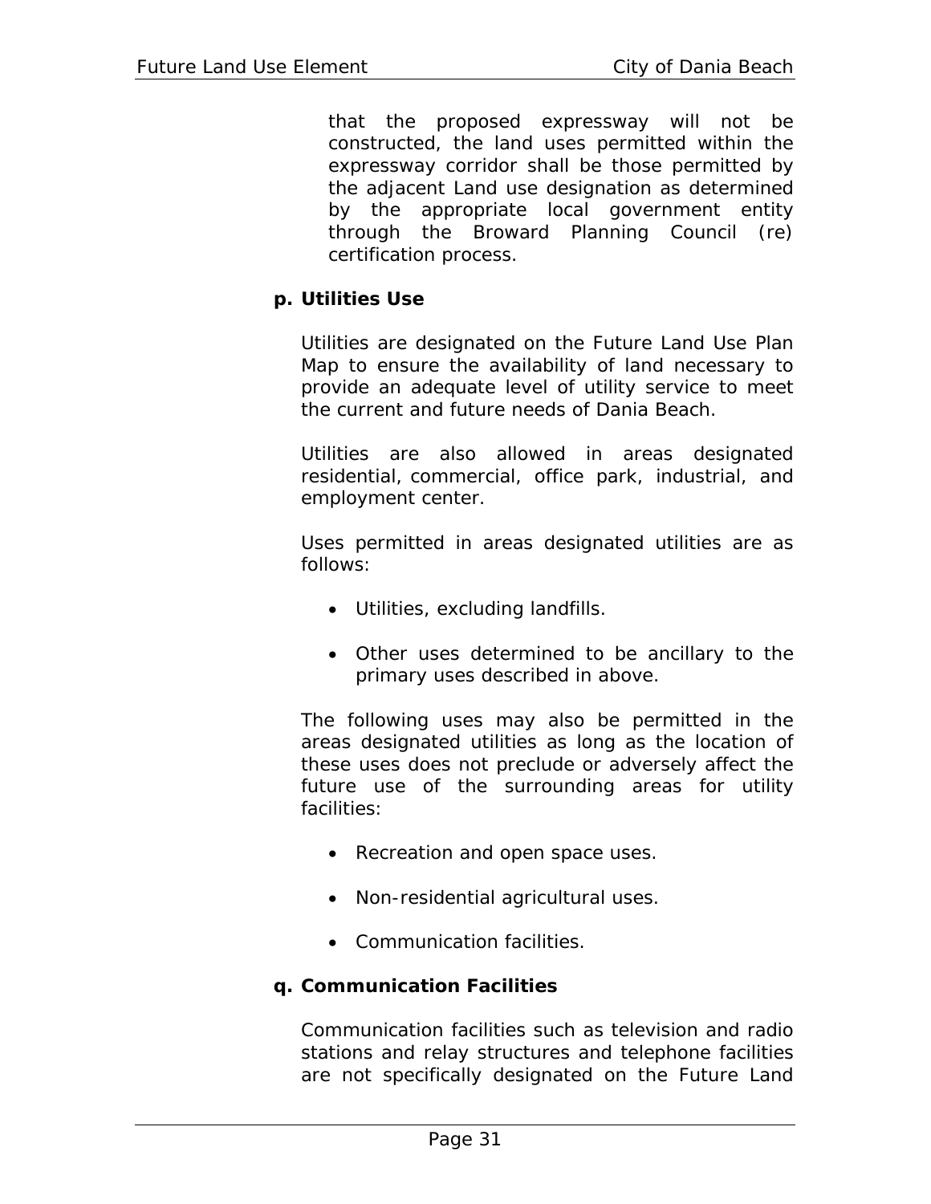that the proposed expressway will not be constructed, the land uses permitted within the expressway corridor shall be those permitted by the adjacent Land use designation as determined by the appropriate local government entity through the Broward Planning Council (re) certification process.

**p. Utilities Use**

Utilities are designated on the Future Land Use Plan Map to ensure the availability of land necessary to provide an adequate level of utility service to meet the current and future needs of Dania Beach.

Utilities are also allowed in areas designated residential, commercial, office park, industrial, and employment center.

Uses permitted in areas designated utilities are as follows:

- Utilities, excluding landfills.
- Other uses determined to be ancillary to the primary uses described in above.

The following uses may also be permitted in the areas designated utilities as long as the location of these uses does not preclude or adversely affect the future use of the surrounding areas for utility facilities:

- Recreation and open space uses.
- Non-residential agricultural uses.
- Communication facilities.

**q. Communication Facilities**

Communication facilities such as television and radio stations and relay structures and telephone facilities are not specifically designated on the Future Land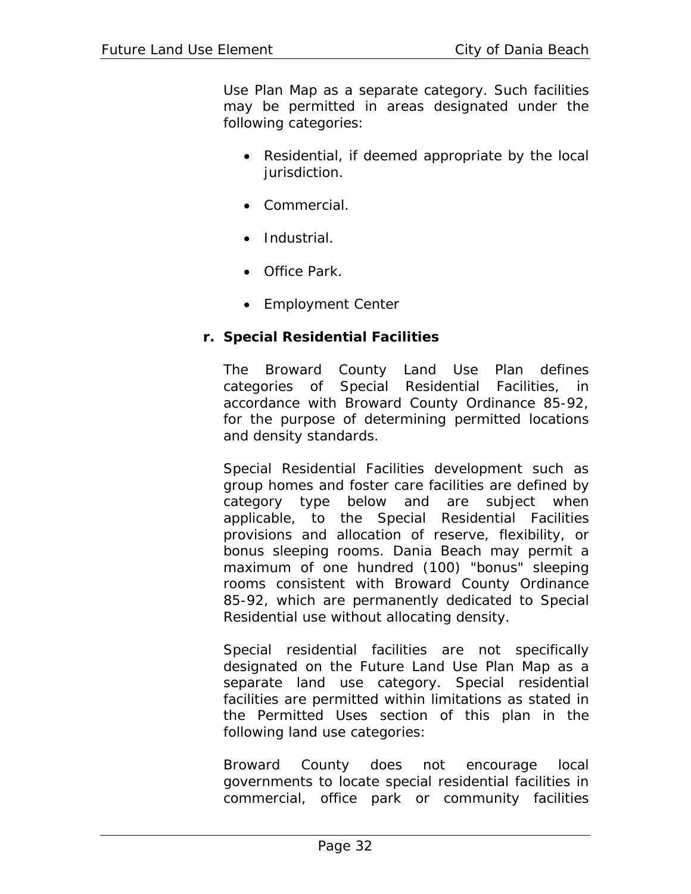Use Plan Map as a separate category. Such facilities may be permitted in areas designated under the following categories:

- Residential, if deemed appropriate by the local jurisdiction.
- Commercial.
- Industrial.
- Office Park.
- Employment Center

**r. Special Residential Facilities**

The Broward County Land Use Plan defines categories of Special Residential Facilities, in accordance with Broward County Ordinance 85-92, for the purpose of determining permitted locations and density standards.

Special Residential Facilities development such as group homes and foster care facilities are defined by category type below and are subject when applicable, to the Special Residential Facilities provisions and allocation of reserve, flexibility, or bonus sleeping rooms. Dania Beach may permit a maximum of one hundred (100) "bonus" sleeping rooms consistent with Broward County Ordinance 85-92, which are permanently dedicated to Special Residential use without allocating density.

Special residential facilities are not specifically designated on the Future Land Use Plan Map as a separate land use category. Special residential facilities are permitted within limitations as stated in the Permitted Uses section of this plan in the following land use categories:

Broward County does not encourage local governments to locate special residential facilities in commercial, office park or community facilities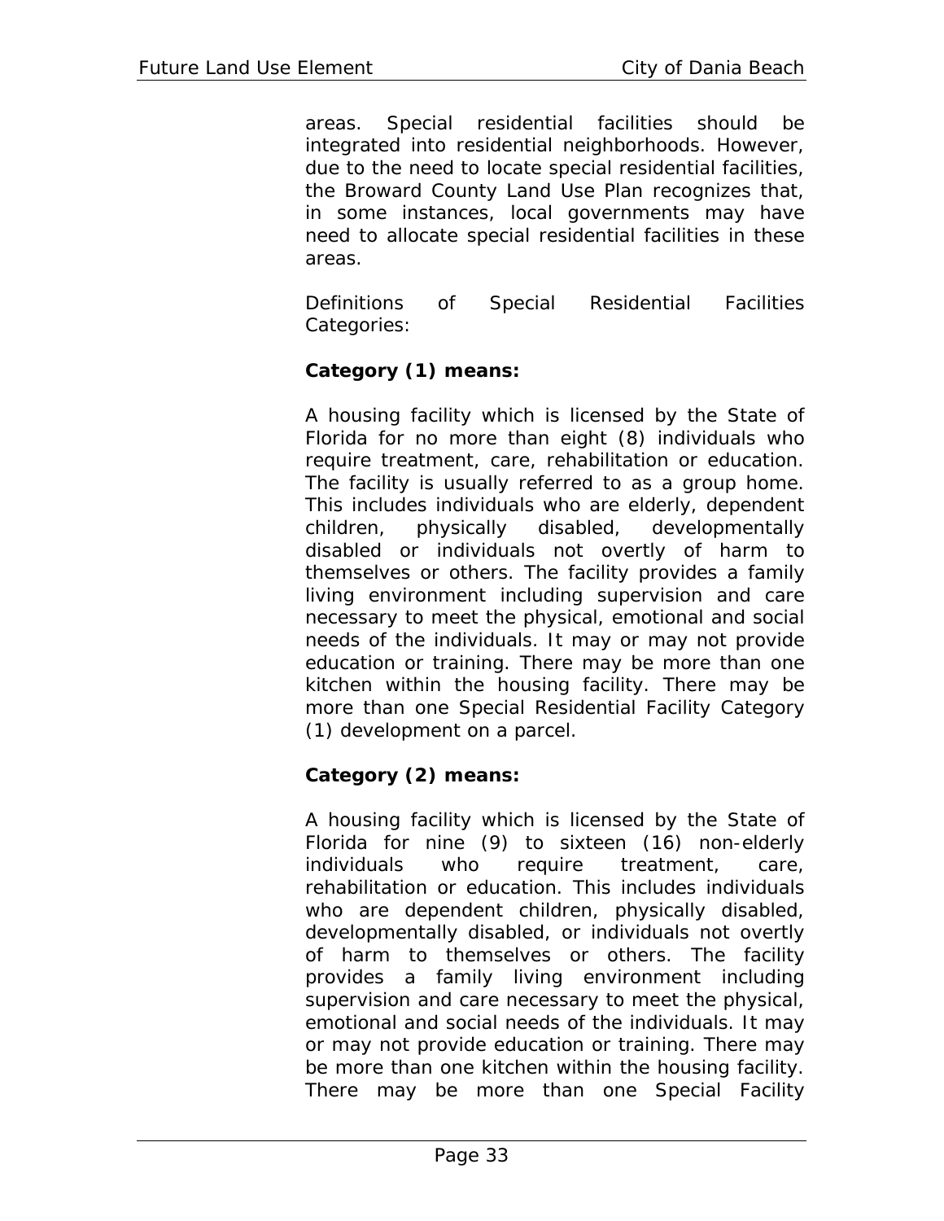areas. Special residential facilities should be integrated into residential neighborhoods. However, due to the need to locate special residential facilities, the Broward County Land Use Plan recognizes that, in some instances, local governments may have need to allocate special residential facilities in these areas.

Definitions of Special Residential Facilities Categories:

**Category (1) means:**

A housing facility which is licensed by the State of Florida for no more than eight (8) individuals who require treatment, care, rehabilitation or education. The facility is usually referred to as a group home. This includes individuals who are elderly, dependent children, physically disabled, developmentally disabled or individuals not overtly of harm to themselves or others. The facility provides a family living environment including supervision and care necessary to meet the physical, emotional and social needs of the individuals. It may or may not provide education or training. There may be more than one kitchen within the housing facility. There may be more than one Special Residential Facility Category (1) development on a parcel.

**Category (2) means:**

A housing facility which is licensed by the State of Florida for nine (9) to sixteen (16) non-elderly individuals who require treatment, care, rehabilitation or education. This includes individuals who are dependent children, physically disabled, developmentally disabled, or individuals not overtly of harm to themselves or others. The facility provides a family living environment including supervision and care necessary to meet the physical, emotional and social needs of the individuals. It may or may not provide education or training. There may be more than one kitchen within the housing facility. There may be more than one Special Facility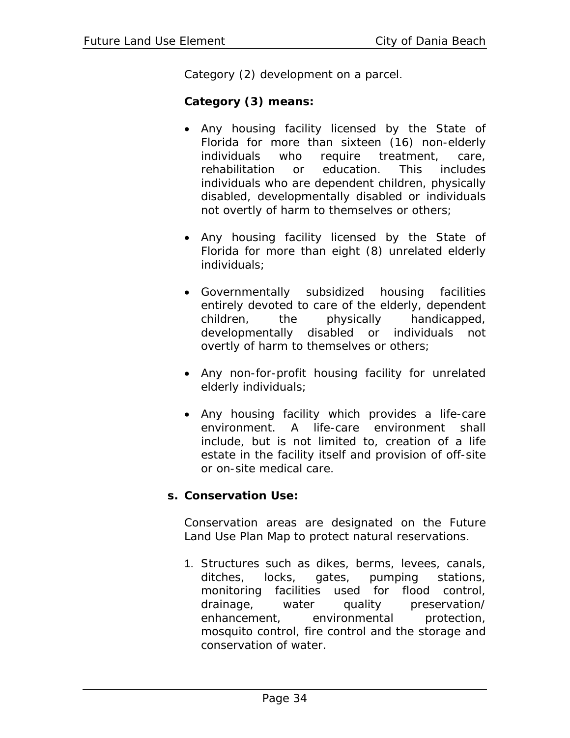Category (2) development on a parcel.

**Category (3) means:**

- Any housing facility licensed by the State of Florida for more than sixteen (16) non-elderly individuals who require treatment, care, rehabilitation or education. This includes individuals who are dependent children, physically disabled, developmentally disabled or individuals not overtly of harm to themselves or others;
- Any housing facility licensed by the State of Florida for more than eight (8) unrelated elderly individuals;
- Governmentally subsidized housing facilities entirely devoted to care of the elderly, dependent children, the physically handicapped, developmentally disabled or individuals not overtly of harm to themselves or others;
- Any non-for-profit housing facility for unrelated elderly individuals;
- Any housing facility which provides a life-care environment. A life-care environment shall include, but is not limited to, creation of a life estate in the facility itself and provision of off-site or on-site medical care.

**s. Conservation Use:**

Conservation areas are designated on the Future Land Use Plan Map to protect natural reservations.

1. Structures such as dikes, berms, levees, canals, ditches, locks, gates, pumping stations, monitoring facilities used for flood control, drainage, water quality preservation/ enhancement, environmental protection, mosquito control, fire control and the storage and conservation of water.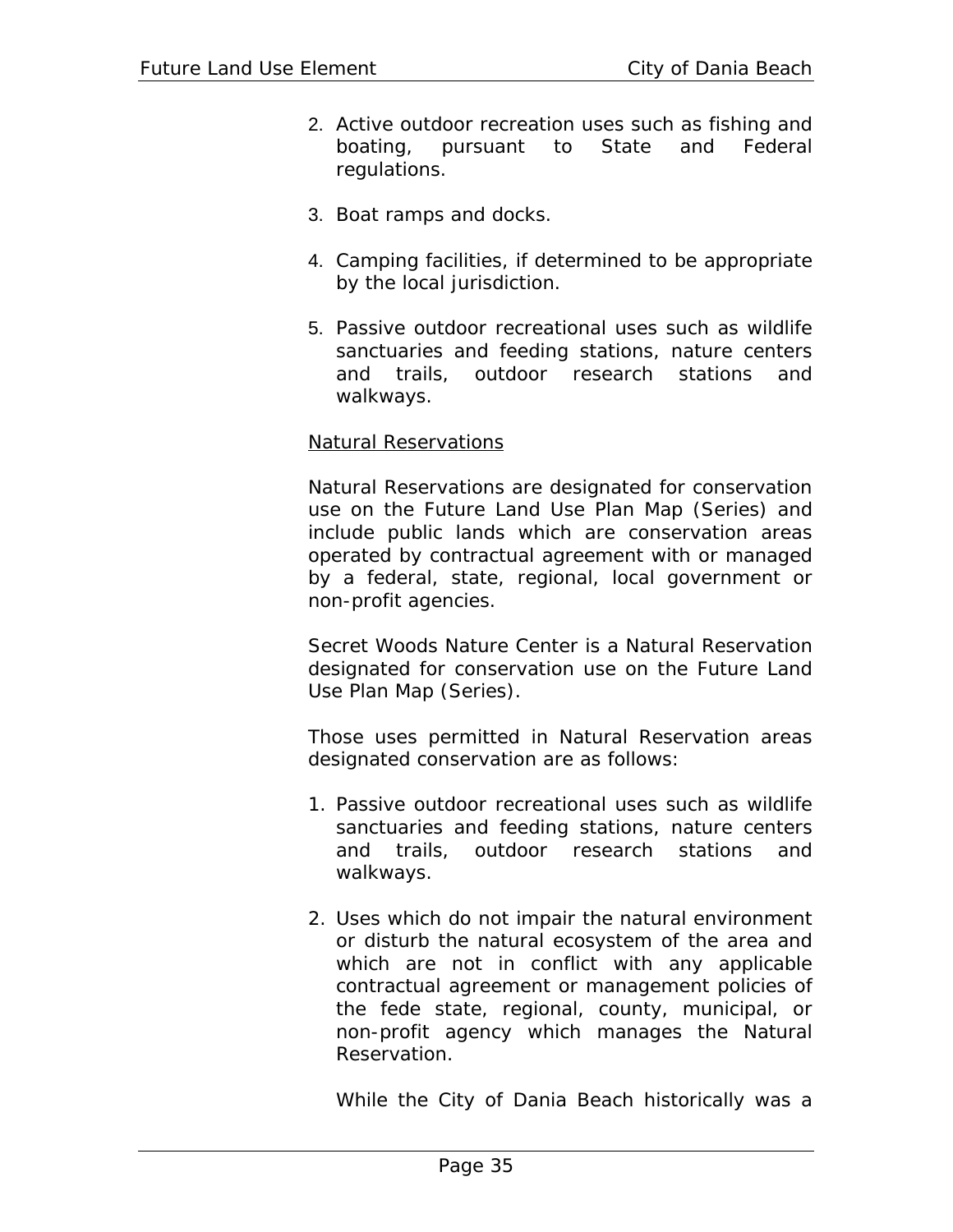2. Active outdoor recreation uses such as fishing and boating, pursuant to State and Federal regulations.

3. Boat ramps and docks.

4. Camping facilities, if determined to be appropriate by the local jurisdiction.

5. Passive outdoor recreational uses such as wildlife sanctuaries and feeding stations, nature centers and trails, outdoor research stations and walkways.

<u>Natural Reservations</u>

Natural Reservations are designated for conservation use on the Future Land Use Plan Map (Series) and include public lands which are conservation areas operated by contractual agreement with or managed by a federal, state, regional, local government or non-profit agencies.

Secret Woods Nature Center is a Natural Reservation designated for conservation use on the Future Land Use Plan Map (Series).

Those uses permitted in Natural Reservation areas designated conservation are as follows:

1. Passive outdoor recreational uses such as wildlife sanctuaries and feeding stations, nature centers and trails, outdoor research stations and walkways.

2. Uses which do not impair the natural environment or disturb the natural ecosystem of the area and which are not in conflict with any applicable contractual agreement or management policies of the fede state, regional, county, municipal, or non-profit agency which manages the Natural Reservation.

   While the City of Dania Beach historically was a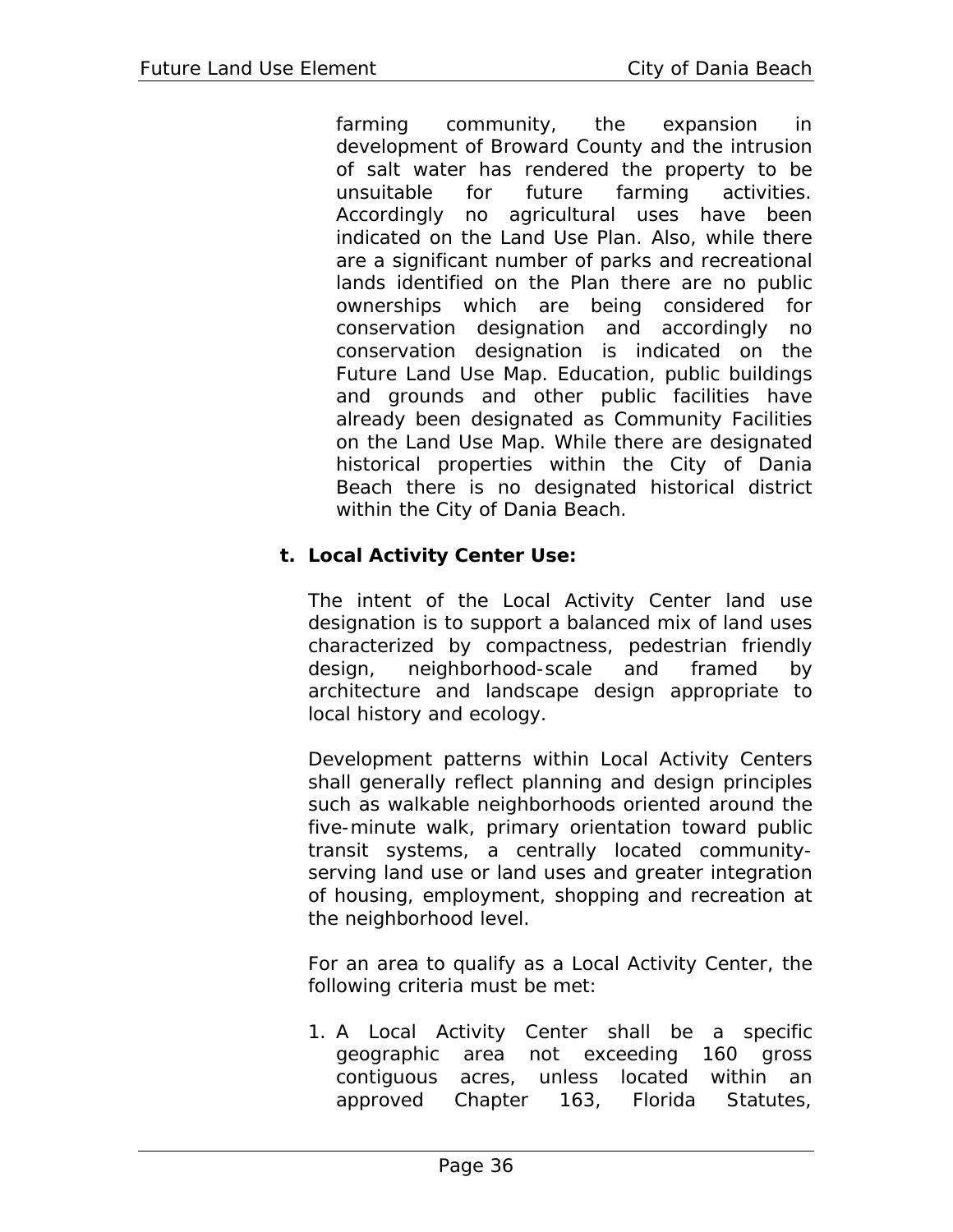farming community, the expansion in development of Broward County and the intrusion of salt water has rendered the property to be unsuitable for future farming activities. Accordingly no agricultural uses have been indicated on the Land Use Plan. Also, while there are a significant number of parks and recreational lands identified on the Plan there are no public ownerships which are being considered for conservation designation and accordingly no conservation designation is indicated on the Future Land Use Map. Education, public buildings and grounds and other public facilities have already been designated as Community Facilities on the Land Use Map. While there are designated historical properties within the City of Dania Beach there is no designated historical district within the City of Dania Beach.

**t. Local Activity Center Use:**

The intent of the Local Activity Center land use designation is to support a balanced mix of land uses characterized by compactness, pedestrian friendly design, neighborhood-scale and framed by architecture and landscape design appropriate to local history and ecology.

Development patterns within Local Activity Centers shall generally reflect planning and design principles such as walkable neighborhoods oriented around the five-minute walk, primary orientation toward public transit systems, a centrally located community-serving land use or land uses and greater integration of housing, employment, shopping and recreation at the neighborhood level.

For an area to qualify as a Local Activity Center, the following criteria must be met:

1. A Local Activity Center shall be a specific geographic area not exceeding 160 gross contiguous acres, unless located within an approved Chapter 163, Florida Statutes,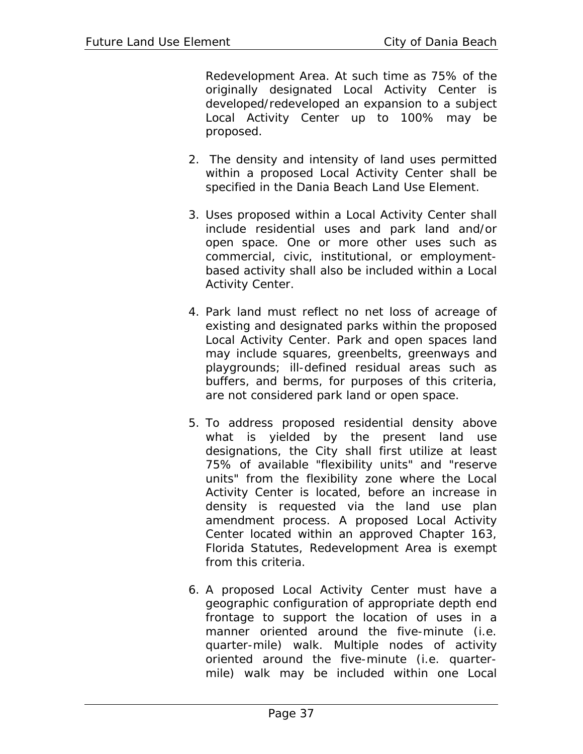Redevelopment Area. At such time as 75% of the originally designated Local Activity Center is developed/redeveloped an expansion to a subject Local Activity Center up to 100% may be proposed.

2. The density and intensity of land uses permitted within a proposed Local Activity Center shall be specified in the Dania Beach Land Use Element.

3. Uses proposed within a Local Activity Center shall include residential uses and park land and/or open space. One or more other uses such as commercial, civic, institutional, or employment-based activity shall also be included within a Local Activity Center.

4. Park land must reflect no net loss of acreage of existing and designated parks within the proposed Local Activity Center. Park and open spaces land may include squares, greenbelts, greenways and playgrounds; ill-defined residual areas such as buffers, and berms, for purposes of this criteria, are not considered park land or open space.

5. To address proposed residential density above what is yielded by the present land use designations, the City shall first utilize at least 75% of available "flexibility units" and "reserve units" from the flexibility zone where the Local Activity Center is located, before an increase in density is requested via the land use plan amendment process. A proposed Local Activity Center located within an approved Chapter 163, Florida Statutes, Redevelopment Area is exempt from this criteria.

6. A proposed Local Activity Center must have a geographic configuration of appropriate depth end frontage to support the location of uses in a manner oriented around the five-minute (i.e. quarter-mile) walk. Multiple nodes of activity oriented around the five-minute (i.e. quarter-mile) walk may be included within one Local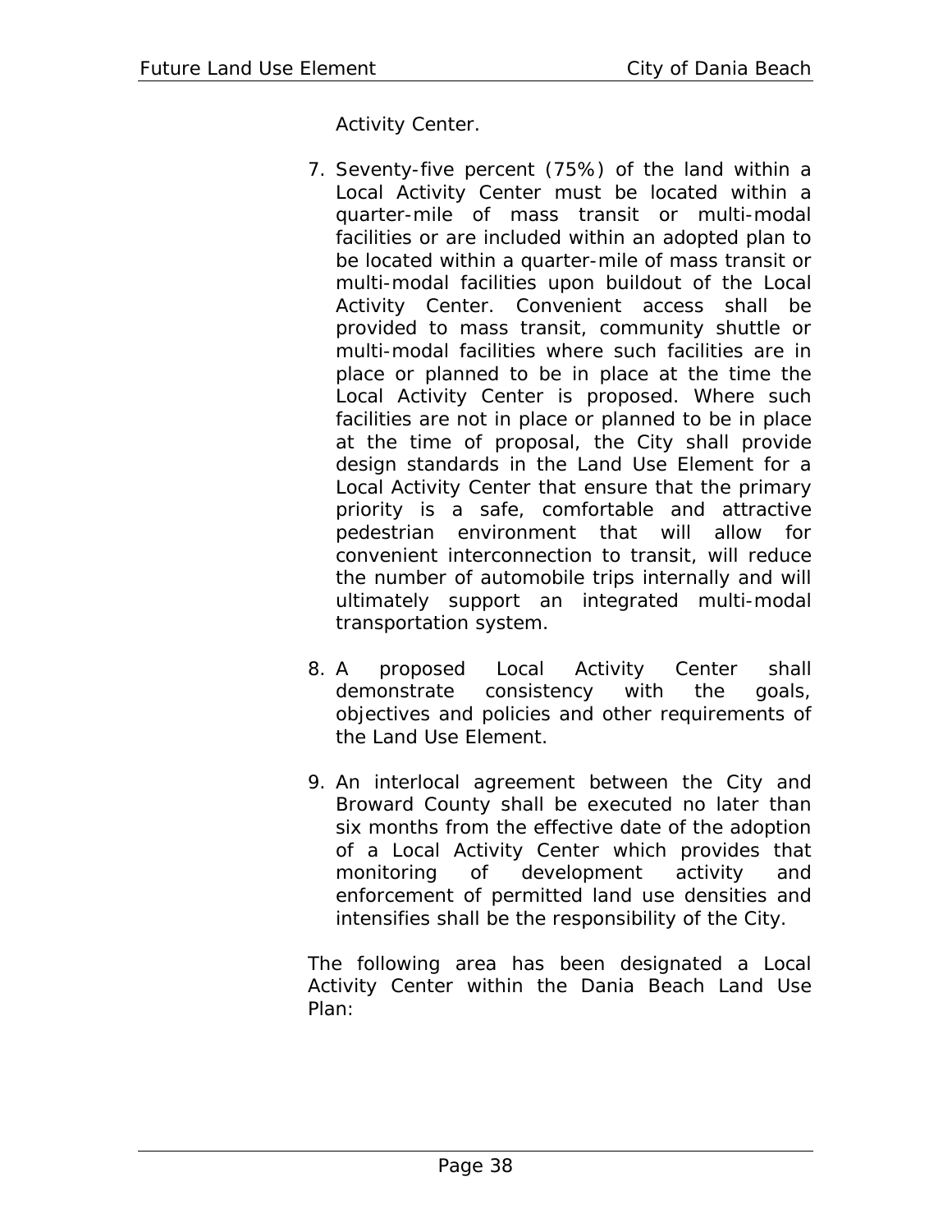Activity Center.

7. Seventy-five percent (75%) of the land within a Local Activity Center must be located within a quarter-mile of mass transit or multi-modal facilities or are included within an adopted plan to be located within a quarter-mile of mass transit or multi-modal facilities upon buildout of the Local Activity Center. Convenient access shall be provided to mass transit, community shuttle or multi-modal facilities where such facilities are in place or planned to be in place at the time the Local Activity Center is proposed. Where such facilities are not in place or planned to be in place at the time of proposal, the City shall provide design standards in the Land Use Element for a Local Activity Center that ensure that the primary priority is a safe, comfortable and attractive pedestrian environment that will allow for convenient interconnection to transit, will reduce the number of automobile trips internally and will ultimately support an integrated multi-modal transportation system.

8. A proposed Local Activity Center shall demonstrate consistency with the goals, objectives and policies and other requirements of the Land Use Element.

9. An interlocal agreement between the City and Broward County shall be executed no later than six months from the effective date of the adoption of a Local Activity Center which provides that monitoring of development activity and enforcement of permitted land use densities and intensifies shall be the responsibility of the City.

The following area has been designated a Local Activity Center within the Dania Beach Land Use Plan: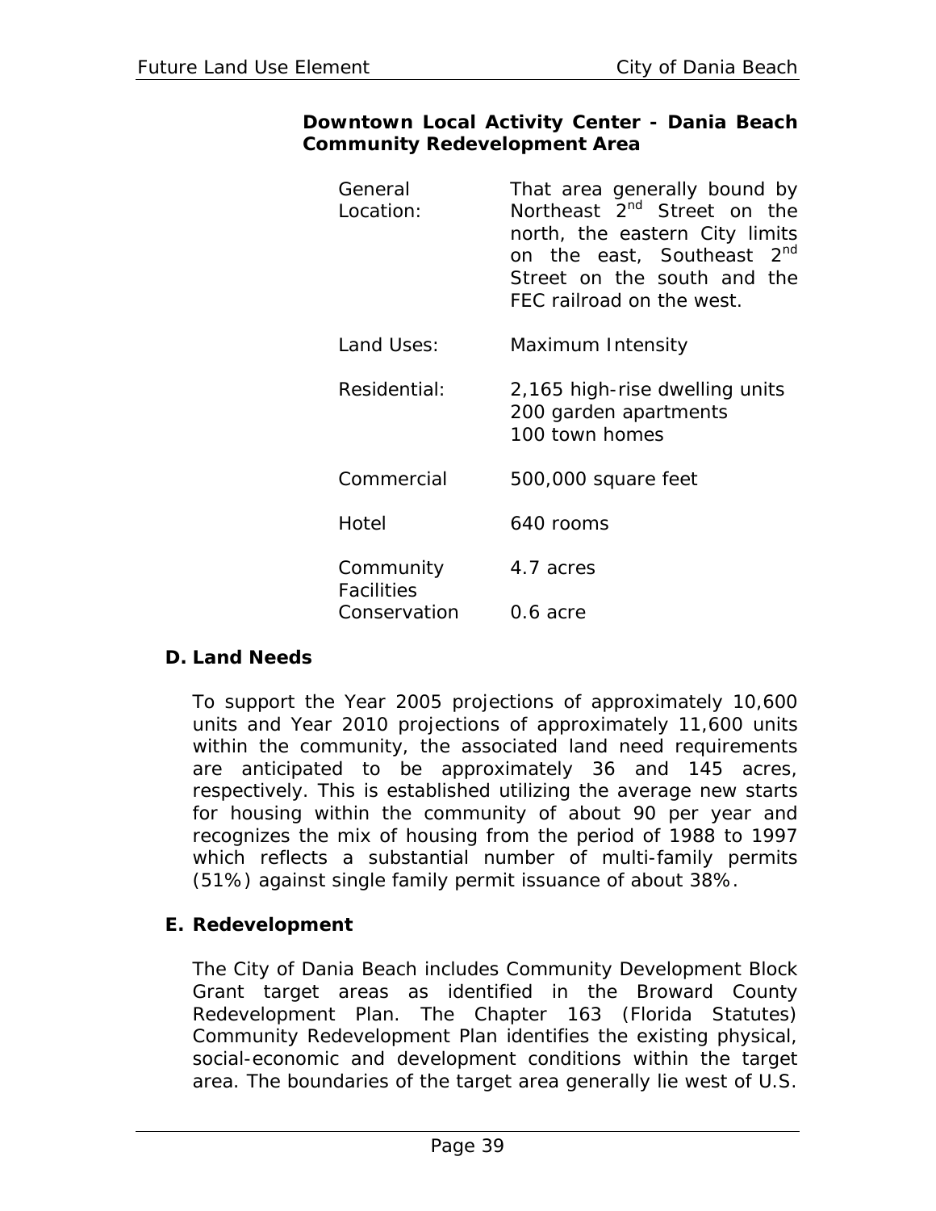**Downtown Local Activity Center - Dania Beach Community Redevelopment Area**

| | |
|---|---|
| General Location: | That area generally bound by Northeast 2nd Street on the north, the eastern City limits on the east, Southeast 2nd Street on the south and the FEC railroad on the west. |
| Land Uses: | Maximum Intensity |
| Residential: | 2,165 high-rise dwelling units<br>200 garden apartments<br>100 town homes |
| Commercial | 500,000 square feet |
| Hotel | 640 rooms |
| Community Facilities | 4.7 acres |
| Conservation | 0.6 acre |

## D. Land Needs

To support the Year 2005 projections of approximately 10,600 units and Year 2010 projections of approximately 11,600 units within the community, the associated land need requirements are anticipated to be approximately 36 and 145 acres, respectively. This is established utilizing the average new starts for housing within the community of about 90 per year and recognizes the mix of housing from the period of 1988 to 1997 which reflects a substantial number of multi-family permits (51%) against single family permit issuance of about 38%.

## E. Redevelopment

The City of Dania Beach includes Community Development Block Grant target areas as identified in the Broward County Redevelopment Plan. The Chapter 163 (Florida Statutes) Community Redevelopment Plan identifies the existing physical, social-economic and development conditions within the target area. The boundaries of the target area generally lie west of U.S.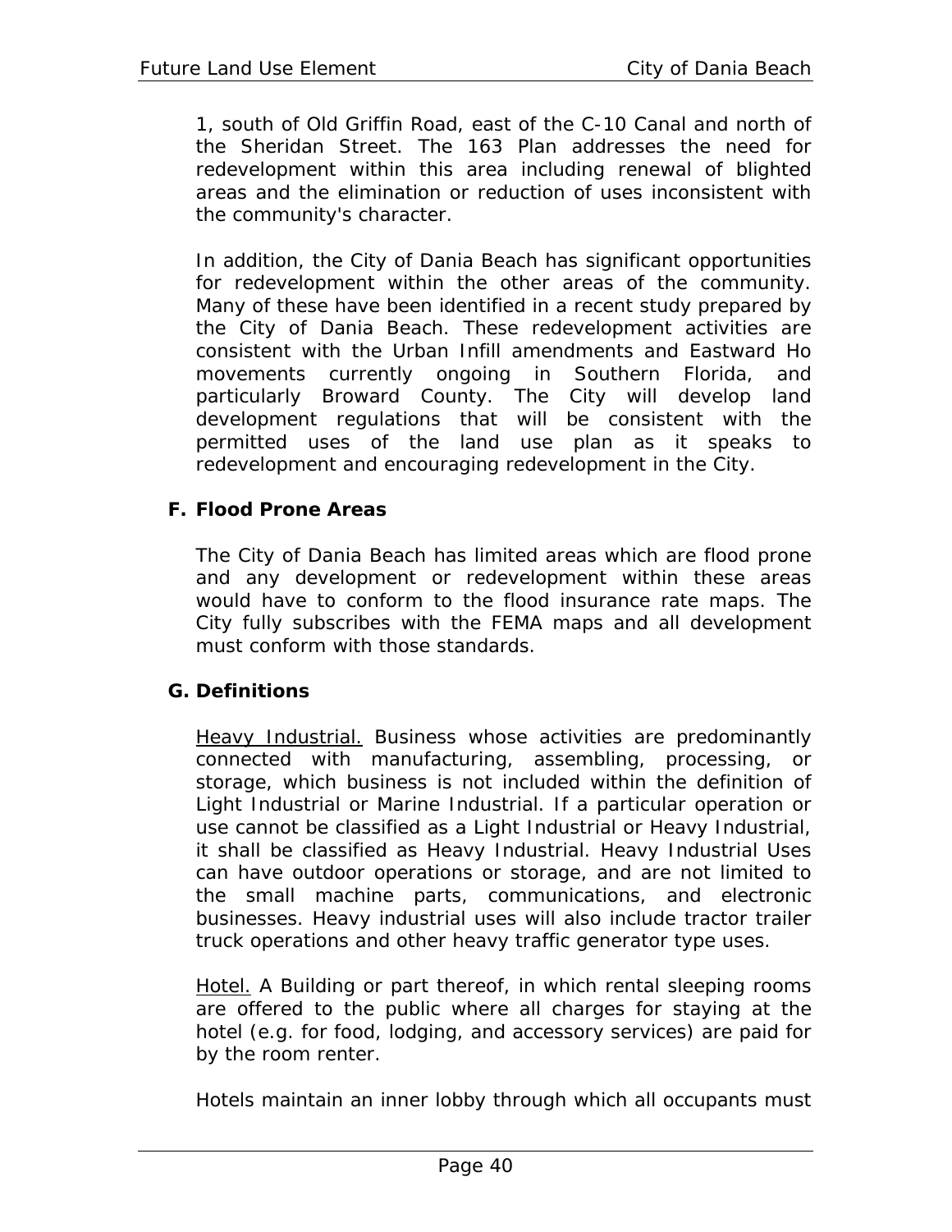1, south of Old Griffin Road, east of the C-10 Canal and north of the Sheridan Street. The 163 Plan addresses the need for redevelopment within this area including renewal of blighted areas and the elimination or reduction of uses inconsistent with the community's character.

In addition, the City of Dania Beach has significant opportunities for redevelopment within the other areas of the community. Many of these have been identified in a recent study prepared by the City of Dania Beach. These redevelopment activities are consistent with the Urban Infill amendments and Eastward Ho movements currently ongoing in Southern Florida, and particularly Broward County. The City will develop land development regulations that will be consistent with the permitted uses of the land use plan as it speaks to redevelopment and encouraging redevelopment in the City.

### F. Flood Prone Areas

The City of Dania Beach has limited areas which are flood prone and any development or redevelopment within these areas would have to conform to the flood insurance rate maps. The City fully subscribes with the FEMA maps and all development must conform with those standards.

### G. Definitions

<u>Heavy Industrial.</u> Business whose activities are predominantly connected with manufacturing, assembling, processing, or storage, which business is not included within the definition of Light Industrial or Marine Industrial. If a particular operation or use cannot be classified as a Light Industrial or Heavy Industrial, it shall be classified as Heavy Industrial. Heavy Industrial Uses can have outdoor operations or storage, and are not limited to the small machine parts, communications, and electronic businesses. Heavy industrial uses will also include tractor trailer truck operations and other heavy traffic generator type uses.

<u>Hotel.</u> A Building or part thereof, in which rental sleeping rooms are offered to the public where all charges for staying at the hotel (e.g. for food, lodging, and accessory services) are paid for by the room renter.

Hotels maintain an inner lobby through which all occupants must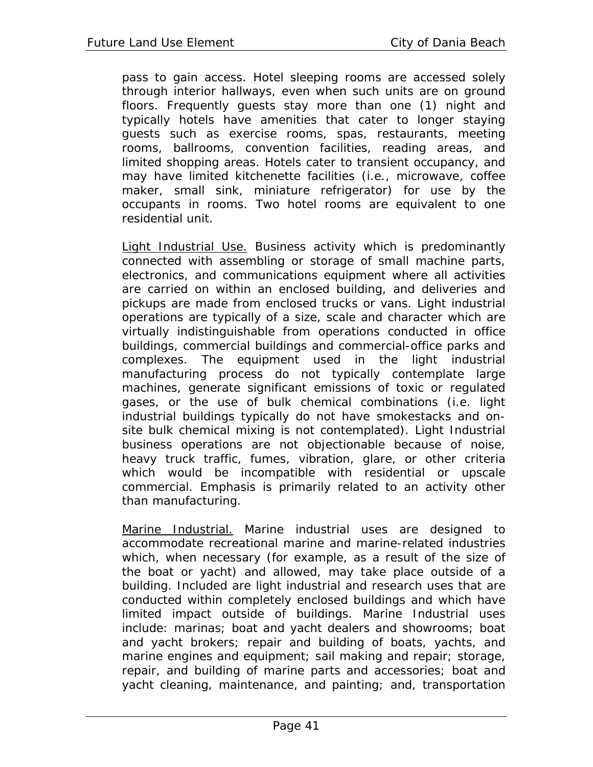pass to gain access. Hotel sleeping rooms are accessed solely through interior hallways, even when such units are on ground floors. Frequently guests stay more than one (1) night and typically hotels have amenities that cater to longer staying guests such as exercise rooms, spas, restaurants, meeting rooms, ballrooms, convention facilities, reading areas, and limited shopping areas. Hotels cater to transient occupancy, and may have limited kitchenette facilities (i.e., microwave, coffee maker, small sink, miniature refrigerator) for use by the occupants in rooms. Two hotel rooms are equivalent to one residential unit.

<u>Light Industrial Use.</u> Business activity which is predominantly connected with assembling or storage of small machine parts, electronics, and communications equipment where all activities are carried on within an enclosed building, and deliveries and pickups are made from enclosed trucks or vans. Light industrial operations are typically of a size, scale and character which are virtually indistinguishable from operations conducted in office buildings, commercial buildings and commercial-office parks and complexes. The equipment used in the light industrial manufacturing process do not typically contemplate large machines, generate significant emissions of toxic or regulated gases, or the use of bulk chemical combinations (i.e. light industrial buildings typically do not have smokestacks and on-site bulk chemical mixing is not contemplated). Light Industrial business operations are not objectionable because of noise, heavy truck traffic, fumes, vibration, glare, or other criteria which would be incompatible with residential or upscale commercial. Emphasis is primarily related to an activity other than manufacturing.

<u>Marine Industrial.</u> Marine industrial uses are designed to accommodate recreational marine and marine-related industries which, when necessary (for example, as a result of the size of the boat or yacht) and allowed, may take place outside of a building. Included are light industrial and research uses that are conducted within completely enclosed buildings and which have limited impact outside of buildings. Marine Industrial uses include: marinas; boat and yacht dealers and showrooms; boat and yacht brokers; repair and building of boats, yachts, and marine engines and equipment; sail making and repair; storage, repair, and building of marine parts and accessories; boat and yacht cleaning, maintenance, and painting; and, transportation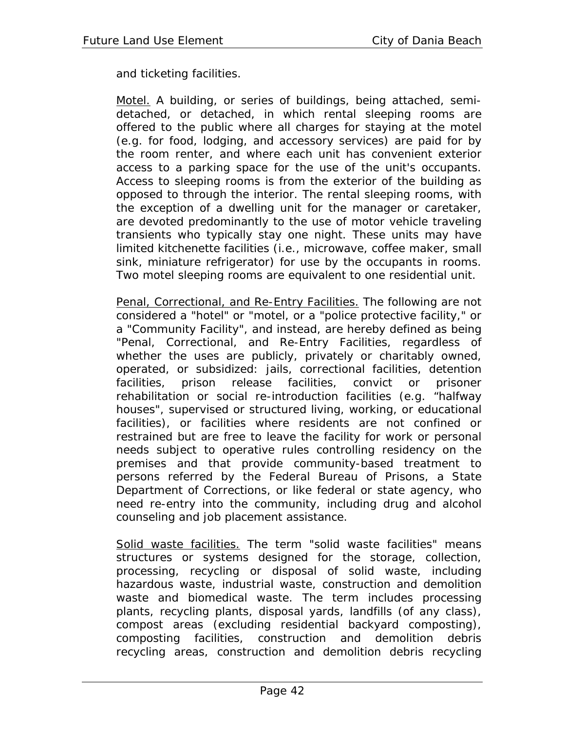and ticketing facilities.

<u>Motel.</u> A building, or series of buildings, being attached, semi-detached, or detached, in which rental sleeping rooms are offered to the public where all charges for staying at the motel (e.g. for food, lodging, and accessory services) are paid for by the room renter, and where each unit has convenient exterior access to a parking space for the use of the unit's occupants. Access to sleeping rooms is from the exterior of the building as opposed to through the interior. The rental sleeping rooms, with the exception of a dwelling unit for the manager or caretaker, are devoted predominantly to the use of motor vehicle traveling transients who typically stay one night. These units may have limited kitchenette facilities (i.e., microwave, coffee maker, small sink, miniature refrigerator) for use by the occupants in rooms. Two motel sleeping rooms are equivalent to one residential unit.

<u>Penal, Correctional, and Re-Entry Facilities.</u> The following are not considered a "hotel" or "motel, or a "police protective facility," or a "Community Facility", and instead, are hereby defined as being "Penal, Correctional, and Re-Entry Facilities, regardless of whether the uses are publicly, privately or charitably owned, operated, or subsidized: jails, correctional facilities, detention facilities, prison release facilities, convict or prisoner rehabilitation or social re-introduction facilities (e.g. "halfway houses", supervised or structured living, working, or educational facilities), or facilities where residents are not confined or restrained but are free to leave the facility for work or personal needs subject to operative rules controlling residency on the premises and that provide community-based treatment to persons referred by the Federal Bureau of Prisons, a State Department of Corrections, or like federal or state agency, who need re-entry into the community, including drug and alcohol counseling and job placement assistance.

<u>Solid waste facilities.</u> The term "solid waste facilities" means structures or systems designed for the storage, collection, processing, recycling or disposal of solid waste, including hazardous waste, industrial waste, construction and demolition waste and biomedical waste. The term includes processing plants, recycling plants, disposal yards, landfills (of any class), compost areas (excluding residential backyard composting), composting facilities, construction and demolition debris recycling areas, construction and demolition debris recycling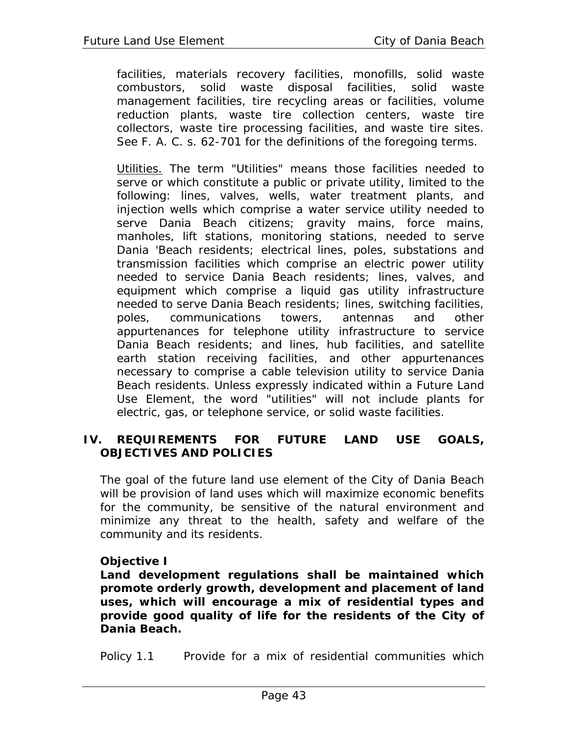facilities, materials recovery facilities, monofills, solid waste combustors, solid waste disposal facilities, solid waste management facilities, tire recycling areas or facilities, volume reduction plants, waste tire collection centers, waste tire collectors, waste tire processing facilities, and waste tire sites. See F. A. C. s. 62-701 for the definitions of the foregoing terms.

<u>Utilities.</u> The term "Utilities" means those facilities needed to serve or which constitute a public or private utility, limited to the following: lines, valves, wells, water treatment plants, and injection wells which comprise a water service utility needed to serve Dania Beach citizens; gravity mains, force mains, manholes, lift stations, monitoring stations, needed to serve Dania 'Beach residents; electrical lines, poles, substations and transmission facilities which comprise an electric power utility needed to service Dania Beach residents; lines, valves, and equipment which comprise a liquid gas utility infrastructure needed to serve Dania Beach residents; lines, switching facilities, poles, communications towers, antennas and other appurtenances for telephone utility infrastructure to service Dania Beach residents; and lines, hub facilities, and satellite earth station receiving facilities, and other appurtenances necessary to comprise a cable television utility to service Dania Beach residents. Unless expressly indicated within a Future Land Use Element, the word "utilities" will not include plants for electric, gas, or telephone service, or solid waste facilities.

## IV. REQUIREMENTS FOR FUTURE LAND USE GOALS, OBJECTIVES AND POLICIES

The goal of the future land use element of the City of Dania Beach will be provision of land uses which will maximize economic benefits for the community, be sensitive of the natural environment and minimize any threat to the health, safety and welfare of the community and its residents.

**Objective I**
**Land development regulations shall be maintained which promote orderly growth, development and placement of land uses, which will encourage a mix of residential types and provide good quality of life for the residents of the City of Dania Beach.**

Policy 1.1 Provide for a mix of residential communities which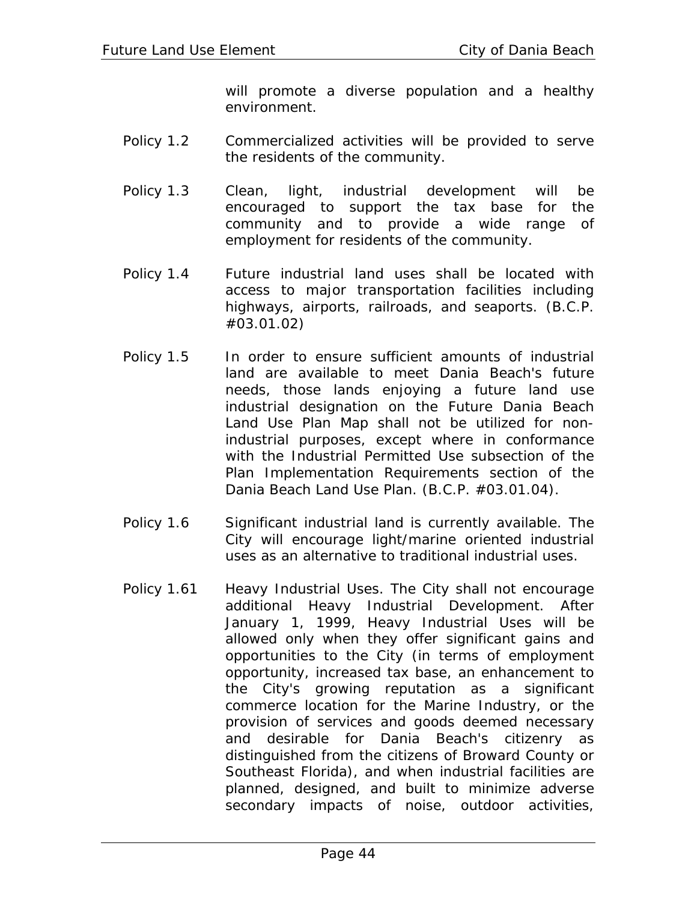will promote a diverse population and a healthy environment.

Policy 1.2 Commercialized activities will be provided to serve the residents of the community.

Policy 1.3 Clean, light, industrial development will be encouraged to support the tax base for the community and to provide a wide range of employment for residents of the community.

Policy 1.4 Future industrial land uses shall be located with access to major transportation facilities including highways, airports, railroads, and seaports. (B.C.P. #03.01.02)

Policy 1.5 In order to ensure sufficient amounts of industrial land are available to meet Dania Beach's future needs, those lands enjoying a future land use industrial designation on the Future Dania Beach Land Use Plan Map shall not be utilized for non-industrial purposes, except where in conformance with the Industrial Permitted Use subsection of the Plan Implementation Requirements section of the Dania Beach Land Use Plan. (B.C.P. #03.01.04).

Policy 1.6 Significant industrial land is currently available. The City will encourage light/marine oriented industrial uses as an alternative to traditional industrial uses.

Policy 1.61 Heavy Industrial Uses. The City shall not encourage additional Heavy Industrial Development. After January 1, 1999, Heavy Industrial Uses will be allowed only when they offer significant gains and opportunities to the City (in terms of employment opportunity, increased tax base, an enhancement to the City's growing reputation as a significant commerce location for the Marine Industry, or the provision of services and goods deemed necessary and desirable for Dania Beach's citizenry as distinguished from the citizens of Broward County or Southeast Florida), and when industrial facilities are planned, designed, and built to minimize adverse secondary impacts of noise, outdoor activities,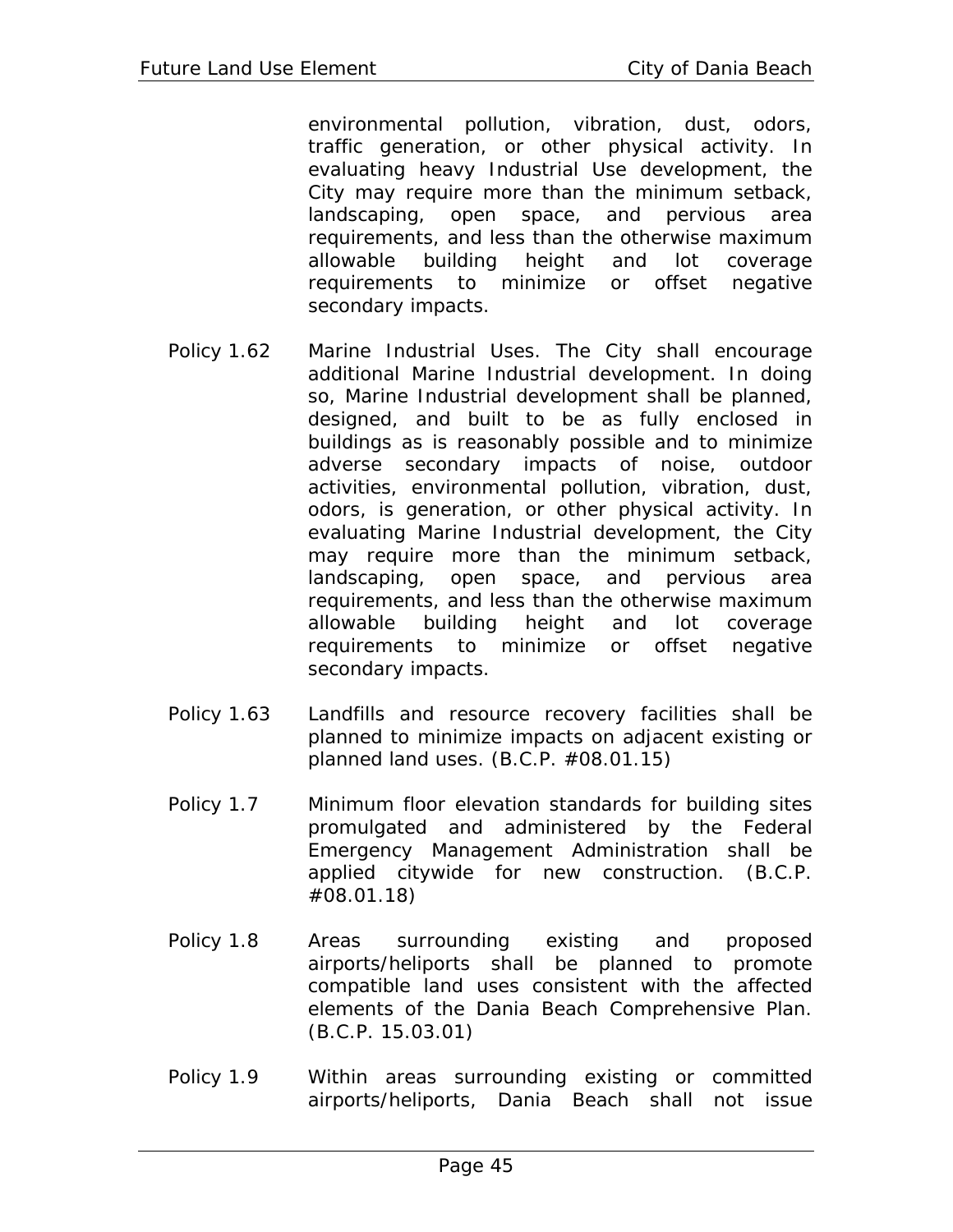environmental pollution, vibration, dust, odors, traffic generation, or other physical activity. In evaluating heavy Industrial Use development, the City may require more than the minimum setback, landscaping, open space, and pervious area requirements, and less than the otherwise maximum allowable building height and lot coverage requirements to minimize or offset negative secondary impacts.

Policy 1.62 Marine Industrial Uses. The City shall encourage additional Marine Industrial development. In doing so, Marine Industrial development shall be planned, designed, and built to be as fully enclosed in buildings as is reasonably possible and to minimize adverse secondary impacts of noise, outdoor activities, environmental pollution, vibration, dust, odors, is generation, or other physical activity. In evaluating Marine Industrial development, the City may require more than the minimum setback, landscaping, open space, and pervious area requirements, and less than the otherwise maximum allowable building height and lot coverage requirements to minimize or offset negative secondary impacts.

Policy 1.63 Landfills and resource recovery facilities shall be planned to minimize impacts on adjacent existing or planned land uses. (B.C.P. #08.01.15)

Policy 1.7 Minimum floor elevation standards for building sites promulgated and administered by the Federal Emergency Management Administration shall be applied citywide for new construction. (B.C.P. #08.01.18)

Policy 1.8 Areas surrounding existing and proposed airports/heliports shall be planned to promote compatible land uses consistent with the affected elements of the Dania Beach Comprehensive Plan. (B.C.P. 15.03.01)

Policy 1.9 Within areas surrounding existing or committed airports/heliports, Dania Beach shall not issue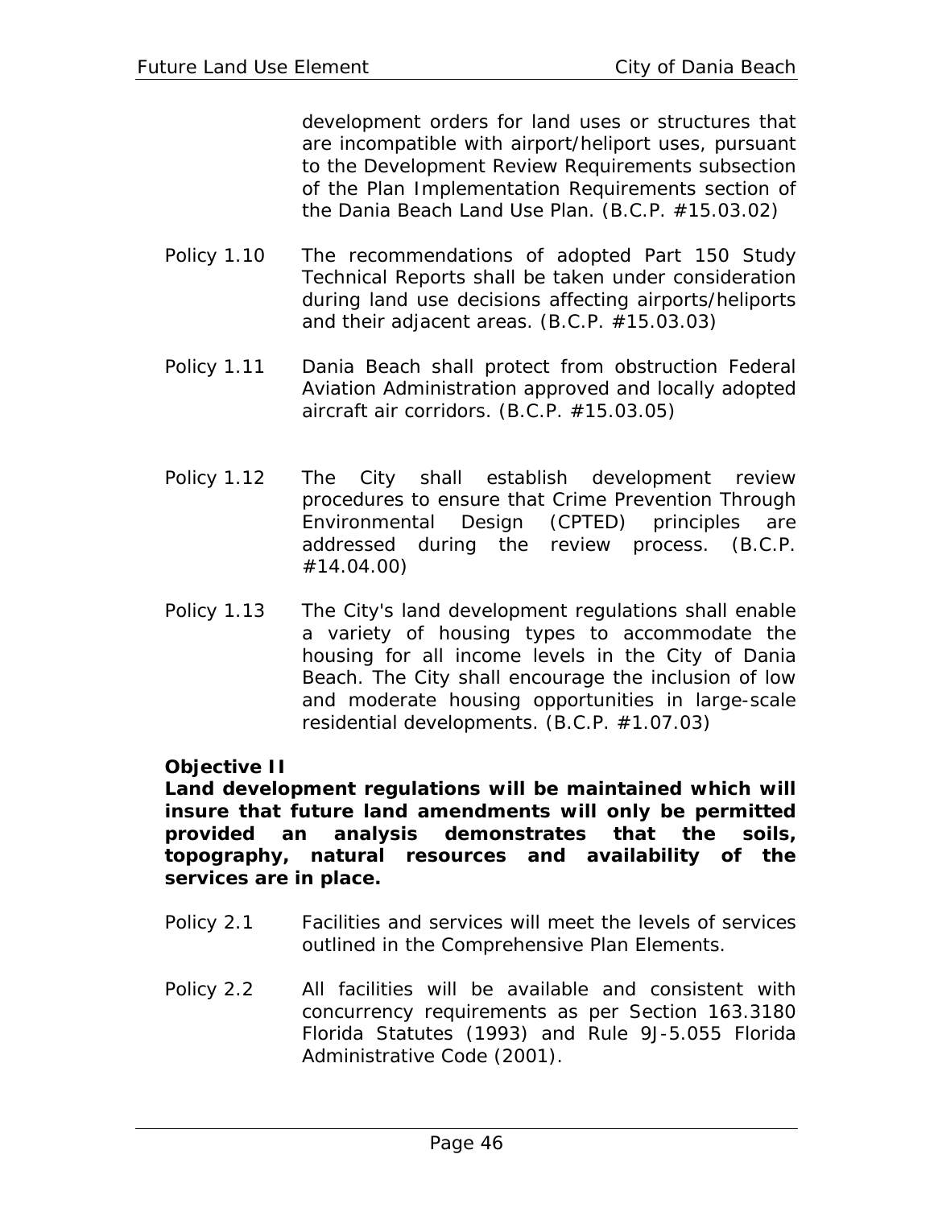development orders for land uses or structures that are incompatible with airport/heliport uses, pursuant to the Development Review Requirements subsection of the Plan Implementation Requirements section of the Dania Beach Land Use Plan. (B.C.P. #15.03.02)

Policy 1.10 The recommendations of adopted Part 150 Study Technical Reports shall be taken under consideration during land use decisions affecting airports/heliports and their adjacent areas. (B.C.P. #15.03.03)

Policy 1.11 Dania Beach shall protect from obstruction Federal Aviation Administration approved and locally adopted aircraft air corridors. (B.C.P. #15.03.05)

Policy 1.12 The City shall establish development review procedures to ensure that Crime Prevention Through Environmental Design (CPTED) principles are addressed during the review process. (B.C.P. #14.04.00)

Policy 1.13 The City's land development regulations shall enable a variety of housing types to accommodate the housing for all income levels in the City of Dania Beach. The City shall encourage the inclusion of low and moderate housing opportunities in large-scale residential developments. (B.C.P. #1.07.03)

**Objective II**
**Land development regulations will be maintained which will insure that future land amendments will only be permitted provided an analysis demonstrates that the soils, topography, natural resources and availability of the services are in place.**

Policy 2.1 Facilities and services will meet the levels of services outlined in the Comprehensive Plan Elements.

Policy 2.2 All facilities will be available and consistent with concurrency requirements as per Section 163.3180 Florida Statutes (1993) and Rule 9J-5.055 Florida Administrative Code (2001).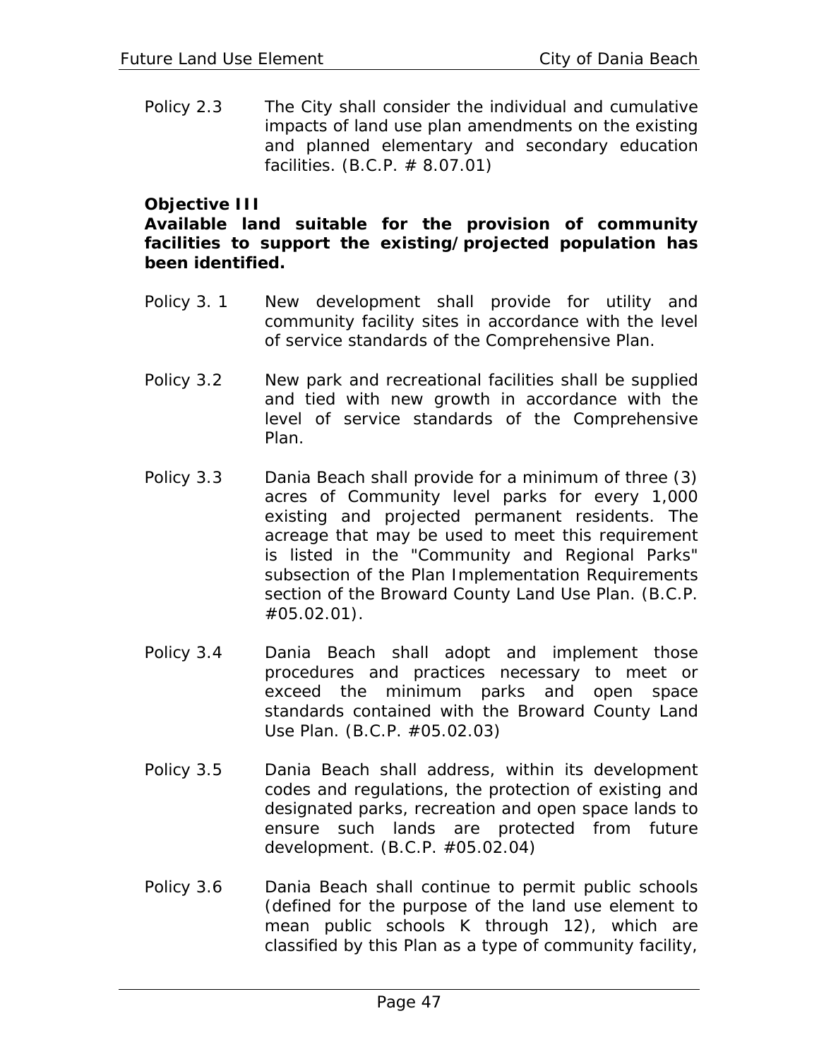Policy 2.3 The City shall consider the individual and cumulative impacts of land use plan amendments on the existing and planned elementary and secondary education facilities. (B.C.P. # 8.07.01)

**Objective III**
**Available land suitable for the provision of community facilities to support the existing/projected population has been identified.**

Policy 3. 1 New development shall provide for utility and community facility sites in accordance with the level of service standards of the Comprehensive Plan.

Policy 3.2 New park and recreational facilities shall be supplied and tied with new growth in accordance with the level of service standards of the Comprehensive Plan.

Policy 3.3 Dania Beach shall provide for a minimum of three (3) acres of Community level parks for every 1,000 existing and projected permanent residents. The acreage that may be used to meet this requirement is listed in the "Community and Regional Parks" subsection of the Plan Implementation Requirements section of the Broward County Land Use Plan. (B.C.P. #05.02.01).

Policy 3.4 Dania Beach shall adopt and implement those procedures and practices necessary to meet or exceed the minimum parks and open space standards contained with the Broward County Land Use Plan. (B.C.P. #05.02.03)

Policy 3.5 Dania Beach shall address, within its development codes and regulations, the protection of existing and designated parks, recreation and open space lands to ensure such lands are protected from future development. (B.C.P. #05.02.04)

Policy 3.6 Dania Beach shall continue to permit public schools (defined for the purpose of the land use element to mean public schools K through 12), which are classified by this Plan as a type of community facility,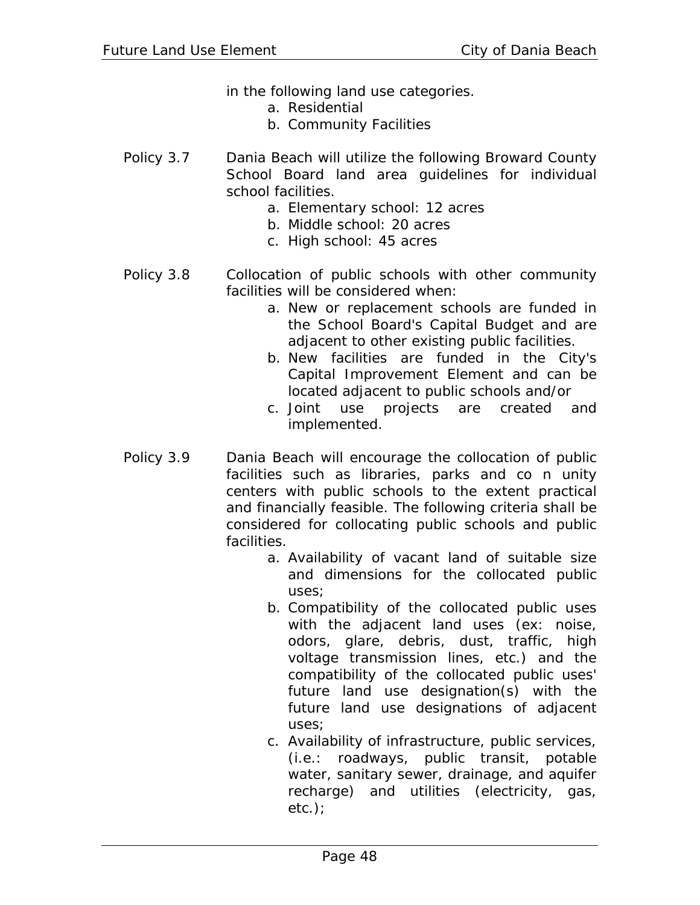in the following land use categories.

a. Residential
b. Community Facilities

Policy 3.7 Dania Beach will utilize the following Broward County School Board land area guidelines for individual school facilities.

a. Elementary school: 12 acres
b. Middle school: 20 acres
c. High school: 45 acres

Policy 3.8 Collocation of public schools with other community facilities will be considered when:

a. New or replacement schools are funded in the School Board's Capital Budget and are adjacent to other existing public facilities.
b. New facilities are funded in the City's Capital Improvement Element and can be located adjacent to public schools and/or
c. Joint use projects are created and implemented.

Policy 3.9 Dania Beach will encourage the collocation of public facilities such as libraries, parks and co n unity centers with public schools to the extent practical and financially feasible. The following criteria shall be considered for collocating public schools and public facilities.

a. Availability of vacant land of suitable size and dimensions for the collocated public uses;
b. Compatibility of the collocated public uses with the adjacent land uses (ex: noise, odors, glare, debris, dust, traffic, high voltage transmission lines, etc.) and the compatibility of the collocated public uses' future land use designation(s) with the future land use designations of adjacent uses;
c. Availability of infrastructure, public services, (i.e.: roadways, public transit, potable water, sanitary sewer, drainage, and aquifer recharge) and utilities (electricity, gas, etc.);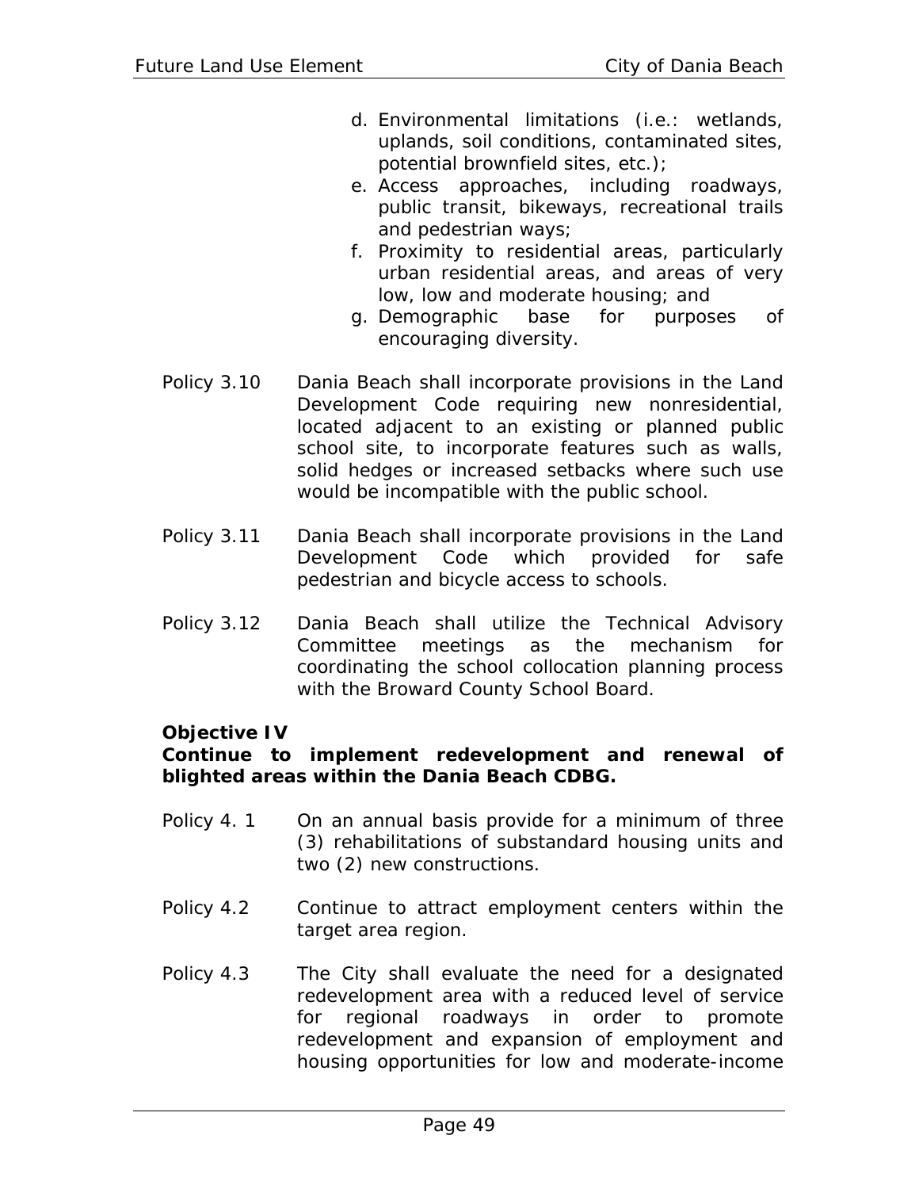d. Environmental limitations (i.e.: wetlands, uplands, soil conditions, contaminated sites, potential brownfield sites, etc.);
e. Access approaches, including roadways, public transit, bikeways, recreational trails and pedestrian ways;
f. Proximity to residential areas, particularly urban residential areas, and areas of very low, low and moderate housing; and
g. Demographic base for purposes of encouraging diversity.

Policy 3.10 Dania Beach shall incorporate provisions in the Land Development Code requiring new nonresidential, located adjacent to an existing or planned public school site, to incorporate features such as walls, solid hedges or increased setbacks where such use would be incompatible with the public school.

Policy 3.11 Dania Beach shall incorporate provisions in the Land Development Code which provided for safe pedestrian and bicycle access to schools.

Policy 3.12 Dania Beach shall utilize the Technical Advisory Committee meetings as the mechanism for coordinating the school collocation planning process with the Broward County School Board.

**Objective IV**
**Continue to implement redevelopment and renewal of blighted areas within the Dania Beach CDBG.**

Policy 4. 1 On an annual basis provide for a minimum of three (3) rehabilitations of substandard housing units and two (2) new constructions.

Policy 4.2 Continue to attract employment centers within the target area region.

Policy 4.3 The City shall evaluate the need for a designated redevelopment area with a reduced level of service for regional roadways in order to promote redevelopment and expansion of employment and housing opportunities for low and moderate-income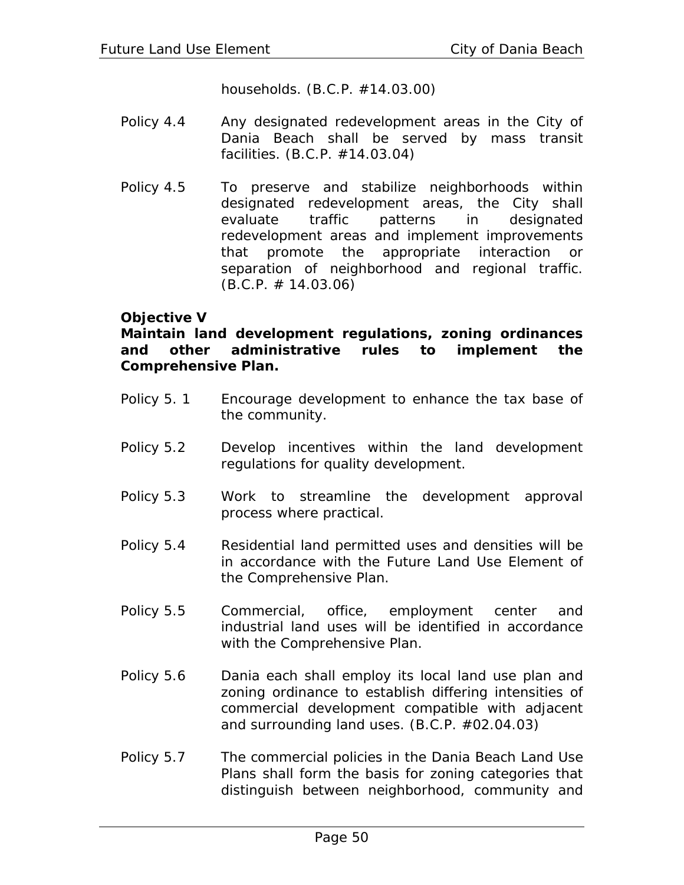households. (B.C.P. #14.03.00)

Policy 4.4 Any designated redevelopment areas in the City of Dania Beach shall be served by mass transit facilities. (B.C.P. #14.03.04)

Policy 4.5 To preserve and stabilize neighborhoods within designated redevelopment areas, the City shall evaluate traffic patterns in designated redevelopment areas and implement improvements that promote the appropriate interaction or separation of neighborhood and regional traffic. (B.C.P. # 14.03.06)

**Objective V**
**Maintain land development regulations, zoning ordinances and other administrative rules to implement the Comprehensive Plan.**

Policy 5. 1 Encourage development to enhance the tax base of the community.

Policy 5.2 Develop incentives within the land development regulations for quality development.

Policy 5.3 Work to streamline the development approval process where practical.

Policy 5.4 Residential land permitted uses and densities will be in accordance with the Future Land Use Element of the Comprehensive Plan.

Policy 5.5 Commercial, office, employment center and industrial land uses will be identified in accordance with the Comprehensive Plan.

Policy 5.6 Dania each shall employ its local land use plan and zoning ordinance to establish differing intensities of commercial development compatible with adjacent and surrounding land uses. (B.C.P. #02.04.03)

Policy 5.7 The commercial policies in the Dania Beach Land Use Plans shall form the basis for zoning categories that distinguish between neighborhood, community and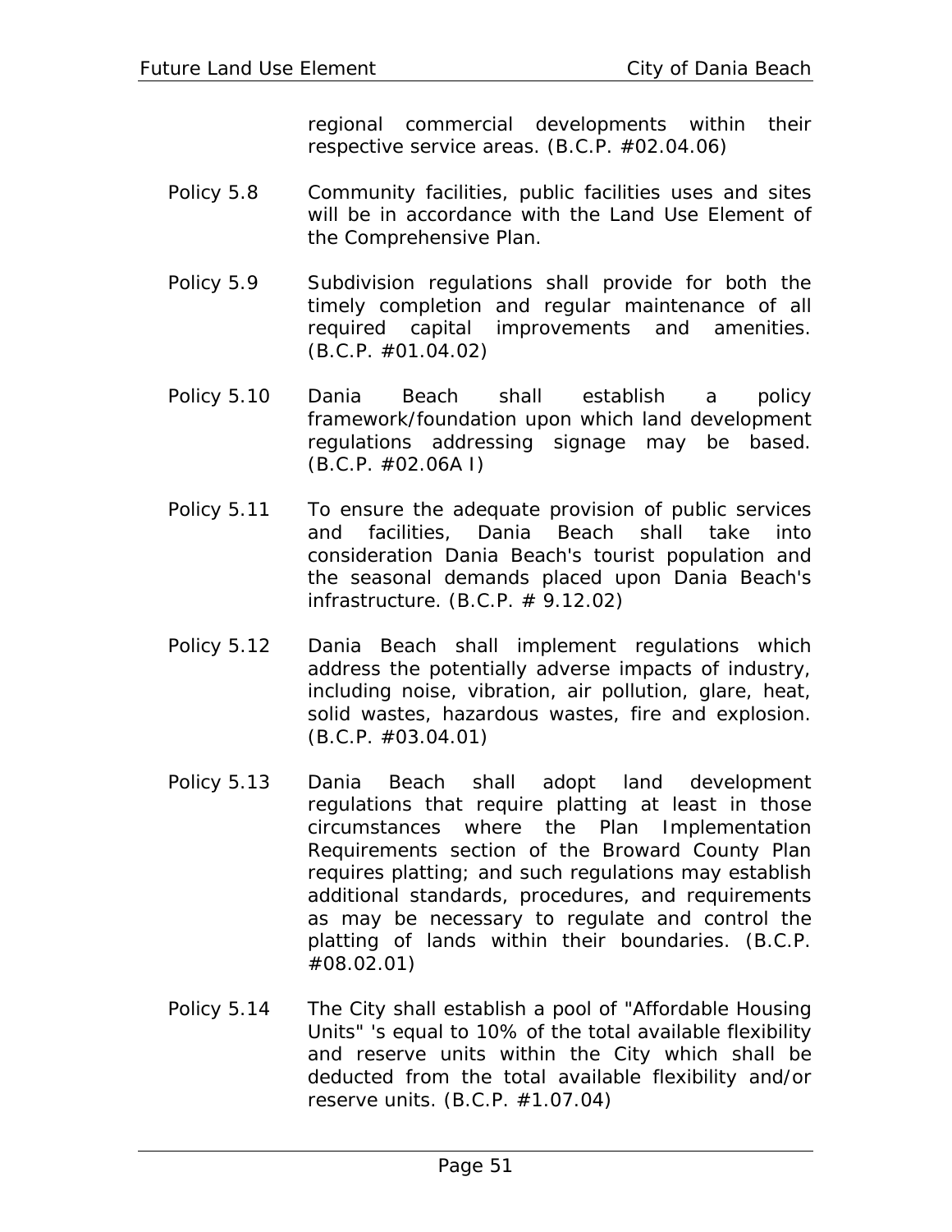regional commercial developments within their respective service areas. (B.C.P. #02.04.06)

Policy 5.8 Community facilities, public facilities uses and sites will be in accordance with the Land Use Element of the Comprehensive Plan.

Policy 5.9 Subdivision regulations shall provide for both the timely completion and regular maintenance of all required capital improvements and amenities. (B.C.P. #01.04.02)

Policy 5.10 Dania Beach shall establish a policy framework/foundation upon which land development regulations addressing signage may be based. (B.C.P. #02.06A I)

Policy 5.11 To ensure the adequate provision of public services and facilities, Dania Beach shall take into consideration Dania Beach's tourist population and the seasonal demands placed upon Dania Beach's infrastructure. (B.C.P. # 9.12.02)

Policy 5.12 Dania Beach shall implement regulations which address the potentially adverse impacts of industry, including noise, vibration, air pollution, glare, heat, solid wastes, hazardous wastes, fire and explosion. (B.C.P. #03.04.01)

Policy 5.13 Dania Beach shall adopt land development regulations that require platting at least in those circumstances where the Plan Implementation Requirements section of the Broward County Plan requires platting; and such regulations may establish additional standards, procedures, and requirements as may be necessary to regulate and control the platting of lands within their boundaries. (B.C.P. #08.02.01)

Policy 5.14 The City shall establish a pool of "Affordable Housing Units" 's equal to 10% of the total available flexibility and reserve units within the City which shall be deducted from the total available flexibility and/or reserve units. (B.C.P. #1.07.04)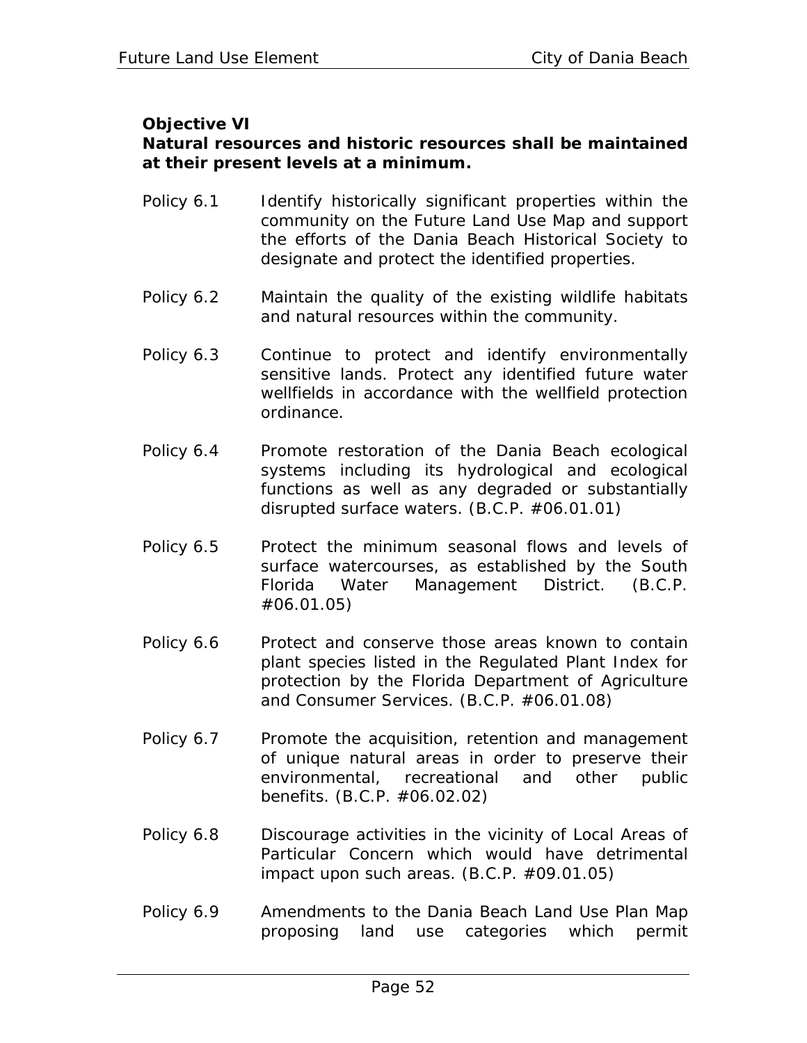**Objective VI**
**Natural resources and historic resources shall be maintained at their present levels at a minimum.**

Policy 6.1 Identify historically significant properties within the community on the Future Land Use Map and support the efforts of the Dania Beach Historical Society to designate and protect the identified properties.

Policy 6.2 Maintain the quality of the existing wildlife habitats and natural resources within the community.

Policy 6.3 Continue to protect and identify environmentally sensitive lands. Protect any identified future water wellfields in accordance with the wellfield protection ordinance.

Policy 6.4 Promote restoration of the Dania Beach ecological systems including its hydrological and ecological functions as well as any degraded or substantially disrupted surface waters. (B.C.P. #06.01.01)

Policy 6.5 Protect the minimum seasonal flows and levels of surface watercourses, as established by the South Florida Water Management District. (B.C.P. #06.01.05)

Policy 6.6 Protect and conserve those areas known to contain plant species listed in the Regulated Plant Index for protection by the Florida Department of Agriculture and Consumer Services. (B.C.P. #06.01.08)

Policy 6.7 Promote the acquisition, retention and management of unique natural areas in order to preserve their environmental, recreational and other public benefits. (B.C.P. #06.02.02)

Policy 6.8 Discourage activities in the vicinity of Local Areas of Particular Concern which would have detrimental impact upon such areas. (B.C.P. #09.01.05)

Policy 6.9 Amendments to the Dania Beach Land Use Plan Map proposing land use categories which permit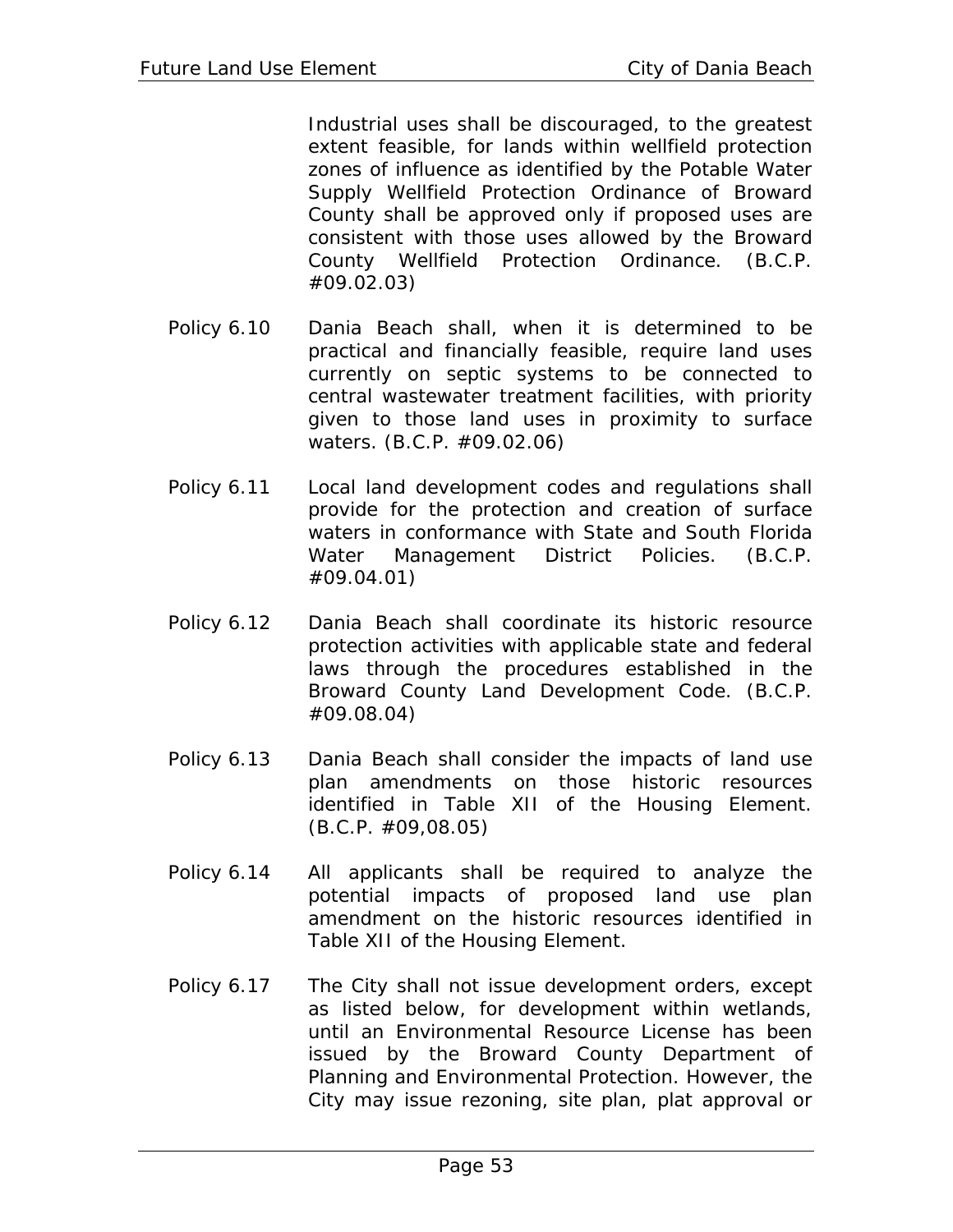Industrial uses shall be discouraged, to the greatest extent feasible, for lands within wellfield protection zones of influence as identified by the Potable Water Supply Wellfield Protection Ordinance of Broward County shall be approved only if proposed uses are consistent with those uses allowed by the Broward County Wellfield Protection Ordinance. (B.C.P. #09.02.03)

Policy 6.10 Dania Beach shall, when it is determined to be practical and financially feasible, require land uses currently on septic systems to be connected to central wastewater treatment facilities, with priority given to those land uses in proximity to surface waters. (B.C.P. #09.02.06)

Policy 6.11 Local land development codes and regulations shall provide for the protection and creation of surface waters in conformance with State and South Florida Water Management District Policies. (B.C.P. #09.04.01)

Policy 6.12 Dania Beach shall coordinate its historic resource protection activities with applicable state and federal laws through the procedures established in the Broward County Land Development Code. (B.C.P. #09.08.04)

Policy 6.13 Dania Beach shall consider the impacts of land use plan amendments on those historic resources identified in Table XII of the Housing Element. (B.C.P. #09,08.05)

Policy 6.14 All applicants shall be required to analyze the potential impacts of proposed land use plan amendment on the historic resources identified in Table XII of the Housing Element.

Policy 6.17 The City shall not issue development orders, except as listed below, for development within wetlands, until an Environmental Resource License has been issued by the Broward County Department of Planning and Environmental Protection. However, the City may issue rezoning, site plan, plat approval or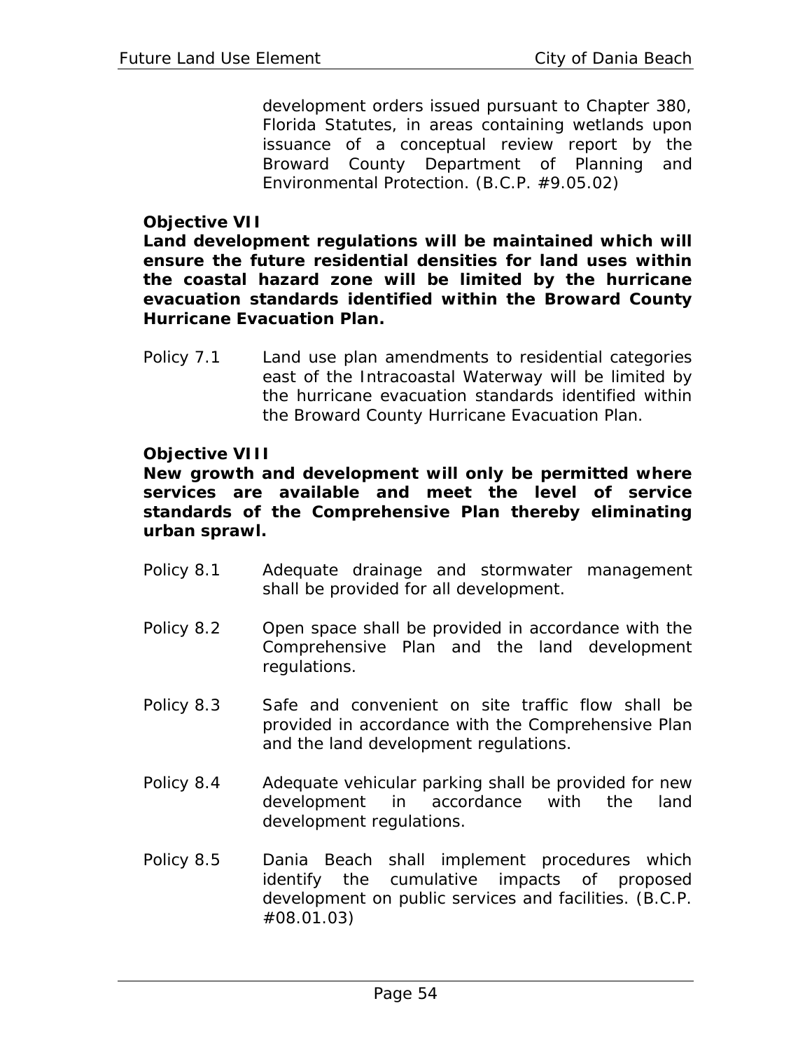development orders issued pursuant to Chapter 380, Florida Statutes, in areas containing wetlands upon issuance of a conceptual review report by the Broward County Department of Planning and Environmental Protection. (B.C.P. #9.05.02)

**Objective VII**
**Land development regulations will be maintained which will ensure the future residential densities for land uses within the coastal hazard zone will be limited by the hurricane evacuation standards identified within the Broward County Hurricane Evacuation Plan.**

Policy 7.1 Land use plan amendments to residential categories east of the Intracoastal Waterway will be limited by the hurricane evacuation standards identified within the Broward County Hurricane Evacuation Plan.

**Objective VIII**
**New growth and development will only be permitted where services are available and meet the level of service standards of the Comprehensive Plan thereby eliminating urban sprawl.**

Policy 8.1 Adequate drainage and stormwater management shall be provided for all development.

Policy 8.2 Open space shall be provided in accordance with the Comprehensive Plan and the land development regulations.

Policy 8.3 Safe and convenient on site traffic flow shall be provided in accordance with the Comprehensive Plan and the land development regulations.

Policy 8.4 Adequate vehicular parking shall be provided for new development in accordance with the land development regulations.

Policy 8.5 Dania Beach shall implement procedures which identify the cumulative impacts of proposed development on public services and facilities. (B.C.P. #08.01.03)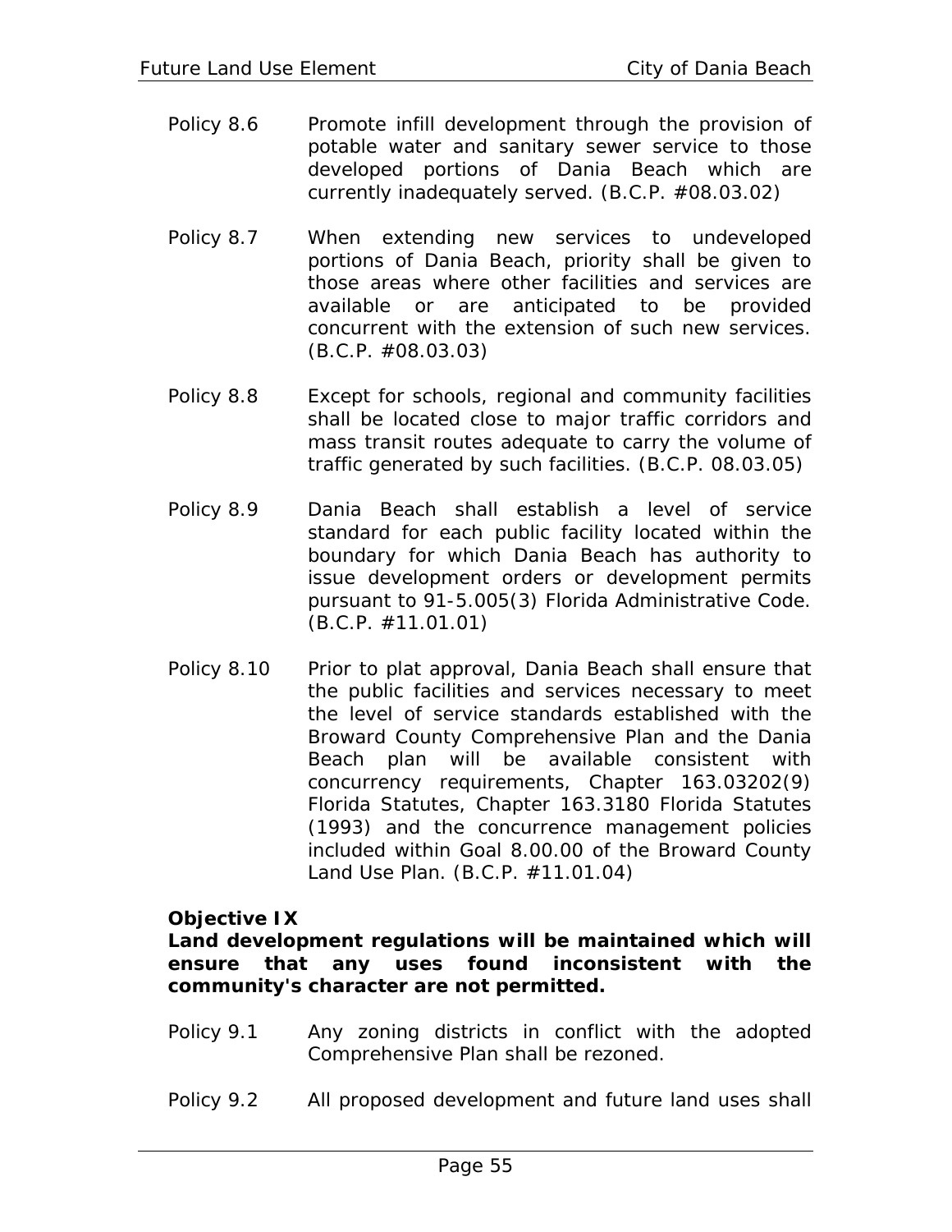Policy 8.6 Promote infill development through the provision of potable water and sanitary sewer service to those developed portions of Dania Beach which are currently inadequately served. (B.C.P. #08.03.02)

Policy 8.7 When extending new services to undeveloped portions of Dania Beach, priority shall be given to those areas where other facilities and services are available or are anticipated to be provided concurrent with the extension of such new services. (B.C.P. #08.03.03)

Policy 8.8 Except for schools, regional and community facilities shall be located close to major traffic corridors and mass transit routes adequate to carry the volume of traffic generated by such facilities. (B.C.P. 08.03.05)

Policy 8.9 Dania Beach shall establish a level of service standard for each public facility located within the boundary for which Dania Beach has authority to issue development orders or development permits pursuant to 91-5.005(3) Florida Administrative Code. (B.C.P. #11.01.01)

Policy 8.10 Prior to plat approval, Dania Beach shall ensure that the public facilities and services necessary to meet the level of service standards established with the Broward County Comprehensive Plan and the Dania Beach plan will be available consistent with concurrency requirements, Chapter 163.03202(9) Florida Statutes, Chapter 163.3180 Florida Statutes (1993) and the concurrence management policies included within Goal 8.00.00 of the Broward County Land Use Plan. (B.C.P. #11.01.04)

**Objective IX**
**Land development regulations will be maintained which will ensure that any uses found inconsistent with the community's character are not permitted.**

Policy 9.1 Any zoning districts in conflict with the adopted Comprehensive Plan shall be rezoned.

Policy 9.2 All proposed development and future land uses shall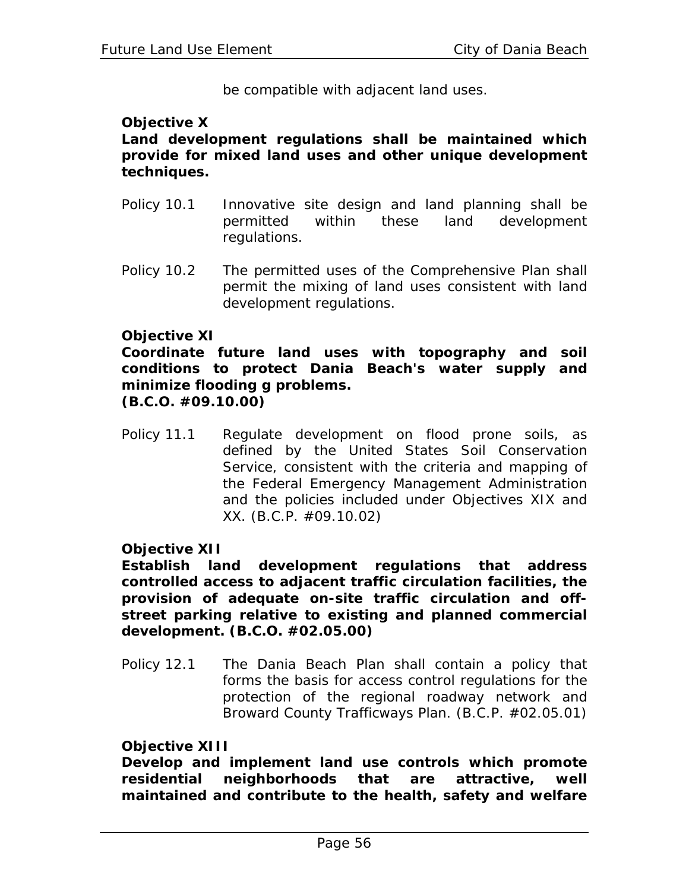be compatible with adjacent land uses.

**Objective X**
**Land development regulations shall be maintained which provide for mixed land uses and other unique development techniques.**

Policy 10.1 Innovative site design and land planning shall be permitted within these land development regulations.

Policy 10.2 The permitted uses of the Comprehensive Plan shall permit the mixing of land uses consistent with land development regulations.

**Objective XI**
**Coordinate future land uses with topography and soil conditions to protect Dania Beach's water supply and minimize flooding g problems.**
**(B.C.O. #09.10.00)**

Policy 11.1 Regulate development on flood prone soils, as defined by the United States Soil Conservation Service, consistent with the criteria and mapping of the Federal Emergency Management Administration and the policies included under Objectives XIX and XX. (B.C.P. #09.10.02)

**Objective XII**
**Establish land development regulations that address controlled access to adjacent traffic circulation facilities, the provision of adequate on-site traffic circulation and off-street parking relative to existing and planned commercial development. (B.C.O. #02.05.00)**

Policy 12.1 The Dania Beach Plan shall contain a policy that forms the basis for access control regulations for the protection of the regional roadway network and Broward County Trafficways Plan. (B.C.P. #02.05.01)

**Objective XIII**
**Develop and implement land use controls which promote residential neighborhoods that are attractive, well maintained and contribute to the health, safety and welfare**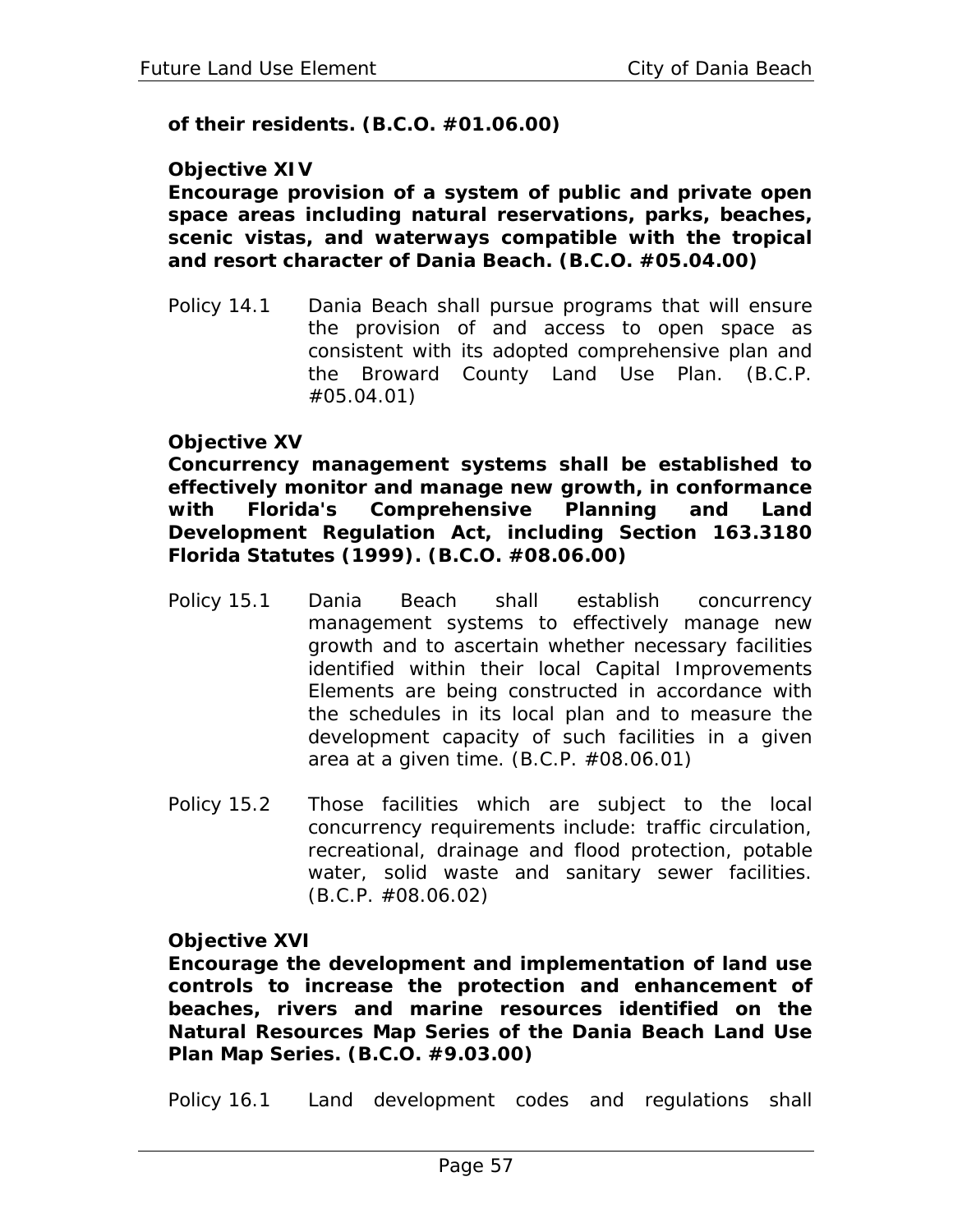**of their residents. (B.C.O. #01.06.00)**

**Objective XIV**
**Encourage provision of a system of public and private open space areas including natural reservations, parks, beaches, scenic vistas, and waterways compatible with the tropical and resort character of Dania Beach. (B.C.O. #05.04.00)**

Policy 14.1 Dania Beach shall pursue programs that will ensure the provision of and access to open space as consistent with its adopted comprehensive plan and the Broward County Land Use Plan. (B.C.P. #05.04.01)

**Objective XV**
**Concurrency management systems shall be established to effectively monitor and manage new growth, in conformance with Florida's Comprehensive Planning and Land Development Regulation Act, including Section 163.3180 Florida Statutes (1999). (B.C.O. #08.06.00)**

Policy 15.1 Dania Beach shall establish concurrency management systems to effectively manage new growth and to ascertain whether necessary facilities identified within their local Capital Improvements Elements are being constructed in accordance with the schedules in its local plan and to measure the development capacity of such facilities in a given area at a given time. (B.C.P. #08.06.01)

Policy 15.2 Those facilities which are subject to the local concurrency requirements include: traffic circulation, recreational, drainage and flood protection, potable water, solid waste and sanitary sewer facilities. (B.C.P. #08.06.02)

**Objective XVI**
**Encourage the development and implementation of land use controls to increase the protection and enhancement of beaches, rivers and marine resources identified on the Natural Resources Map Series of the Dania Beach Land Use Plan Map Series. (B.C.O. #9.03.00)**

Policy 16.1 Land development codes and regulations shall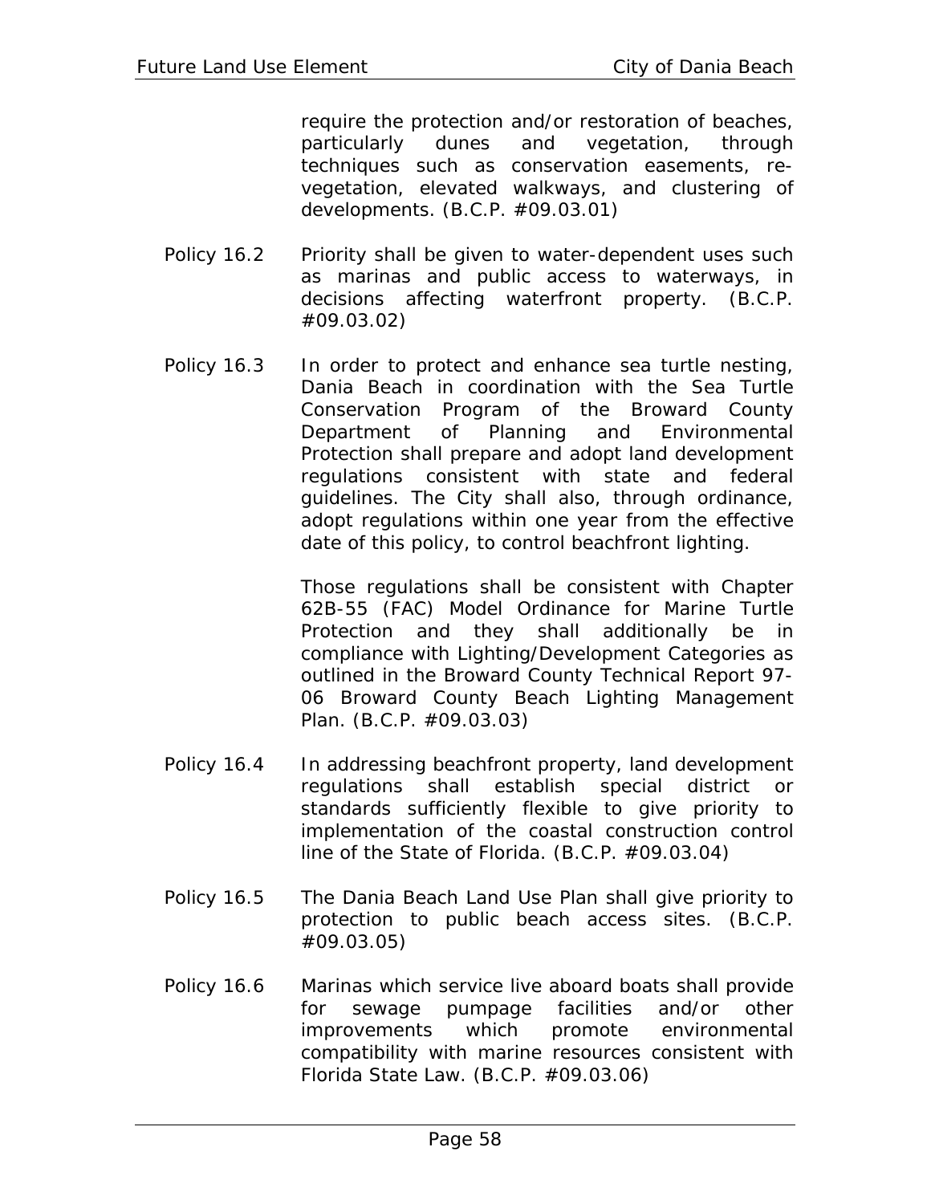require the protection and/or restoration of beaches, particularly dunes and vegetation, through techniques such as conservation easements, re-vegetation, elevated walkways, and clustering of developments. (B.C.P. #09.03.01)

Policy 16.2 Priority shall be given to water-dependent uses such as marinas and public access to waterways, in decisions affecting waterfront property. (B.C.P. #09.03.02)

Policy 16.3 In order to protect and enhance sea turtle nesting, Dania Beach in coordination with the Sea Turtle Conservation Program of the Broward County Department of Planning and Environmental Protection shall prepare and adopt land development regulations consistent with state and federal guidelines. The City shall also, through ordinance, adopt regulations within one year from the effective date of this policy, to control beachfront lighting.

Those regulations shall be consistent with Chapter 62B-55 (FAC) Model Ordinance for Marine Turtle Protection and they shall additionally be in compliance with Lighting/Development Categories as outlined in the Broward County Technical Report 97-06 Broward County Beach Lighting Management Plan. (B.C.P. #09.03.03)

Policy 16.4 In addressing beachfront property, land development regulations shall establish special district or standards sufficiently flexible to give priority to implementation of the coastal construction control line of the State of Florida. (B.C.P. #09.03.04)

Policy 16.5 The Dania Beach Land Use Plan shall give priority to protection to public beach access sites. (B.C.P. #09.03.05)

Policy 16.6 Marinas which service live aboard boats shall provide for sewage pumpage facilities and/or other improvements which promote environmental compatibility with marine resources consistent with Florida State Law. (B.C.P. #09.03.06)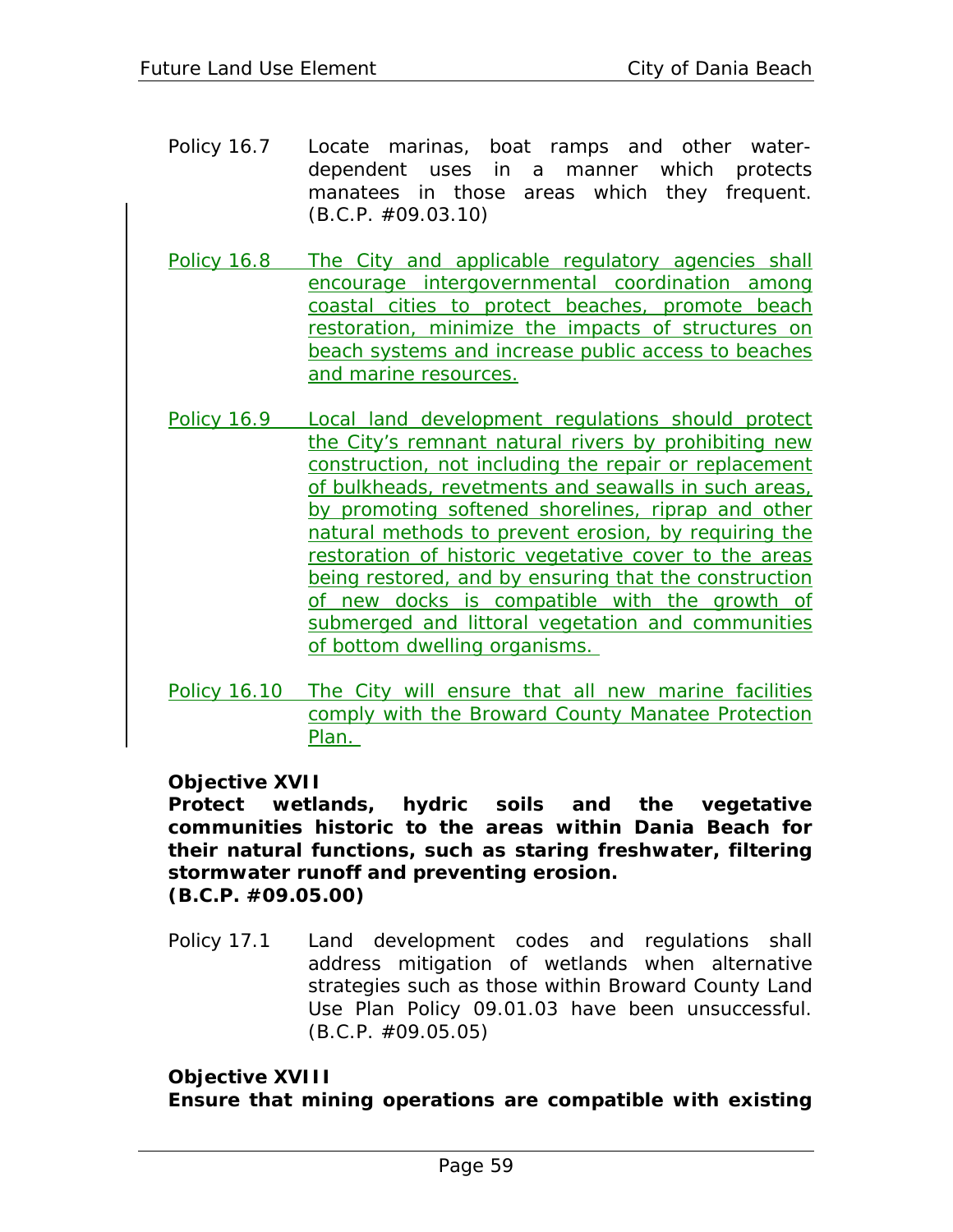Policy 16.7 Locate marinas, boat ramps and other water-dependent uses in a manner which protects manatees in those areas which they frequent. (B.C.P. #09.03.10)

Policy 16.8 The City and applicable regulatory agencies shall encourage intergovernmental coordination among coastal cities to protect beaches, promote beach restoration, minimize the impacts of structures on beach systems and increase public access to beaches and marine resources.

Policy 16.9 Local land development regulations should protect the City's remnant natural rivers by prohibiting new construction, not including the repair or replacement of bulkheads, revetments and seawalls in such areas, by promoting softened shorelines, riprap and other natural methods to prevent erosion, by requiring the restoration of historic vegetative cover to the areas being restored, and by ensuring that the construction of new docks is compatible with the growth of submerged and littoral vegetation and communities of bottom dwelling organisms.

Policy 16.10 The City will ensure that all new marine facilities comply with the Broward County Manatee Protection Plan.

**Objective XVII**
**Protect wetlands, hydric soils and the vegetative communities historic to the areas within Dania Beach for their natural functions, such as staring freshwater, filtering stormwater runoff and preventing erosion.**
**(B.C.P. #09.05.00)**

Policy 17.1 Land development codes and regulations shall address mitigation of wetlands when alternative strategies such as those within Broward County Land Use Plan Policy 09.01.03 have been unsuccessful. (B.C.P. #09.05.05)

**Objective XVIII**
**Ensure that mining operations are compatible with existing**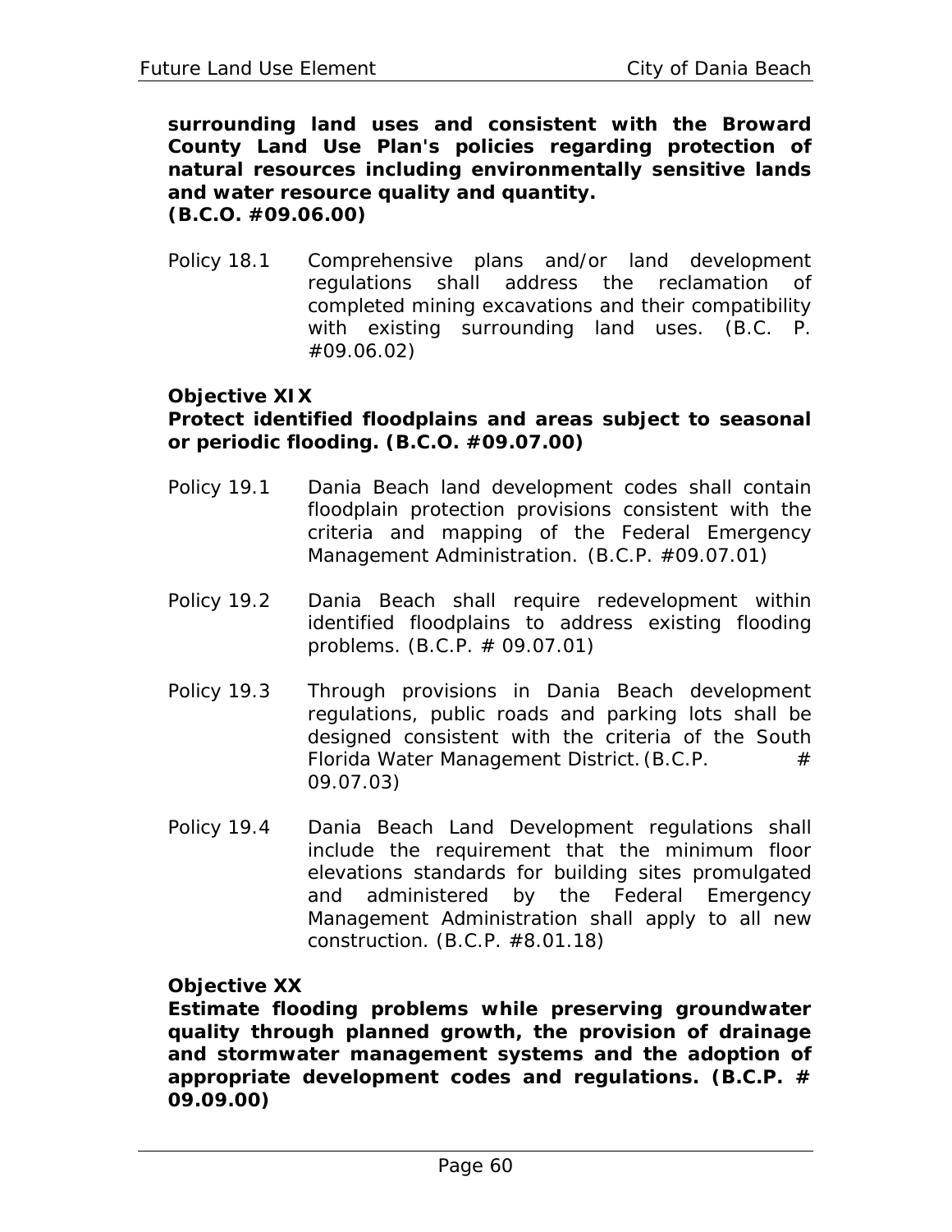**surrounding land uses and consistent with the Broward County Land Use Plan's policies regarding protection of natural resources including environmentally sensitive lands and water resource quality and quantity.**
**(B.C.O. #09.06.00)**

Policy 18.1 Comprehensive plans and/or land development regulations shall address the reclamation of completed mining excavations and their compatibility with existing surrounding land uses. (B.C. P. #09.06.02)

**Objective XIX**
**Protect identified floodplains and areas subject to seasonal or periodic flooding. (B.C.O. #09.07.00)**

Policy 19.1 Dania Beach land development codes shall contain floodplain protection provisions consistent with the criteria and mapping of the Federal Emergency Management Administration. (B.C.P. #09.07.01)

Policy 19.2 Dania Beach shall require redevelopment within identified floodplains to address existing flooding problems. (B.C.P. # 09.07.01)

Policy 19.3 Through provisions in Dania Beach development regulations, public roads and parking lots shall be designed consistent with the criteria of the South Florida Water Management District. (B.C.P. # 09.07.03)

Policy 19.4 Dania Beach Land Development regulations shall include the requirement that the minimum floor elevations standards for building sites promulgated and administered by the Federal Emergency Management Administration shall apply to all new construction. (B.C.P. #8.01.18)

**Objective XX**
**Estimate flooding problems while preserving groundwater quality through planned growth, the provision of drainage and stormwater management systems and the adoption of appropriate development codes and regulations. (B.C.P. # 09.09.00)**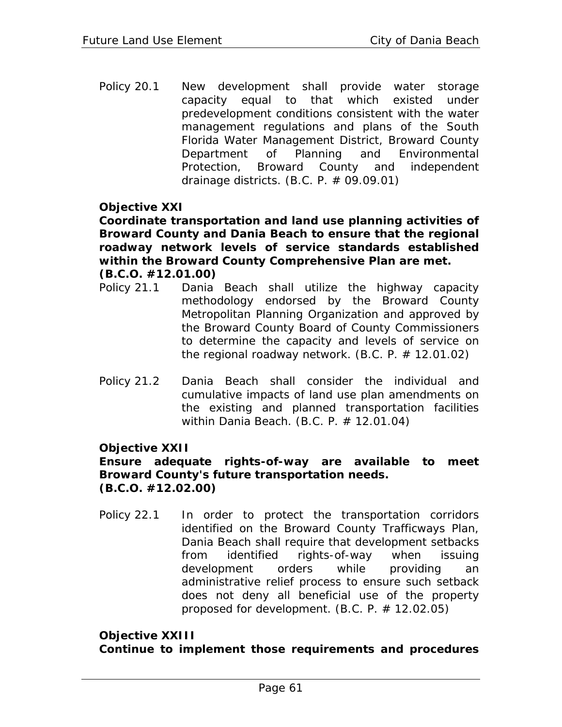Policy 20.1 New development shall provide water storage capacity equal to that which existed under predevelopment conditions consistent with the water management regulations and plans of the South Florida Water Management District, Broward County Department of Planning and Environmental Protection, Broward County and independent drainage districts. (B.C. P. # 09.09.01)

**Objective XXI**
**Coordinate transportation and land use planning activities of Broward County and Dania Beach to ensure that the regional roadway network levels of service standards established within the Broward County Comprehensive Plan are met. (B.C.O. #12.01.00)**

Policy 21.1 Dania Beach shall utilize the highway capacity methodology endorsed by the Broward County Metropolitan Planning Organization and approved by the Broward County Board of County Commissioners to determine the capacity and levels of service on the regional roadway network. (B.C. P. # 12.01.02)

Policy 21.2 Dania Beach shall consider the individual and cumulative impacts of land use plan amendments on the existing and planned transportation facilities within Dania Beach. (B.C. P. # 12.01.04)

**Objective XXII**
**Ensure adequate rights-of-way are available to meet Broward County's future transportation needs. (B.C.O. #12.02.00)**

Policy 22.1 In order to protect the transportation corridors identified on the Broward County Trafficways Plan, Dania Beach shall require that development setbacks from identified rights-of-way when issuing development orders while providing an administrative relief process to ensure such setback does not deny all beneficial use of the property proposed for development. (B.C. P. # 12.02.05)

**Objective XXIII**
**Continue to implement those requirements and procedures**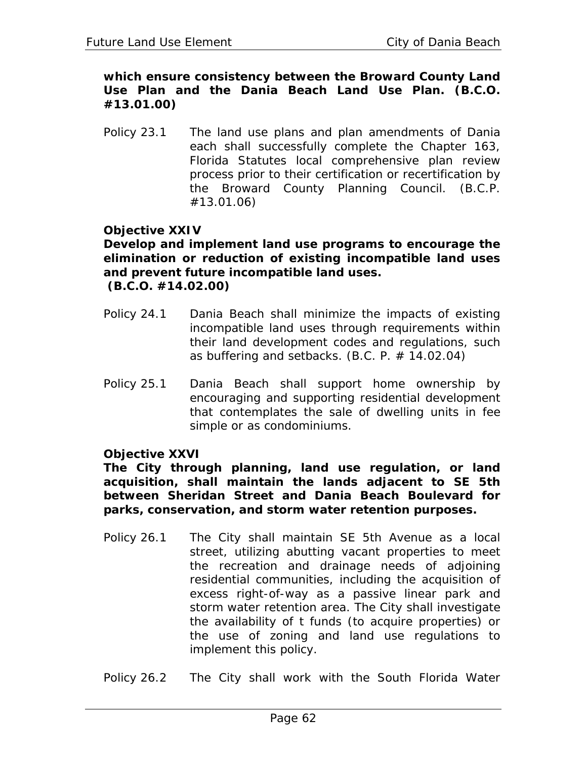**which ensure consistency between the Broward County Land Use Plan and the Dania Beach Land Use Plan. (B.C.O. #13.01.00)**

Policy 23.1 The land use plans and plan amendments of Dania each shall successfully complete the Chapter 163, Florida Statutes local comprehensive plan review process prior to their certification or recertification by the Broward County Planning Council. (B.C.P. #13.01.06)

**Objective XXIV**
**Develop and implement land use programs to encourage the elimination or reduction of existing incompatible land uses and prevent future incompatible land uses.**
**(B.C.O. #14.02.00)**

Policy 24.1 Dania Beach shall minimize the impacts of existing incompatible land uses through requirements within their land development codes and regulations, such as buffering and setbacks. (B.C. P. # 14.02.04)

Policy 25.1 Dania Beach shall support home ownership by encouraging and supporting residential development that contemplates the sale of dwelling units in fee simple or as condominiums.

**Objective XXVI**
**The City through planning, land use regulation, or land acquisition, shall maintain the lands adjacent to SE 5th between Sheridan Street and Dania Beach Boulevard for parks, conservation, and storm water retention purposes.**

Policy 26.1 The City shall maintain SE 5th Avenue as a local street, utilizing abutting vacant properties to meet the recreation and drainage needs of adjoining residential communities, including the acquisition of excess right-of-way as a passive linear park and storm water retention area. The City shall investigate the availability of t funds (to acquire properties) or the use of zoning and land use regulations to implement this policy.

Policy 26.2 The City shall work with the South Florida Water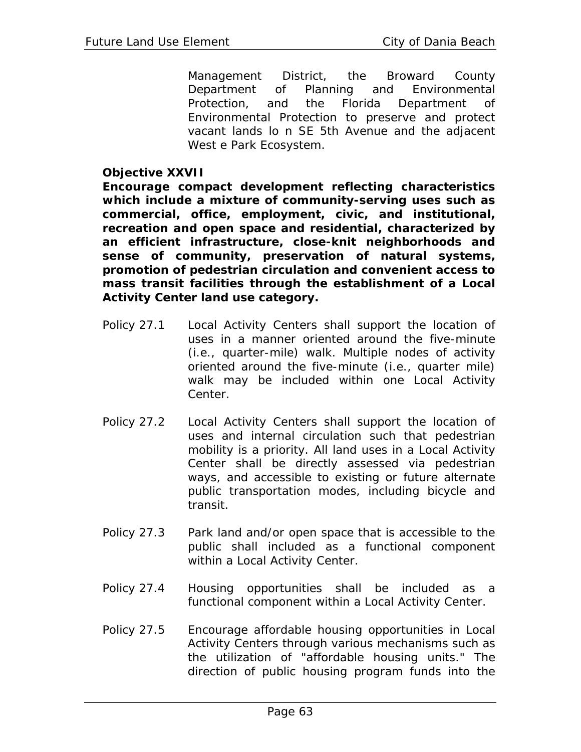Management District, the Broward County Department of Planning and Environmental Protection, and the Florida Department of Environmental Protection to preserve and protect vacant lands lo n SE 5th Avenue and the adjacent West e Park Ecosystem.

**Objective XXVII**
**Encourage compact development reflecting characteristics which include a mixture of community-serving uses such as commercial, office, employment, civic, and institutional, recreation and open space and residential, characterized by an efficient infrastructure, close-knit neighborhoods and sense of community, preservation of natural systems, promotion of pedestrian circulation and convenient access to mass transit facilities through the establishment of a Local Activity Center land use category.**

Policy 27.1 Local Activity Centers shall support the location of uses in a manner oriented around the five-minute (i.e., quarter-mile) walk. Multiple nodes of activity oriented around the five-minute (i.e., quarter mile) walk may be included within one Local Activity Center.

Policy 27.2 Local Activity Centers shall support the location of uses and internal circulation such that pedestrian mobility is a priority. All land uses in a Local Activity Center shall be directly assessed via pedestrian ways, and accessible to existing or future alternate public transportation modes, including bicycle and transit.

Policy 27.3 Park land and/or open space that is accessible to the public shall included as a functional component within a Local Activity Center.

Policy 27.4 Housing opportunities shall be included as a functional component within a Local Activity Center.

Policy 27.5 Encourage affordable housing opportunities in Local Activity Centers through various mechanisms such as the utilization of "affordable housing units." The direction of public housing program funds into the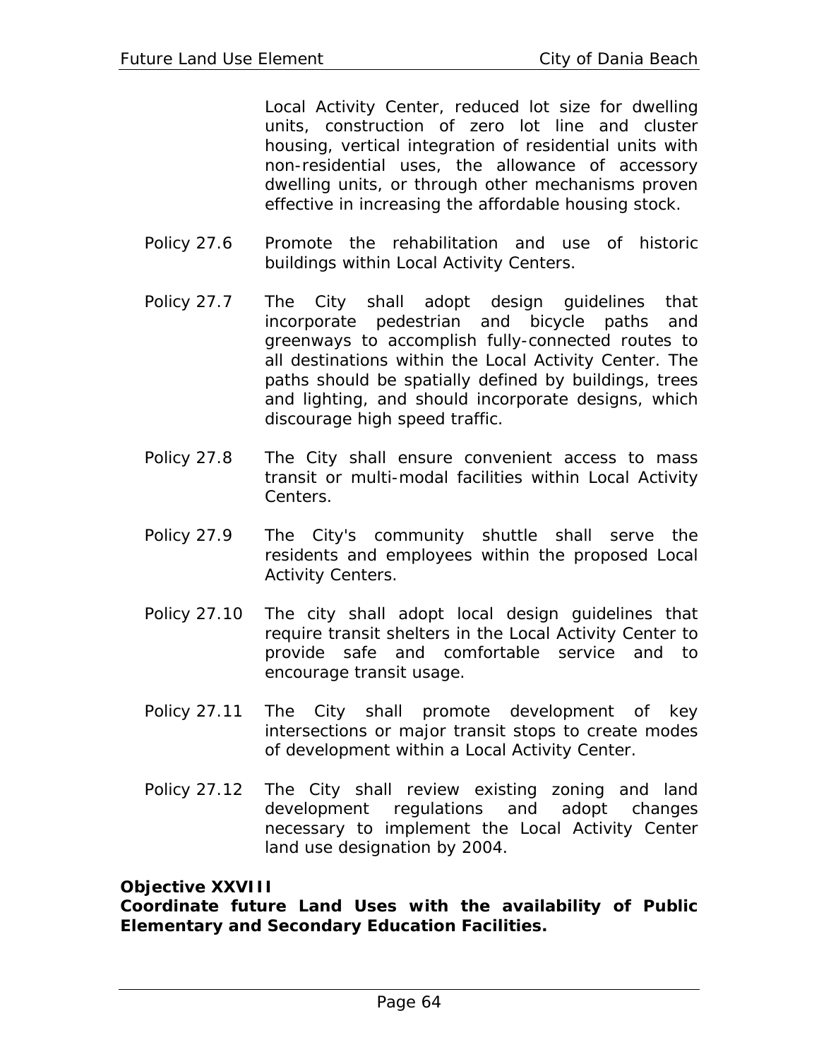Local Activity Center, reduced lot size for dwelling units, construction of zero lot line and cluster housing, vertical integration of residential units with non-residential uses, the allowance of accessory dwelling units, or through other mechanisms proven effective in increasing the affordable housing stock.

Policy 27.6 Promote the rehabilitation and use of historic buildings within Local Activity Centers.

Policy 27.7 The City shall adopt design guidelines that incorporate pedestrian and bicycle paths and greenways to accomplish fully-connected routes to all destinations within the Local Activity Center. The paths should be spatially defined by buildings, trees and lighting, and should incorporate designs, which discourage high speed traffic.

Policy 27.8 The City shall ensure convenient access to mass transit or multi-modal facilities within Local Activity Centers.

Policy 27.9 The City's community shuttle shall serve the residents and employees within the proposed Local Activity Centers.

Policy 27.10 The city shall adopt local design guidelines that require transit shelters in the Local Activity Center to provide safe and comfortable service and to encourage transit usage.

Policy 27.11 The City shall promote development of key intersections or major transit stops to create modes of development within a Local Activity Center.

Policy 27.12 The City shall review existing zoning and land development regulations and adopt changes necessary to implement the Local Activity Center land use designation by 2004.

**Objective XXVIII**
**Coordinate future Land Uses with the availability of Public Elementary and Secondary Education Facilities.**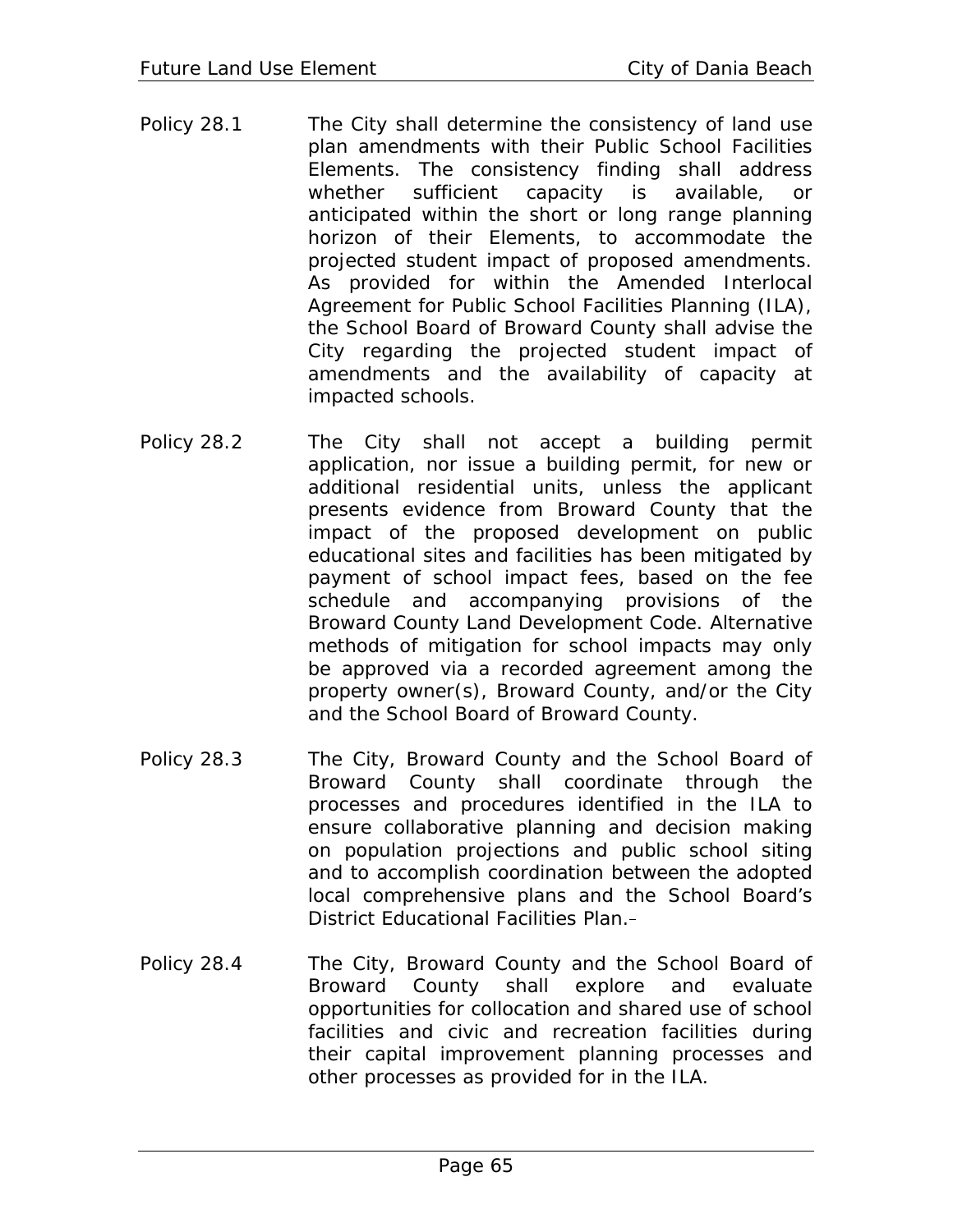Policy 28.1 The City shall determine the consistency of land use plan amendments with their Public School Facilities Elements. The consistency finding shall address whether sufficient capacity is available, or anticipated within the short or long range planning horizon of their Elements, to accommodate the projected student impact of proposed amendments. As provided for within the Amended Interlocal Agreement for Public School Facilities Planning (ILA), the School Board of Broward County shall advise the City regarding the projected student impact of amendments and the availability of capacity at impacted schools.

Policy 28.2 The City shall not accept a building permit application, nor issue a building permit, for new or additional residential units, unless the applicant presents evidence from Broward County that the impact of the proposed development on public educational sites and facilities has been mitigated by payment of school impact fees, based on the fee schedule and accompanying provisions of the Broward County Land Development Code. Alternative methods of mitigation for school impacts may only be approved via a recorded agreement among the property owner(s), Broward County, and/or the City and the School Board of Broward County.

Policy 28.3 The City, Broward County and the School Board of Broward County shall coordinate through the processes and procedures identified in the ILA to ensure collaborative planning and decision making on population projections and public school siting and to accomplish coordination between the adopted local comprehensive plans and the School Board's District Educational Facilities Plan.

Policy 28.4 The City, Broward County and the School Board of Broward County shall explore and evaluate opportunities for collocation and shared use of school facilities and civic and recreation facilities during their capital improvement planning processes and other processes as provided for in the ILA.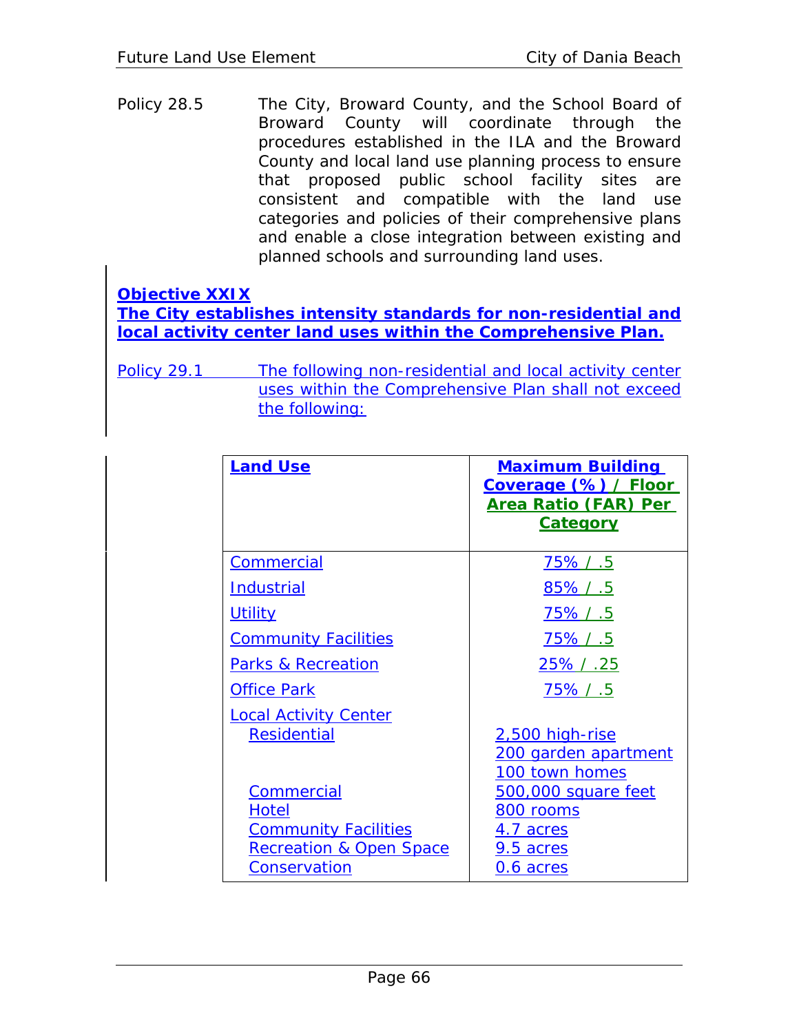Policy 28.5 The City, Broward County, and the School Board of Broward County will coordinate through the procedures established in the ILA and the Broward County and local land use planning process to ensure that proposed public school facility sites are consistent and compatible with the land use categories and policies of their comprehensive plans and enable a close integration between existing and planned schools and surrounding land uses.

**Objective XXIX**
**The City establishes intensity standards for non-residential and local activity center land uses within the Comprehensive Plan.**

Policy 29.1 The following non-residential and local activity center uses within the Comprehensive Plan shall not exceed the following:

| **Land Use** | **Maximum Building Coverage (%) / Floor Area Ratio (FAR) Per Category** |
|---|---|
| Commercial | 75% / .5 |
| Industrial | 85% / .5 |
| Utility | 75% / .5 |
| Community Facilities | 75% / .5 |
| Parks & Recreation | 25% / .25 |
| Office Park | 75% / .5 |
| Local Activity Center | |
| Residential | 2,500 high-rise<br>200 garden apartment<br>100 town homes |
| Commercial | 500,000 square feet |
| Hotel | 800 rooms |
| Community Facilities | 4.7 acres |
| Recreation & Open Space | 9.5 acres |
| Conservation | 0.6 acres |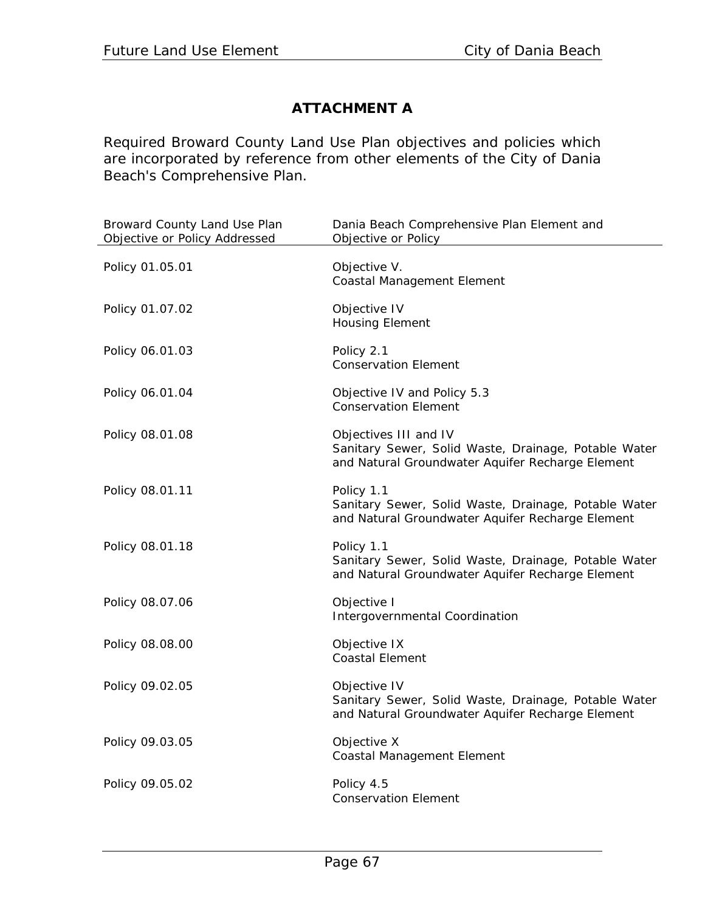# ATTACHMENT A

Required Broward County Land Use Plan objectives and policies which are incorporated by reference from other elements of the City of Dania Beach's Comprehensive Plan.

| Broward County Land Use Plan Objective or Policy Addressed | Dania Beach Comprehensive Plan Element and Objective or Policy |
|---|---|
| Policy 01.05.01 | Objective V. Coastal Management Element |
| Policy 01.07.02 | Objective IV Housing Element |
| Policy 06.01.03 | Policy 2.1 Conservation Element |
| Policy 06.01.04 | Objective IV and Policy 5.3 Conservation Element |
| Policy 08.01.08 | Objectives III and IV Sanitary Sewer, Solid Waste, Drainage, Potable Water and Natural Groundwater Aquifer Recharge Element |
| Policy 08.01.11 | Policy 1.1 Sanitary Sewer, Solid Waste, Drainage, Potable Water and Natural Groundwater Aquifer Recharge Element |
| Policy 08.01.18 | Policy 1.1 Sanitary Sewer, Solid Waste, Drainage, Potable Water and Natural Groundwater Aquifer Recharge Element |
| Policy 08.07.06 | Objective I Intergovernmental Coordination |
| Policy 08.08.00 | Objective IX Coastal Element |
| Policy 09.02.05 | Objective IV Sanitary Sewer, Solid Waste, Drainage, Potable Water and Natural Groundwater Aquifer Recharge Element |
| Policy 09.03.05 | Objective X Coastal Management Element |
| Policy 09.05.02 | Policy 4.5 Conservation Element |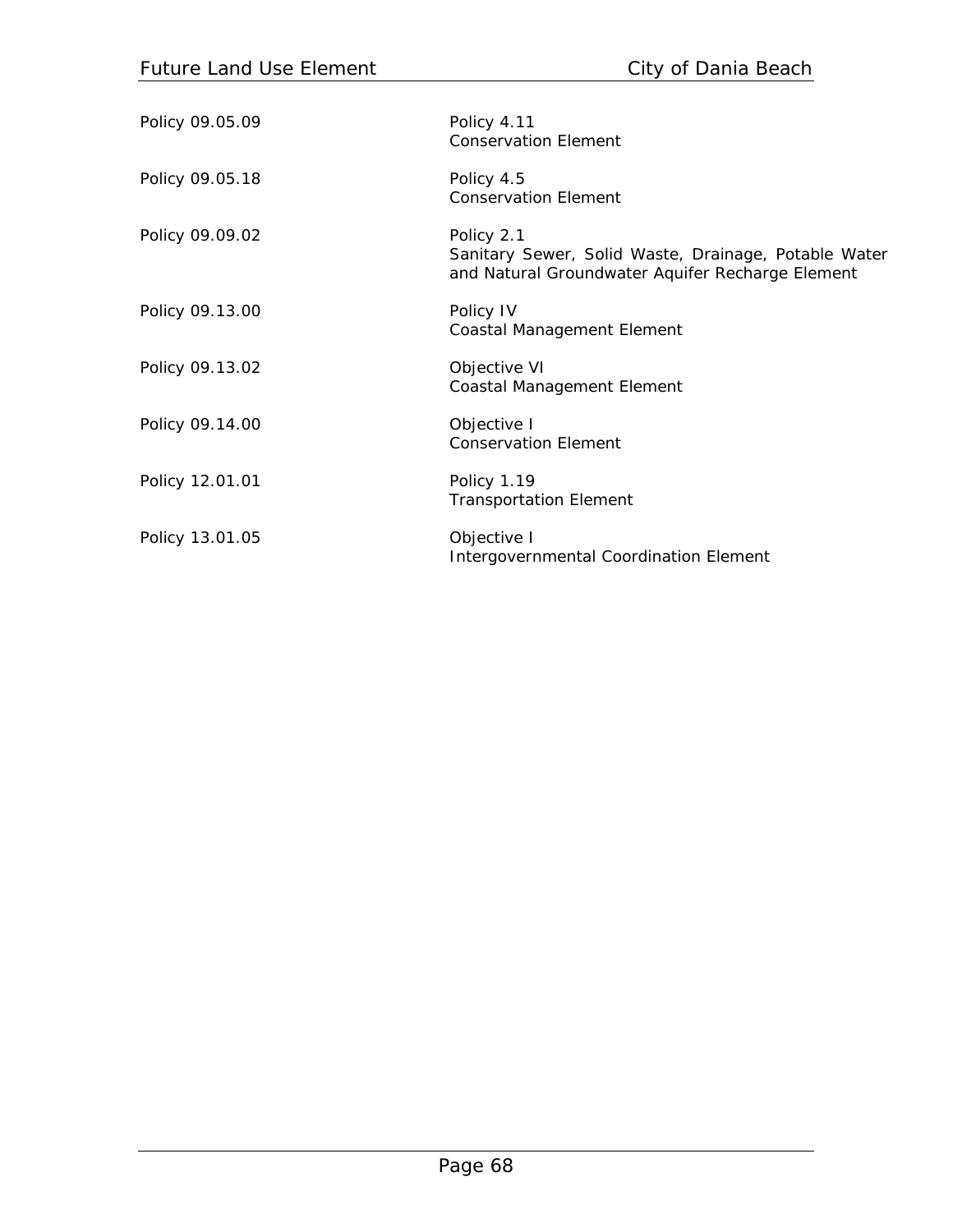| | |
|---|---|
| Policy 09.05.09 | Policy 4.11<br>Conservation Element |
| Policy 09.05.18 | Policy 4.5<br>Conservation Element |
| Policy 09.09.02 | Policy 2.1<br>Sanitary Sewer, Solid Waste, Drainage, Potable Water and Natural Groundwater Aquifer Recharge Element |
| Policy 09.13.00 | Policy IV<br>Coastal Management Element |
| Policy 09.13.02 | Objective VI<br>Coastal Management Element |
| Policy 09.14.00 | Objective I<br>Conservation Element |
| Policy 12.01.01 | Policy 1.19<br>Transportation Element |
| Policy 13.01.05 | Objective I<br>Intergovernmental Coordination Element |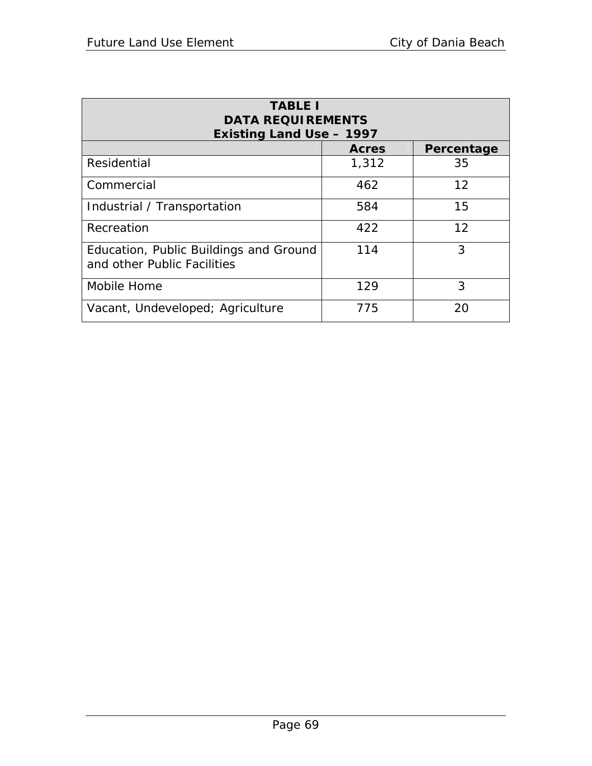| TABLE I<br>DATA REQUIREMENTS<br>Existing Land Use – 1997 | | |
|---|---|---|
| | **Acres** | **Percentage** |
| Residential | 1,312 | 35 |
| Commercial | 462 | 12 |
| Industrial / Transportation | 584 | 15 |
| Recreation | 422 | 12 |
| Education, Public Buildings and Ground and other Public Facilities | 114 | 3 |
| Mobile Home | 129 | 3 |
| Vacant, Undeveloped; Agriculture | 775 | 20 |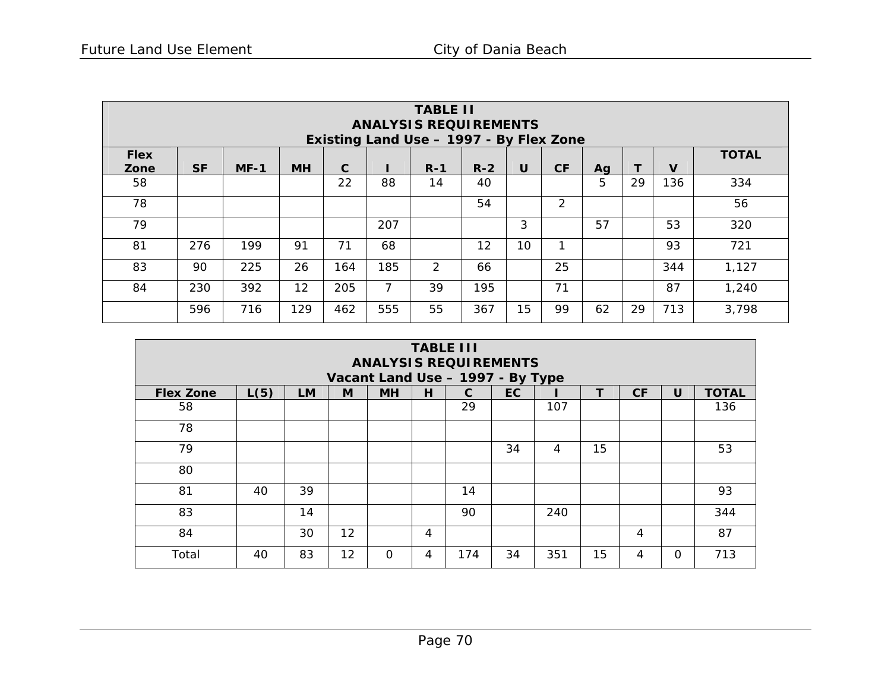| TABLE II<br>ANALYSIS REQUIREMENTS<br>Existing Land Use – 1997 - By Flex Zone | | | | | | | | | | | | | |
|---|---|---|---|---|---|---|---|---|---|---|---|---|---|
| **Flex Zone** | **SF** | **MF-1** | **MH** | **C** | **I** | **R-1** | **R-2** | **U** | **CF** | **Ag** | **T** | **V** | **TOTAL** |
| 58 | | | | 22 | 88 | 14 | 40 | | | 5 | 29 | 136 | 334 |
| 78 | | | | | | | 54 | | 2 | | | | 56 |
| 79 | | | | | 207 | | | 3 | | 57 | | 53 | 320 |
| 81 | 276 | 199 | 91 | 71 | 68 | | 12 | 10 | 1 | | | 93 | 721 |
| 83 | 90 | 225 | 26 | 164 | 185 | 2 | 66 | | 25 | | | 344 | 1,127 |
| 84 | 230 | 392 | 12 | 205 | 7 | 39 | 195 | | 71 | | | 87 | 1,240 |
| | 596 | 716 | 129 | 462 | 555 | 55 | 367 | 15 | 99 | 62 | 29 | 713 | 3,798 |

| TABLE III<br>ANALYSIS REQUIREMENTS<br>Vacant Land Use – 1997 - By Type | | | | | | | | | | | | |
|---|---|---|---|---|---|---|---|---|---|---|---|---|
| **Flex Zone** | **L(5)** | **LM** | **M** | **MH** | **H** | **C** | **EC** | **I** | **T** | **CF** | **U** | **TOTAL** |
| 58 | | | | | | 29 | | 107 | | | | 136 |
| 78 | | | | | | | | | | | | |
| 79 | | | | | | | 34 | 4 | 15 | | | 53 |
| 80 | | | | | | | | | | | | |
| 81 | 40 | 39 | | | | 14 | | | | | | 93 |
| 83 | | 14 | | | | 90 | | 240 | | | | 344 |
| 84 | | 30 | 12 | | 4 | | | | | 4 | | 87 |
| Total | 40 | 83 | 12 | 0 | 4 | 174 | 34 | 351 | 15 | 4 | 0 | 713 |